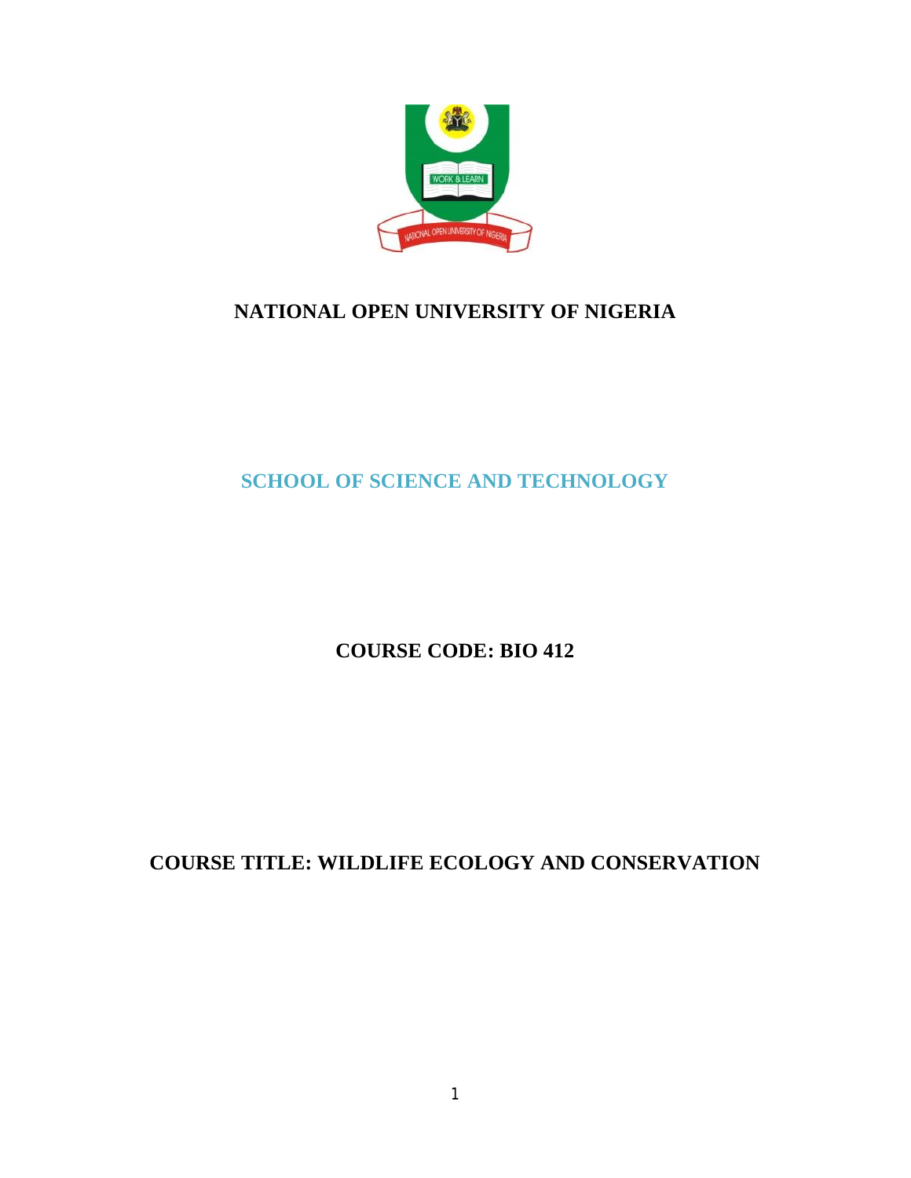# NATIONAL OPEN UNIVERSITY OF NIGERIA

## SCHOOL OF SCIENCE AND TECHNOLOGY

**COURSE CODE: BIO 412**

**COURSE TITLE: WILDLIFE ECOLOGY AND CONSERVATION**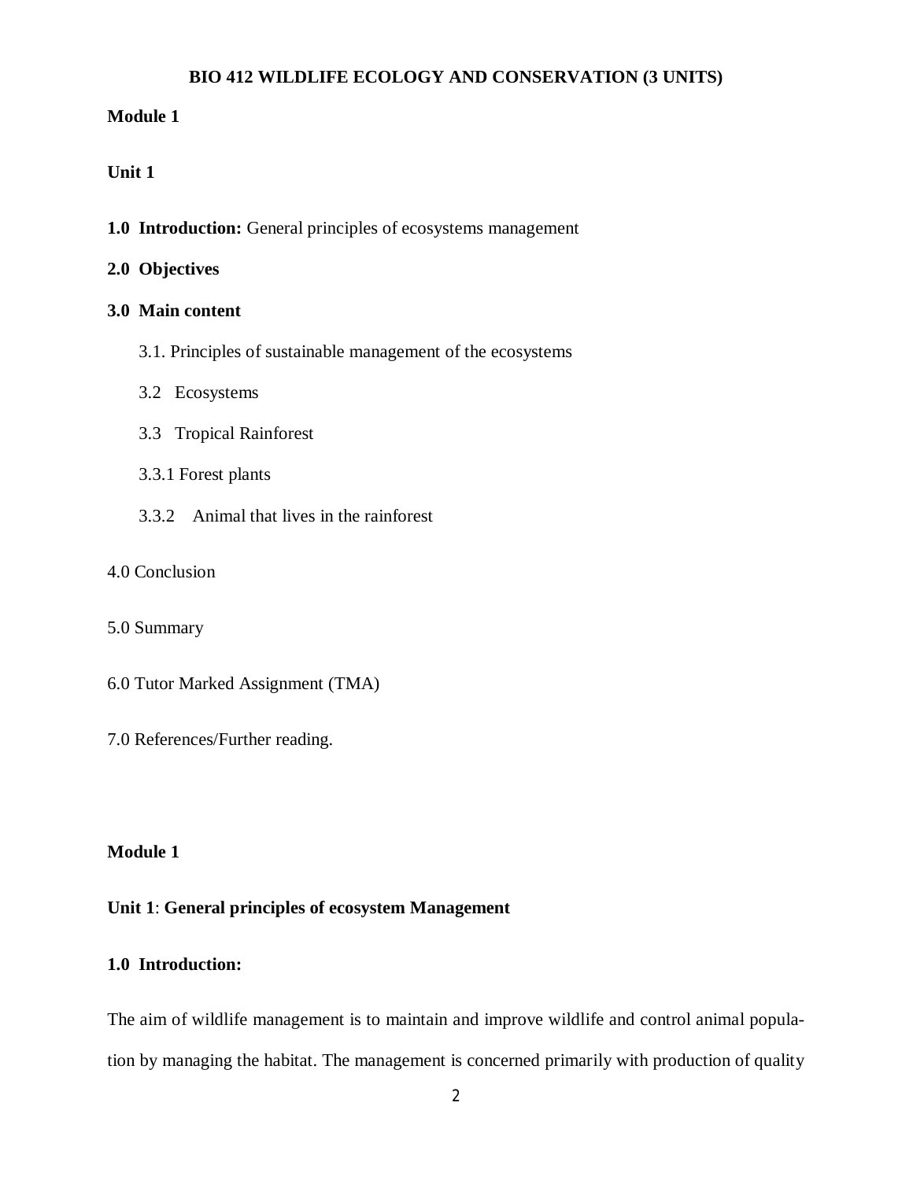# BIO 412 WILDLIFE ECOLOGY AND CONSERVATION (3 UNITS)

**Module 1**

**Unit 1**

**1.0 Introduction:** General principles of ecosystems management

**2.0 Objectives**

**3.0 Main content**

3.1. Principles of sustainable management of the ecosystems

3.2 Ecosystems

3.3 Tropical Rainforest

3.3.1 Forest plants

3.3.2 Animal that lives in the rainforest

4.0 Conclusion

5.0 Summary

6.0 Tutor Marked Assignment (TMA)

7.0 References/Further reading.

**Module 1**

**Unit 1**: **General principles of ecosystem Management**

**1.0 Introduction:**

The aim of wildlife management is to maintain and improve wildlife and control animal population by managing the habitat. The management is concerned primarily with production of quality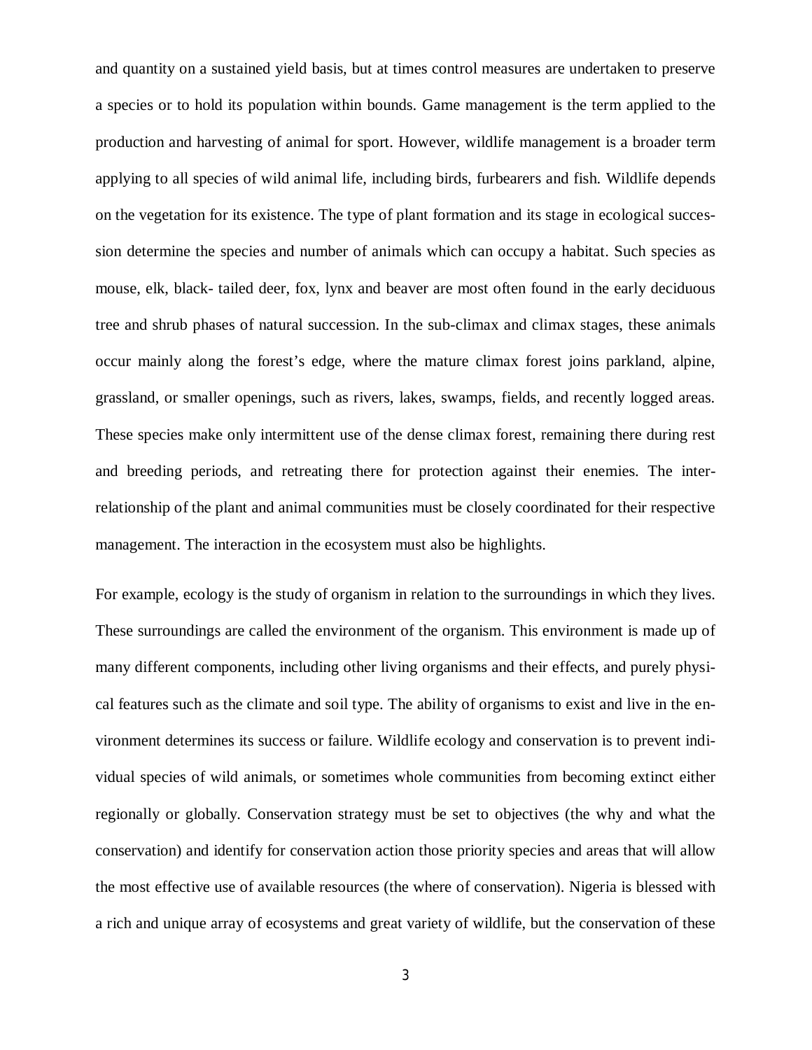and quantity on a sustained yield basis, but at times control measures are undertaken to preserve a species or to hold its population within bounds. Game management is the term applied to the production and harvesting of animal for sport. However, wildlife management is a broader term applying to all species of wild animal life, including birds, furbearers and fish. Wildlife depends on the vegetation for its existence. The type of plant formation and its stage in ecological succession determine the species and number of animals which can occupy a habitat. Such species as mouse, elk, black- tailed deer, fox, lynx and beaver are most often found in the early deciduous tree and shrub phases of natural succession. In the sub-climax and climax stages, these animals occur mainly along the forest's edge, where the mature climax forest joins parkland, alpine, grassland, or smaller openings, such as rivers, lakes, swamps, fields, and recently logged areas. These species make only intermittent use of the dense climax forest, remaining there during rest and breeding periods, and retreating there for protection against their enemies. The inter-relationship of the plant and animal communities must be closely coordinated for their respective management. The interaction in the ecosystem must also be highlights.

For example, ecology is the study of organism in relation to the surroundings in which they lives. These surroundings are called the environment of the organism. This environment is made up of many different components, including other living organisms and their effects, and purely physical features such as the climate and soil type. The ability of organisms to exist and live in the environment determines its success or failure. Wildlife ecology and conservation is to prevent individual species of wild animals, or sometimes whole communities from becoming extinct either regionally or globally. Conservation strategy must be set to objectives (the why and what the conservation) and identify for conservation action those priority species and areas that will allow the most effective use of available resources (the where of conservation). Nigeria is blessed with a rich and unique array of ecosystems and great variety of wildlife, but the conservation of these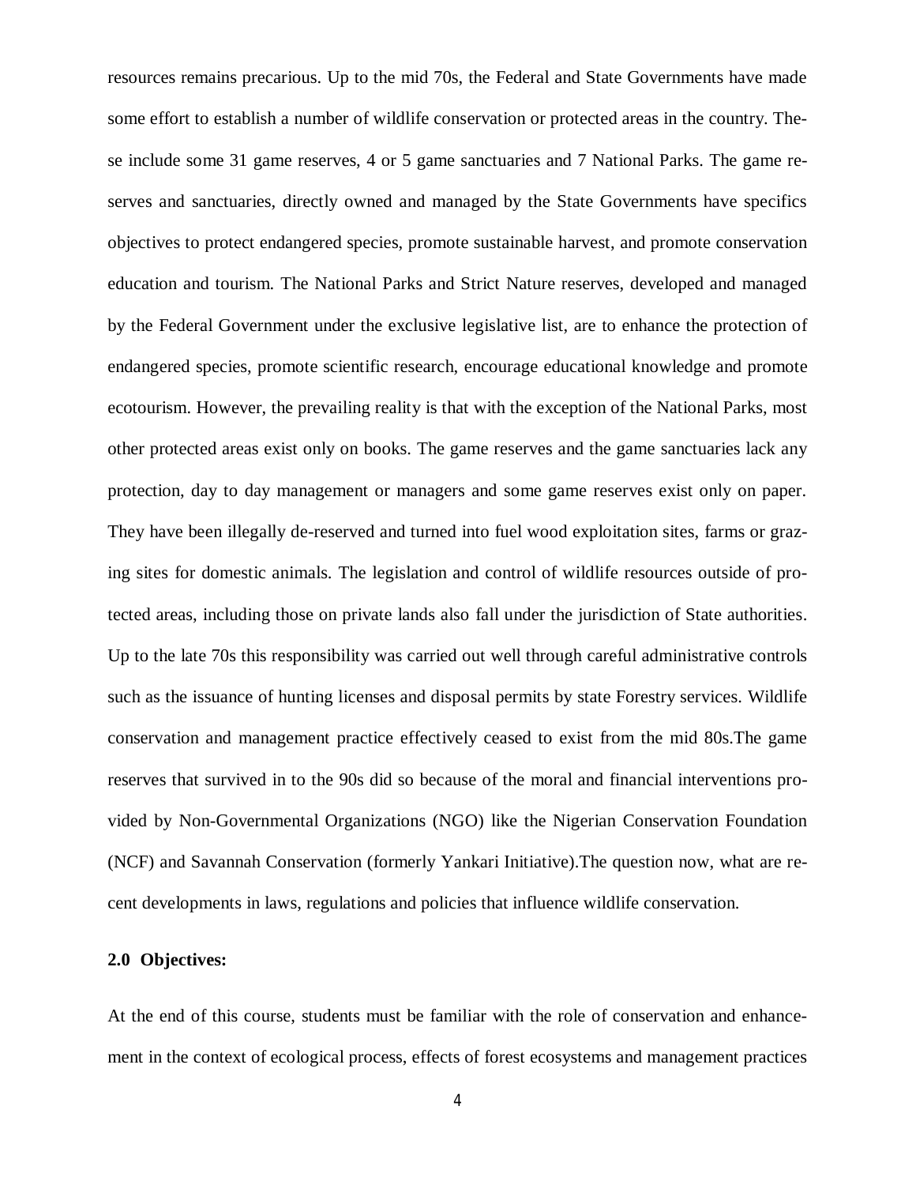resources remains precarious. Up to the mid 70s, the Federal and State Governments have made some effort to establish a number of wildlife conservation or protected areas in the country. These include some 31 game reserves, 4 or 5 game sanctuaries and 7 National Parks. The game reserves and sanctuaries, directly owned and managed by the State Governments have specifics objectives to protect endangered species, promote sustainable harvest, and promote conservation education and tourism. The National Parks and Strict Nature reserves, developed and managed by the Federal Government under the exclusive legislative list, are to enhance the protection of endangered species, promote scientific research, encourage educational knowledge and promote ecotourism. However, the prevailing reality is that with the exception of the National Parks, most other protected areas exist only on books. The game reserves and the game sanctuaries lack any protection, day to day management or managers and some game reserves exist only on paper. They have been illegally de-reserved and turned into fuel wood exploitation sites, farms or grazing sites for domestic animals. The legislation and control of wildlife resources outside of protected areas, including those on private lands also fall under the jurisdiction of State authorities. Up to the late 70s this responsibility was carried out well through careful administrative controls such as the issuance of hunting licenses and disposal permits by state Forestry services. Wildlife conservation and management practice effectively ceased to exist from the mid 80s.The game reserves that survived in to the 90s did so because of the moral and financial interventions provided by Non-Governmental Organizations (NGO) like the Nigerian Conservation Foundation (NCF) and Savannah Conservation (formerly Yankari Initiative).The question now, what are recent developments in laws, regulations and policies that influence wildlife conservation.

## 2.0 Objectives:

At the end of this course, students must be familiar with the role of conservation and enhancement in the context of ecological process, effects of forest ecosystems and management practices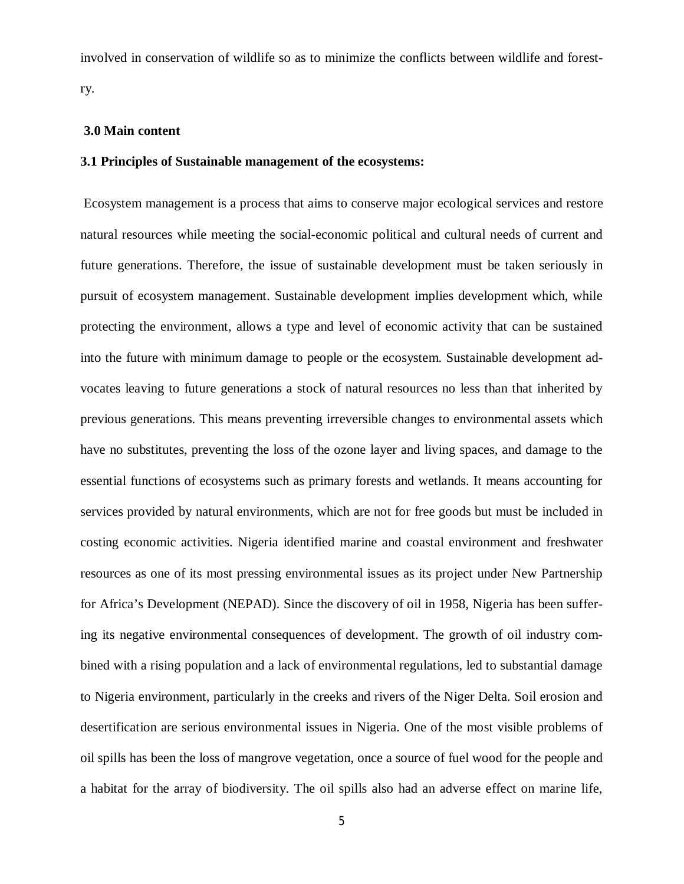involved in conservation of wildlife so as to minimize the conflicts between wildlife and forestry.

## 3.0 Main content

### 3.1 Principles of Sustainable management of the ecosystems:

Ecosystem management is a process that aims to conserve major ecological services and restore natural resources while meeting the social-economic political and cultural needs of current and future generations. Therefore, the issue of sustainable development must be taken seriously in pursuit of ecosystem management. Sustainable development implies development which, while protecting the environment, allows a type and level of economic activity that can be sustained into the future with minimum damage to people or the ecosystem. Sustainable development advocates leaving to future generations a stock of natural resources no less than that inherited by previous generations. This means preventing irreversible changes to environmental assets which have no substitutes, preventing the loss of the ozone layer and living spaces, and damage to the essential functions of ecosystems such as primary forests and wetlands. It means accounting for services provided by natural environments, which are not for free goods but must be included in costing economic activities. Nigeria identified marine and coastal environment and freshwater resources as one of its most pressing environmental issues as its project under New Partnership for Africa's Development (NEPAD). Since the discovery of oil in 1958, Nigeria has been suffering its negative environmental consequences of development. The growth of oil industry combined with a rising population and a lack of environmental regulations, led to substantial damage to Nigeria environment, particularly in the creeks and rivers of the Niger Delta. Soil erosion and desertification are serious environmental issues in Nigeria. One of the most visible problems of oil spills has been the loss of mangrove vegetation, once a source of fuel wood for the people and a habitat for the array of biodiversity. The oil spills also had an adverse effect on marine life,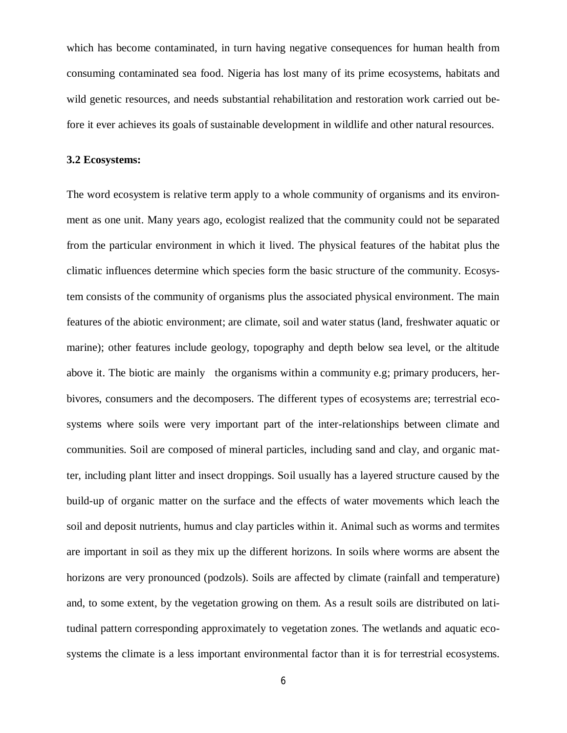which has become contaminated, in turn having negative consequences for human health from consuming contaminated sea food. Nigeria has lost many of its prime ecosystems, habitats and wild genetic resources, and needs substantial rehabilitation and restoration work carried out before it ever achieves its goals of sustainable development in wildlife and other natural resources.

**3.2 Ecosystems:**

The word ecosystem is relative term apply to a whole community of organisms and its environment as one unit. Many years ago, ecologist realized that the community could not be separated from the particular environment in which it lived. The physical features of the habitat plus the climatic influences determine which species form the basic structure of the community. Ecosystem consists of the community of organisms plus the associated physical environment. The main features of the abiotic environment; are climate, soil and water status (land, freshwater aquatic or marine); other features include geology, topography and depth below sea level, or the altitude above it. The biotic are mainly the organisms within a community e.g; primary producers, herbivores, consumers and the decomposers. The different types of ecosystems are; terrestrial ecosystems where soils were very important part of the inter-relationships between climate and communities. Soil are composed of mineral particles, including sand and clay, and organic matter, including plant litter and insect droppings. Soil usually has a layered structure caused by the build-up of organic matter on the surface and the effects of water movements which leach the soil and deposit nutrients, humus and clay particles within it. Animal such as worms and termites are important in soil as they mix up the different horizons. In soils where worms are absent the horizons are very pronounced (podzols). Soils are affected by climate (rainfall and temperature) and, to some extent, by the vegetation growing on them. As a result soils are distributed on latitudinal pattern corresponding approximately to vegetation zones. The wetlands and aquatic ecosystems the climate is a less important environmental factor than it is for terrestrial ecosystems.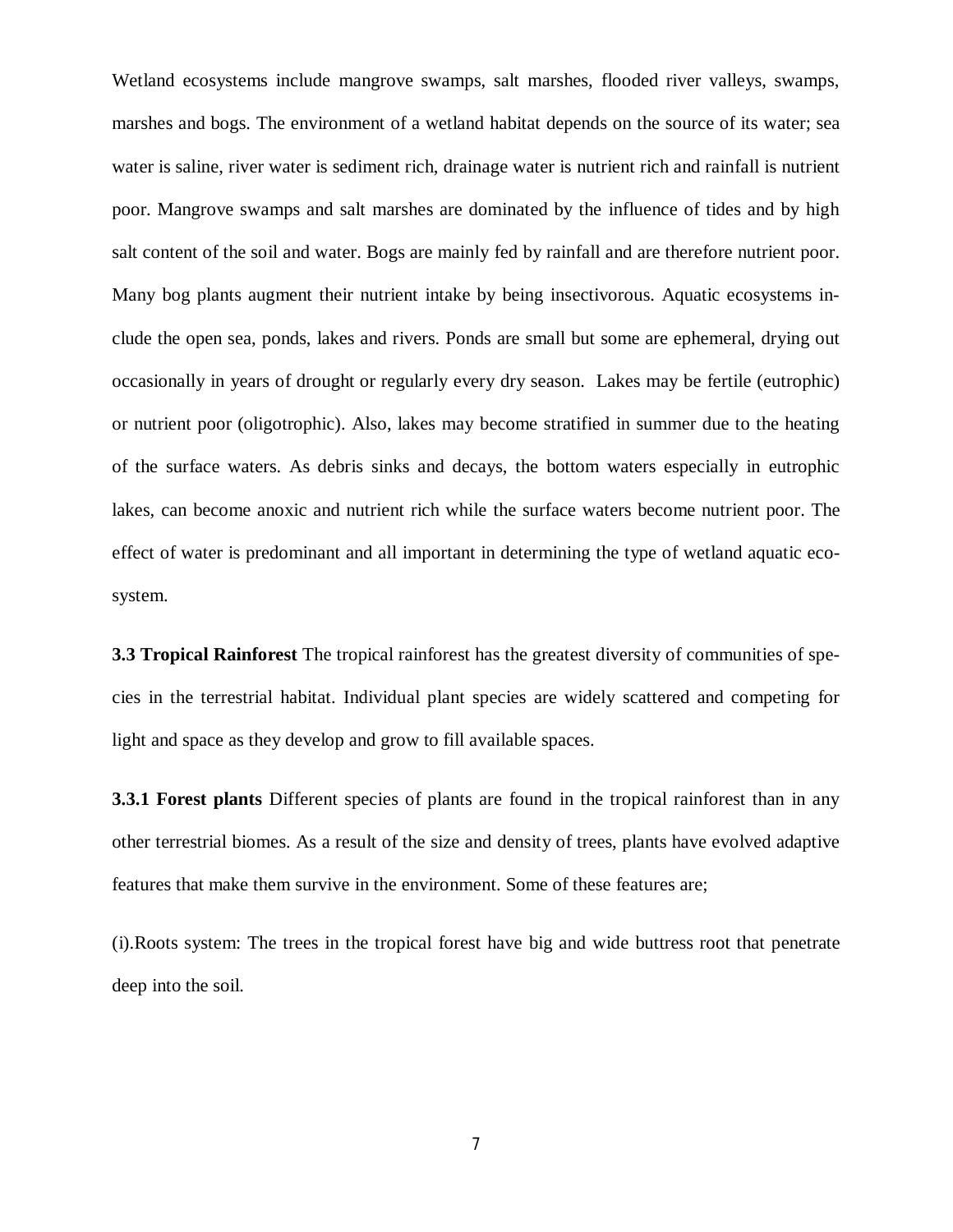Wetland ecosystems include mangrove swamps, salt marshes, flooded river valleys, swamps, marshes and bogs. The environment of a wetland habitat depends on the source of its water; sea water is saline, river water is sediment rich, drainage water is nutrient rich and rainfall is nutrient poor. Mangrove swamps and salt marshes are dominated by the influence of tides and by high salt content of the soil and water. Bogs are mainly fed by rainfall and are therefore nutrient poor. Many bog plants augment their nutrient intake by being insectivorous. Aquatic ecosystems include the open sea, ponds, lakes and rivers. Ponds are small but some are ephemeral, drying out occasionally in years of drought or regularly every dry season. Lakes may be fertile (eutrophic) or nutrient poor (oligotrophic). Also, lakes may become stratified in summer due to the heating of the surface waters. As debris sinks and decays, the bottom waters especially in eutrophic lakes, can become anoxic and nutrient rich while the surface waters become nutrient poor. The effect of water is predominant and all important in determining the type of wetland aquatic ecosystem.

**3.3 Tropical Rainforest** The tropical rainforest has the greatest diversity of communities of species in the terrestrial habitat. Individual plant species are widely scattered and competing for light and space as they develop and grow to fill available spaces.

**3.3.1 Forest plants** Different species of plants are found in the tropical rainforest than in any other terrestrial biomes. As a result of the size and density of trees, plants have evolved adaptive features that make them survive in the environment. Some of these features are;

(i).Roots system: The trees in the tropical forest have big and wide buttress root that penetrate deep into the soil.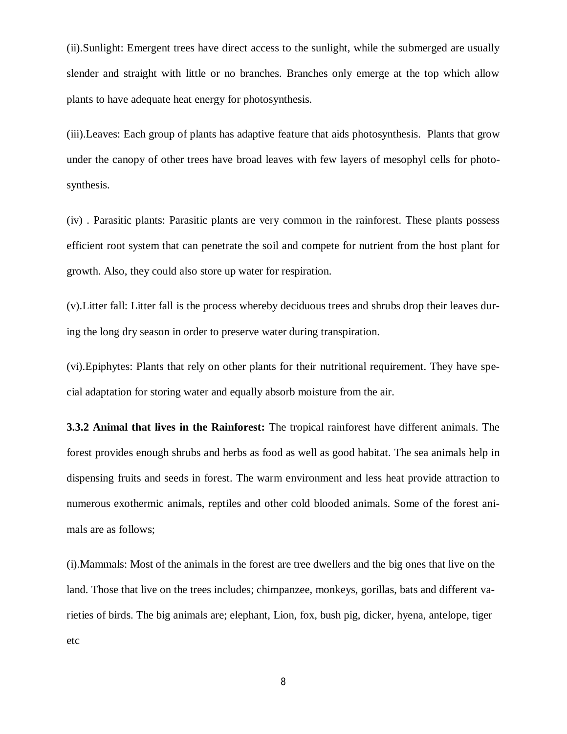(ii).Sunlight: Emergent trees have direct access to the sunlight, while the submerged are usually slender and straight with little or no branches. Branches only emerge at the top which allow plants to have adequate heat energy for photosynthesis.

(iii).Leaves: Each group of plants has adaptive feature that aids photosynthesis. Plants that grow under the canopy of other trees have broad leaves with few layers of mesophyl cells for photosynthesis.

(iv) . Parasitic plants: Parasitic plants are very common in the rainforest. These plants possess efficient root system that can penetrate the soil and compete for nutrient from the host plant for growth. Also, they could also store up water for respiration.

(v).Litter fall: Litter fall is the process whereby deciduous trees and shrubs drop their leaves during the long dry season in order to preserve water during transpiration.

(vi).Epiphytes: Plants that rely on other plants for their nutritional requirement. They have special adaptation for storing water and equally absorb moisture from the air.

**3.3.2 Animal that lives in the Rainforest:** The tropical rainforest have different animals. The forest provides enough shrubs and herbs as food as well as good habitat. The sea animals help in dispensing fruits and seeds in forest. The warm environment and less heat provide attraction to numerous exothermic animals, reptiles and other cold blooded animals. Some of the forest animals are as follows;

(i).Mammals: Most of the animals in the forest are tree dwellers and the big ones that live on the land. Those that live on the trees includes; chimpanzee, monkeys, gorillas, bats and different varieties of birds. The big animals are; elephant, Lion, fox, bush pig, dicker, hyena, antelope, tiger etc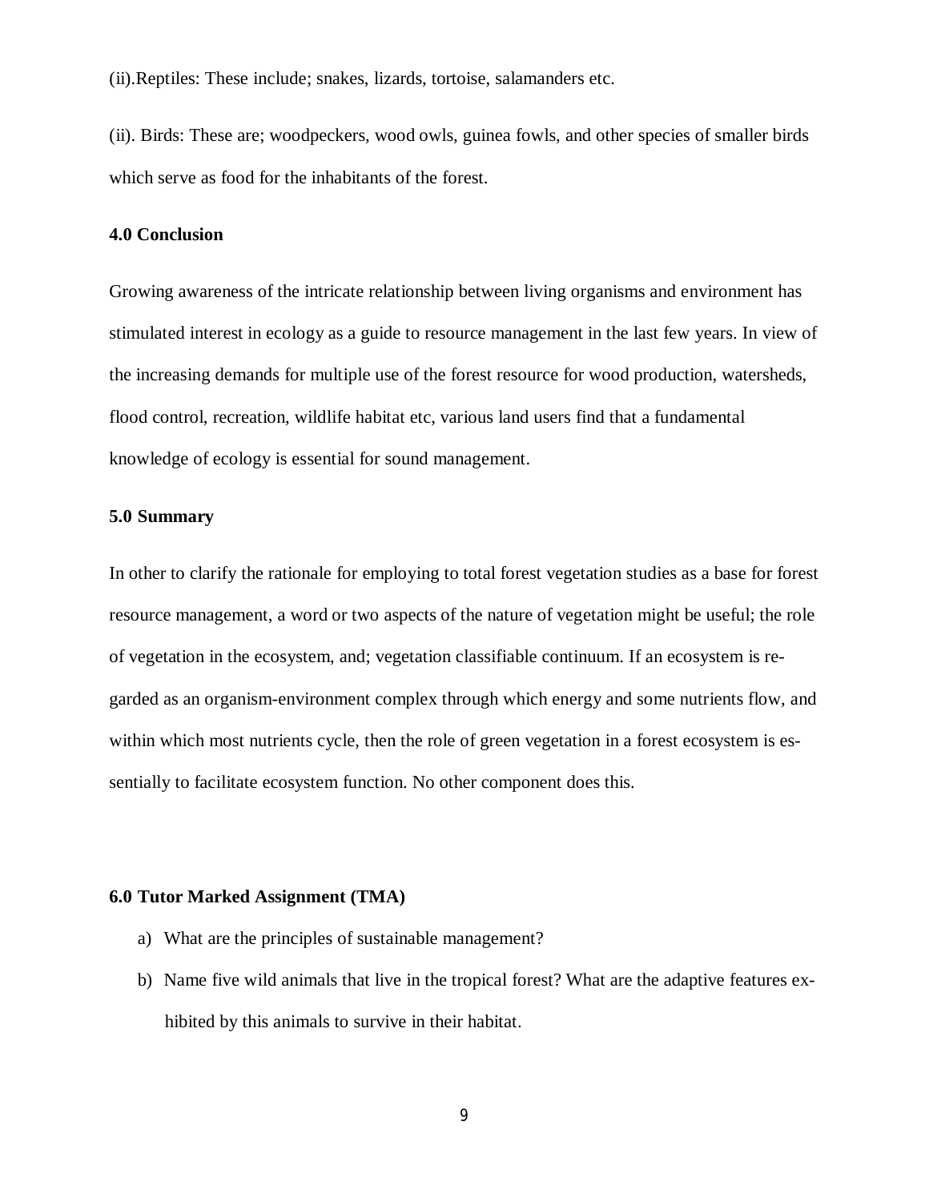(ii).Reptiles: These include; snakes, lizards, tortoise, salamanders etc.

(ii). Birds: These are; woodpeckers, wood owls, guinea fowls, and other species of smaller birds which serve as food for the inhabitants of the forest.

**4.0 Conclusion**

Growing awareness of the intricate relationship between living organisms and environment has stimulated interest in ecology as a guide to resource management in the last few years. In view of the increasing demands for multiple use of the forest resource for wood production, watersheds, flood control, recreation, wildlife habitat etc, various land users find that a fundamental knowledge of ecology is essential for sound management.

**5.0 Summary**

In other to clarify the rationale for employing to total forest vegetation studies as a base for forest resource management, a word or two aspects of the nature of vegetation might be useful; the role of vegetation in the ecosystem, and; vegetation classifiable continuum. If an ecosystem is regarded as an organism-environment complex through which energy and some nutrients flow, and within which most nutrients cycle, then the role of green vegetation in a forest ecosystem is essentially to facilitate ecosystem function. No other component does this.

**6.0 Tutor Marked Assignment (TMA)**

a) What are the principles of sustainable management?

b) Name five wild animals that live in the tropical forest? What are the adaptive features exhibited by this animals to survive in their habitat.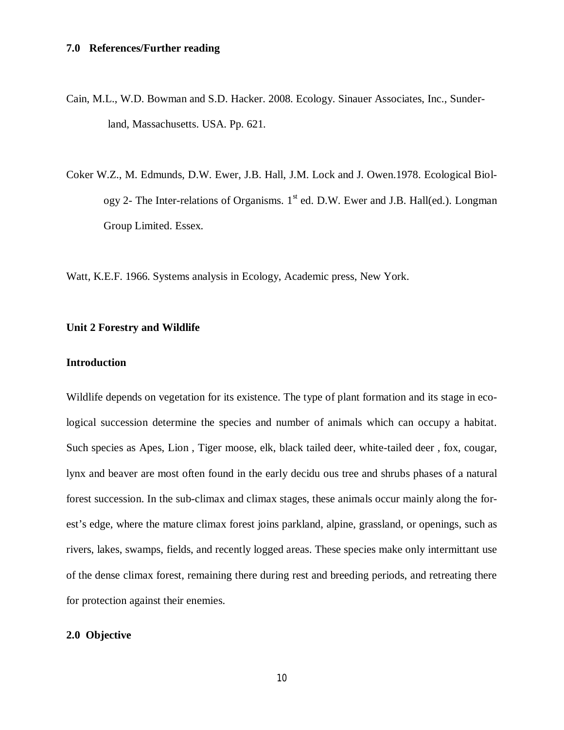### 7.0 References/Further reading

Cain, M.L., W.D. Bowman and S.D. Hacker. 2008. Ecology. Sinauer Associates, Inc., Sunderland, Massachusetts. USA. Pp. 621.

Coker W.Z., M. Edmunds, D.W. Ewer, J.B. Hall, J.M. Lock and J. Owen.1978. Ecological Biology 2- The Inter-relations of Organisms. 1st ed. D.W. Ewer and J.B. Hall(ed.). Longman Group Limited. Essex.

Watt, K.E.F. 1966. Systems analysis in Ecology, Academic press, New York.

## Unit 2 Forestry and Wildlife

### Introduction

Wildlife depends on vegetation for its existence. The type of plant formation and its stage in ecological succession determine the species and number of animals which can occupy a habitat. Such species as Apes, Lion , Tiger moose, elk, black tailed deer, white-tailed deer , fox, cougar, lynx and beaver are most often found in the early decidu ous tree and shrubs phases of a natural forest succession. In the sub-climax and climax stages, these animals occur mainly along the forest's edge, where the mature climax forest joins parkland, alpine, grassland, or openings, such as rivers, lakes, swamps, fields, and recently logged areas. These species make only intermittant use of the dense climax forest, remaining there during rest and breeding periods, and retreating there for protection against their enemies.

### 2.0 Objective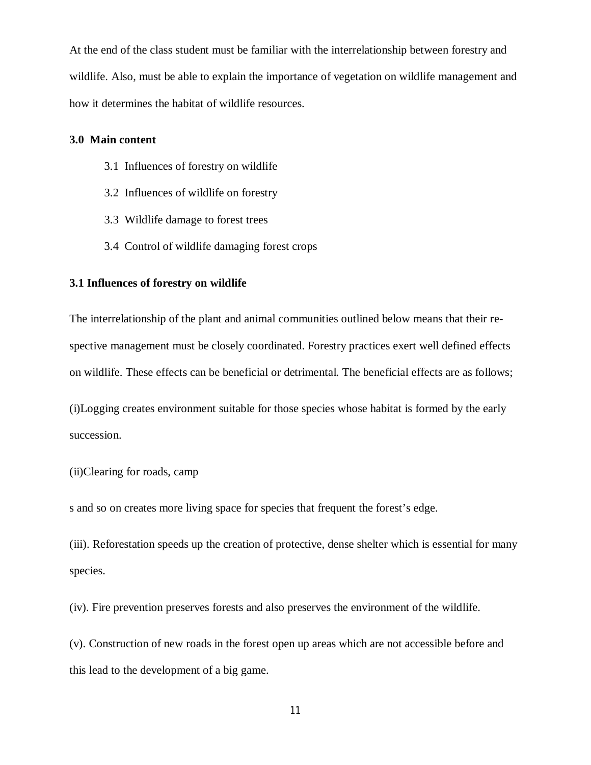At the end of the class student must be familiar with the interrelationship between forestry and wildlife. Also, must be able to explain the importance of vegetation on wildlife management and how it determines the habitat of wildlife resources.

**3.0 Main content**

3.1 Influences of forestry on wildlife

3.2 Influences of wildlife on forestry

3.3 Wildlife damage to forest trees

3.4 Control of wildlife damaging forest crops

**3.1 Influences of forestry on wildlife**

The interrelationship of the plant and animal communities outlined below means that their re-spective management must be closely coordinated. Forestry practices exert well defined effects on wildlife. These effects can be beneficial or detrimental. The beneficial effects are as follows;

(i)Logging creates environment suitable for those species whose habitat is formed by the early succession.

(ii)Clearing for roads, camp

s and so on creates more living space for species that frequent the forest's edge.

(iii). Reforestation speeds up the creation of protective, dense shelter which is essential for many species.

(iv). Fire prevention preserves forests and also preserves the environment of the wildlife.

(v). Construction of new roads in the forest open up areas which are not accessible before and this lead to the development of a big game.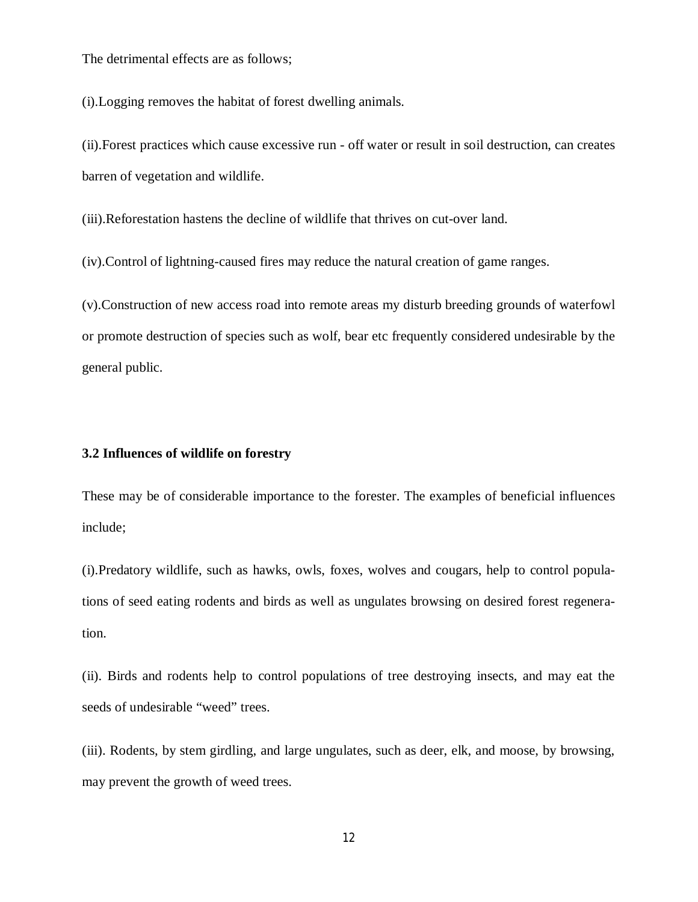The detrimental effects are as follows;

(i).Logging removes the habitat of forest dwelling animals.

(ii).Forest practices which cause excessive run - off water or result in soil destruction, can creates barren of vegetation and wildlife.

(iii).Reforestation hastens the decline of wildlife that thrives on cut-over land.

(iv).Control of lightning-caused fires may reduce the natural creation of game ranges.

(v).Construction of new access road into remote areas my disturb breeding grounds of waterfowl or promote destruction of species such as wolf, bear etc frequently considered undesirable by the general public.

### 3.2 Influences of wildlife on forestry

These may be of considerable importance to the forester. The examples of beneficial influences include;

(i).Predatory wildlife, such as hawks, owls, foxes, wolves and cougars, help to control populations of seed eating rodents and birds as well as ungulates browsing on desired forest regeneration.

(ii). Birds and rodents help to control populations of tree destroying insects, and may eat the seeds of undesirable "weed" trees.

(iii). Rodents, by stem girdling, and large ungulates, such as deer, elk, and moose, by browsing, may prevent the growth of weed trees.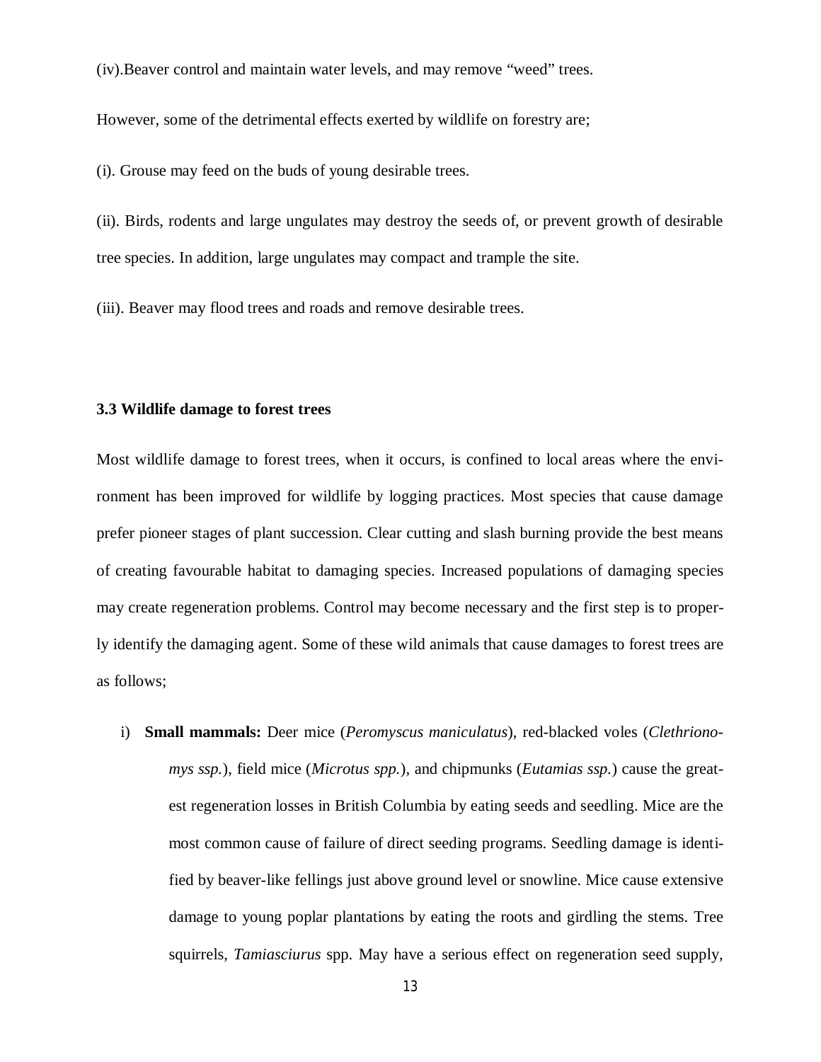(iv).Beaver control and maintain water levels, and may remove "weed" trees.

However, some of the detrimental effects exerted by wildlife on forestry are;

(i). Grouse may feed on the buds of young desirable trees.

(ii). Birds, rodents and large ungulates may destroy the seeds of, or prevent growth of desirable tree species. In addition, large ungulates may compact and trample the site.

(iii). Beaver may flood trees and roads and remove desirable trees.

### 3.3 Wildlife damage to forest trees

Most wildlife damage to forest trees, when it occurs, is confined to local areas where the environment has been improved for wildlife by logging practices. Most species that cause damage prefer pioneer stages of plant succession. Clear cutting and slash burning provide the best means of creating favourable habitat to damaging species. Increased populations of damaging species may create regeneration problems. Control may become necessary and the first step is to properly identify the damaging agent. Some of these wild animals that cause damages to forest trees are as follows;

i) **Small mammals:** Deer mice (*Peromyscus maniculatus*), red-blacked voles (*Clethrionomys ssp.*), field mice (*Microtus spp.*), and chipmunks (*Eutamias ssp.*) cause the greatest regeneration losses in British Columbia by eating seeds and seedling. Mice are the most common cause of failure of direct seeding programs. Seedling damage is identified by beaver-like fellings just above ground level or snowline. Mice cause extensive damage to young poplar plantations by eating the roots and girdling the stems. Tree squirrels, *Tamiasciurus* spp. May have a serious effect on regeneration seed supply,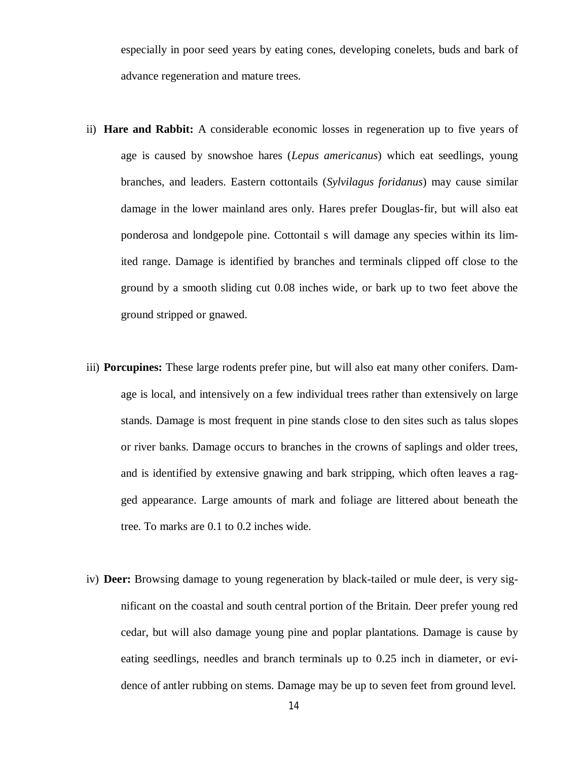especially in poor seed years by eating cones, developing conelets, buds and bark of advance regeneration and mature trees.

ii) **Hare and Rabbit:** A considerable economic losses in regeneration up to five years of age is caused by snowshoe hares (*Lepus americanus*) which eat seedlings, young branches, and leaders. Eastern cottontails (*Sylvilagus foridanus*) may cause similar damage in the lower mainland ares only. Hares prefer Douglas-fir, but will also eat ponderosa and londgepole pine. Cottontail s will damage any species within its limited range. Damage is identified by branches and terminals clipped off close to the ground by a smooth sliding cut 0.08 inches wide, or bark up to two feet above the ground stripped or gnawed.

iii) **Porcupines:** These large rodents prefer pine, but will also eat many other conifers. Damage is local, and intensively on a few individual trees rather than extensively on large stands. Damage is most frequent in pine stands close to den sites such as talus slopes or river banks. Damage occurs to branches in the crowns of saplings and older trees, and is identified by extensive gnawing and bark stripping, which often leaves a ragged appearance. Large amounts of mark and foliage are littered about beneath the tree. To marks are 0.1 to 0.2 inches wide.

iv) **Deer:** Browsing damage to young regeneration by black-tailed or mule deer, is very significant on the coastal and south central portion of the Britain. Deer prefer young red cedar, but will also damage young pine and poplar plantations. Damage is cause by eating seedlings, needles and branch terminals up to 0.25 inch in diameter, or evidence of antler rubbing on stems. Damage may be up to seven feet from ground level.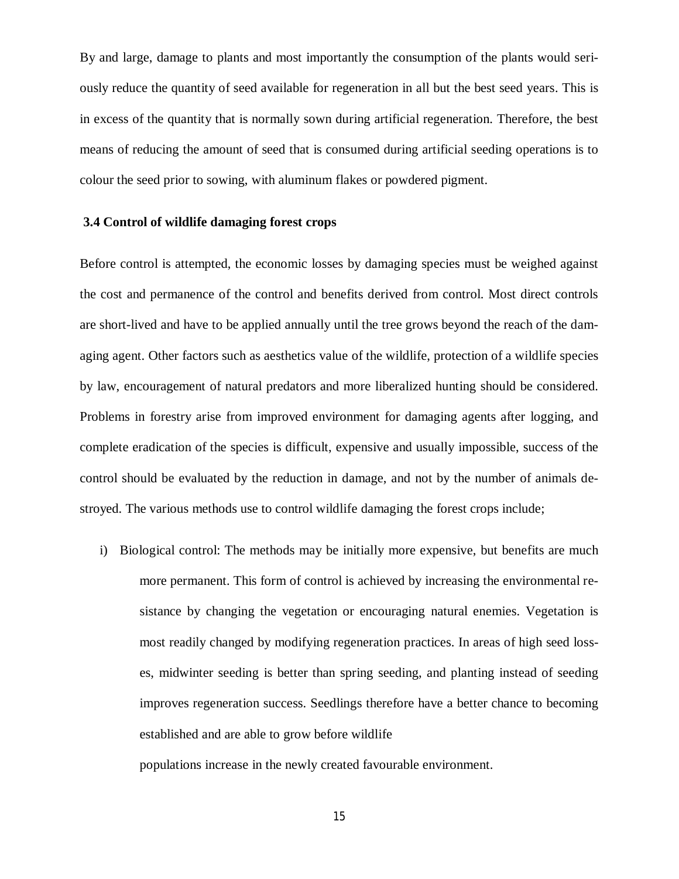By and large, damage to plants and most importantly the consumption of the plants would seriously reduce the quantity of seed available for regeneration in all but the best seed years. This is in excess of the quantity that is normally sown during artificial regeneration. Therefore, the best means of reducing the amount of seed that is consumed during artificial seeding operations is to colour the seed prior to sowing, with aluminum flakes or powdered pigment.

### 3.4 Control of wildlife damaging forest crops

Before control is attempted, the economic losses by damaging species must be weighed against the cost and permanence of the control and benefits derived from control. Most direct controls are short-lived and have to be applied annually until the tree grows beyond the reach of the damaging agent. Other factors such as aesthetics value of the wildlife, protection of a wildlife species by law, encouragement of natural predators and more liberalized hunting should be considered. Problems in forestry arise from improved environment for damaging agents after logging, and complete eradication of the species is difficult, expensive and usually impossible, success of the control should be evaluated by the reduction in damage, and not by the number of animals destroyed. The various methods use to control wildlife damaging the forest crops include;

i) Biological control: The methods may be initially more expensive, but benefits are much more permanent. This form of control is achieved by increasing the environmental resistance by changing the vegetation or encouraging natural enemies. Vegetation is most readily changed by modifying regeneration practices. In areas of high seed losses, midwinter seeding is better than spring seeding, and planting instead of seeding improves regeneration success. Seedlings therefore have a better chance to becoming established and are able to grow before wildlife populations increase in the newly created favourable environment.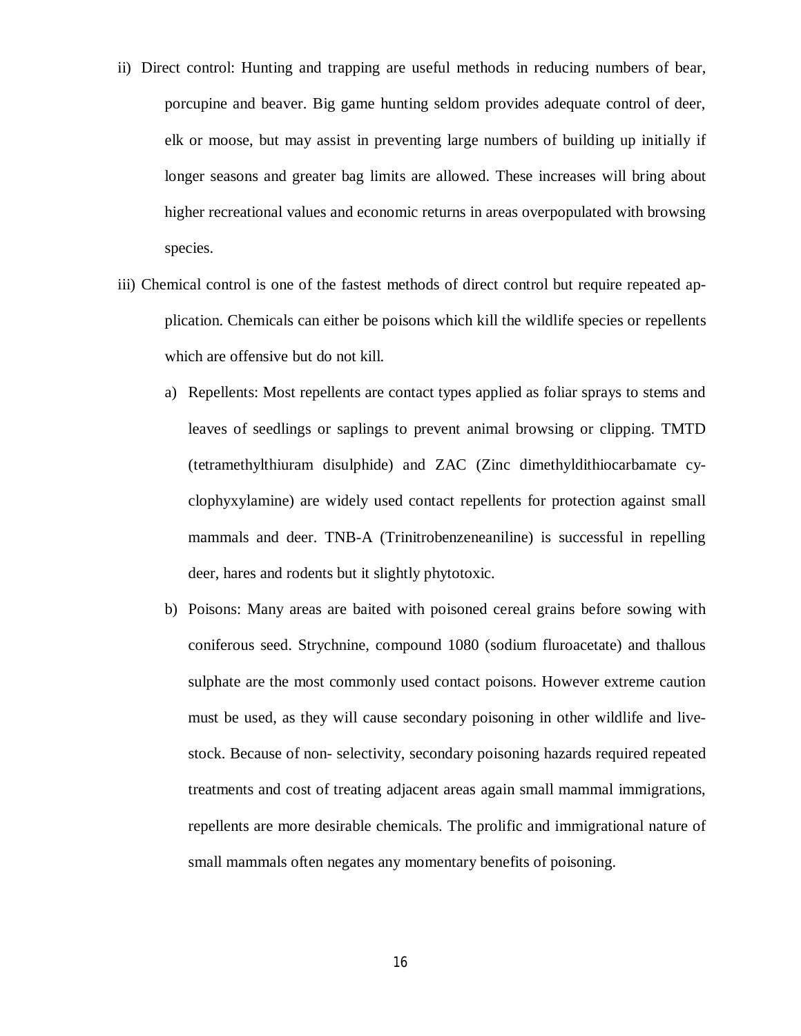ii) Direct control: Hunting and trapping are useful methods in reducing numbers of bear, porcupine and beaver. Big game hunting seldom provides adequate control of deer, elk or moose, but may assist in preventing large numbers of building up initially if longer seasons and greater bag limits are allowed. These increases will bring about higher recreational values and economic returns in areas overpopulated with browsing species.

iii) Chemical control is one of the fastest methods of direct control but require repeated application. Chemicals can either be poisons which kill the wildlife species or repellents which are offensive but do not kill.

a) Repellents: Most repellents are contact types applied as foliar sprays to stems and leaves of seedlings or saplings to prevent animal browsing or clipping. TMTD (tetramethylthiuram disulphide) and ZAC (Zinc dimethyldithiocarbamate cyclophyxylamine) are widely used contact repellents for protection against small mammals and deer. TNB-A (Trinitrobenzeneaniline) is successful in repelling deer, hares and rodents but it slightly phytotoxic.

b) Poisons: Many areas are baited with poisoned cereal grains before sowing with coniferous seed. Strychnine, compound 1080 (sodium fluroacetate) and thallous sulphate are the most commonly used contact poisons. However extreme caution must be used, as they will cause secondary poisoning in other wildlife and livestock. Because of non- selectivity, secondary poisoning hazards required repeated treatments and cost of treating adjacent areas again small mammal immigrations, repellents are more desirable chemicals. The prolific and immigrational nature of small mammals often negates any momentary benefits of poisoning.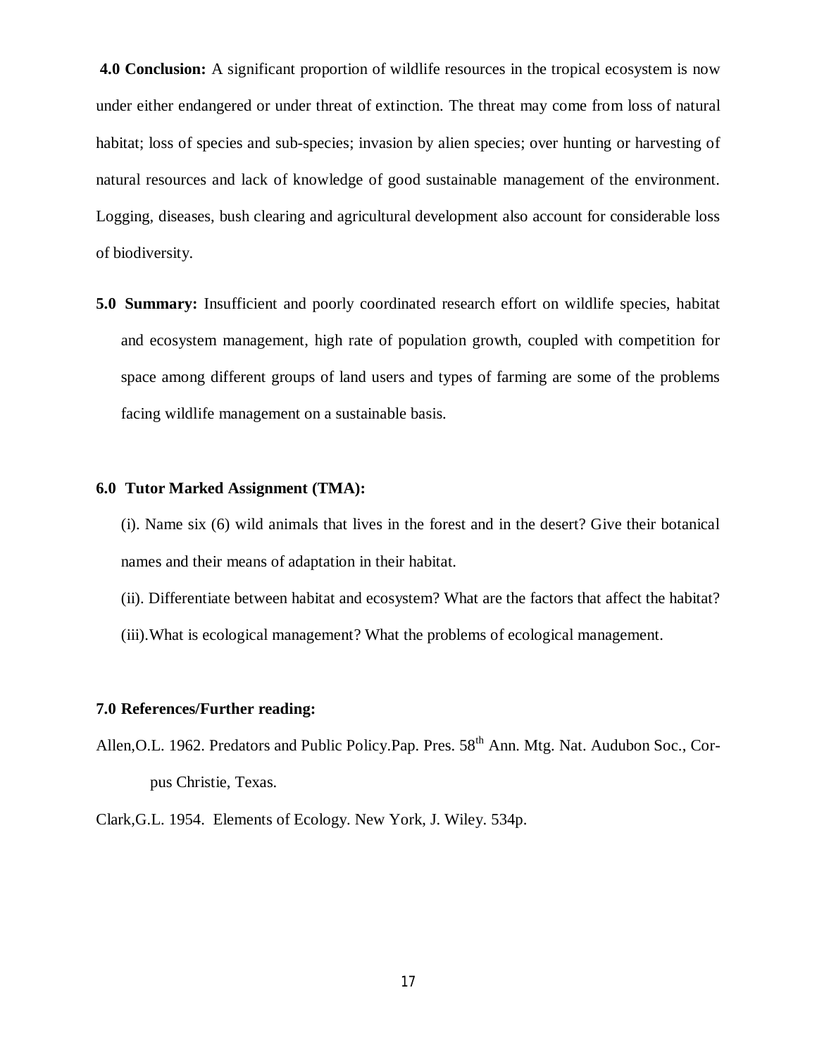**4.0 Conclusion:** A significant proportion of wildlife resources in the tropical ecosystem is now under either endangered or under threat of extinction. The threat may come from loss of natural habitat; loss of species and sub-species; invasion by alien species; over hunting or harvesting of natural resources and lack of knowledge of good sustainable management of the environment. Logging, diseases, bush clearing and agricultural development also account for considerable loss of biodiversity.

**5.0 Summary:** Insufficient and poorly coordinated research effort on wildlife species, habitat and ecosystem management, high rate of population growth, coupled with competition for space among different groups of land users and types of farming are some of the problems facing wildlife management on a sustainable basis.

**6.0 Tutor Marked Assignment (TMA):**

(i). Name six (6) wild animals that lives in the forest and in the desert? Give their botanical names and their means of adaptation in their habitat.

(ii). Differentiate between habitat and ecosystem? What are the factors that affect the habitat?

(iii).What is ecological management? What the problems of ecological management.

**7.0 References/Further reading:**

Allen,O.L. 1962. Predators and Public Policy.Pap. Pres. 58th Ann. Mtg. Nat. Audubon Soc., Corpus Christie, Texas.

Clark,G.L. 1954. Elements of Ecology. New York, J. Wiley. 534p.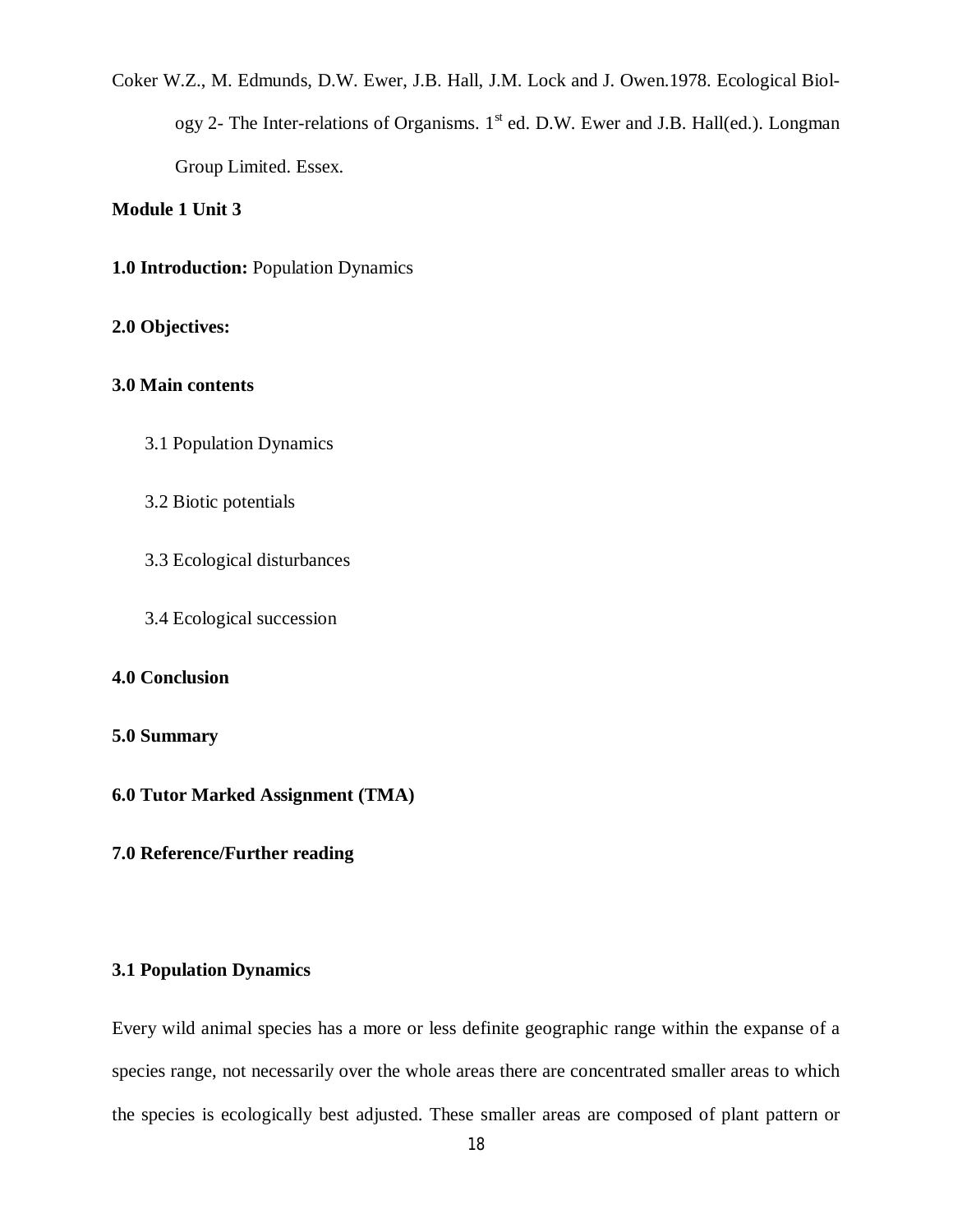Coker W.Z., M. Edmunds, D.W. Ewer, J.B. Hall, J.M. Lock and J. Owen.1978. Ecological Biology 2- The Inter-relations of Organisms. 1st ed. D.W. Ewer and J.B. Hall(ed.). Longman Group Limited. Essex.

**Module 1 Unit 3**

**1.0 Introduction:** Population Dynamics

**2.0 Objectives:**

**3.0 Main contents**

3.1 Population Dynamics

3.2 Biotic potentials

3.3 Ecological disturbances

3.4 Ecological succession

**4.0 Conclusion**

**5.0 Summary**

**6.0 Tutor Marked Assignment (TMA)**

**7.0 Reference/Further reading**

**3.1 Population Dynamics**

Every wild animal species has a more or less definite geographic range within the expanse of a species range, not necessarily over the whole areas there are concentrated smaller areas to which the species is ecologically best adjusted. These smaller areas are composed of plant pattern or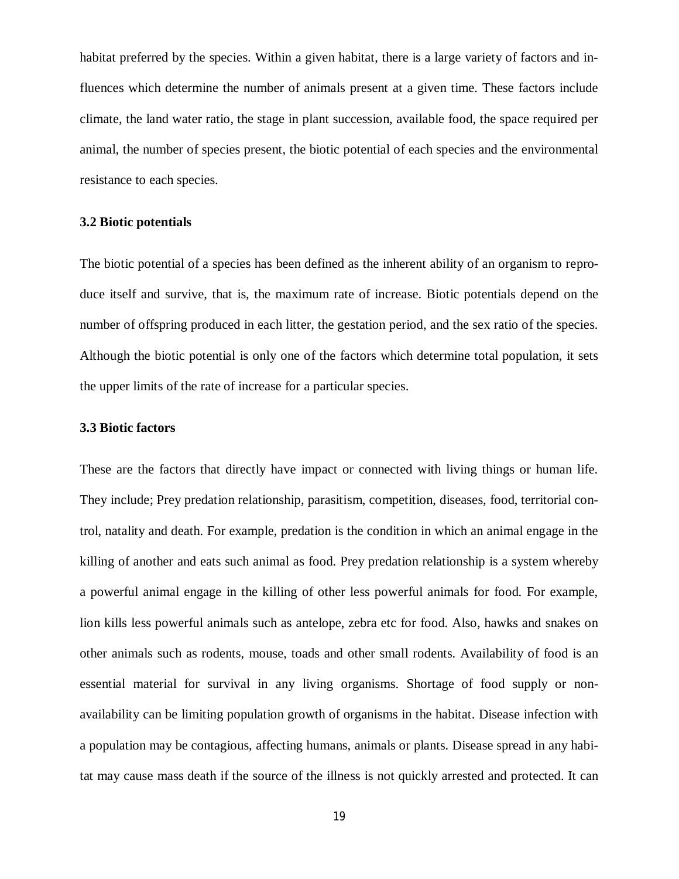habitat preferred by the species. Within a given habitat, there is a large variety of factors and influences which determine the number of animals present at a given time. These factors include climate, the land water ratio, the stage in plant succession, available food, the space required per animal, the number of species present, the biotic potential of each species and the environmental resistance to each species.

### 3.2 Biotic potentials

The biotic potential of a species has been defined as the inherent ability of an organism to reproduce itself and survive, that is, the maximum rate of increase. Biotic potentials depend on the number of offspring produced in each litter, the gestation period, and the sex ratio of the species. Although the biotic potential is only one of the factors which determine total population, it sets the upper limits of the rate of increase for a particular species.

### 3.3 Biotic factors

These are the factors that directly have impact or connected with living things or human life. They include; Prey predation relationship, parasitism, competition, diseases, food, territorial control, natality and death. For example, predation is the condition in which an animal engage in the killing of another and eats such animal as food. Prey predation relationship is a system whereby a powerful animal engage in the killing of other less powerful animals for food. For example, lion kills less powerful animals such as antelope, zebra etc for food. Also, hawks and snakes on other animals such as rodents, mouse, toads and other small rodents. Availability of food is an essential material for survival in any living organisms. Shortage of food supply or non-availability can be limiting population growth of organisms in the habitat. Disease infection with a population may be contagious, affecting humans, animals or plants. Disease spread in any habitat may cause mass death if the source of the illness is not quickly arrested and protected. It can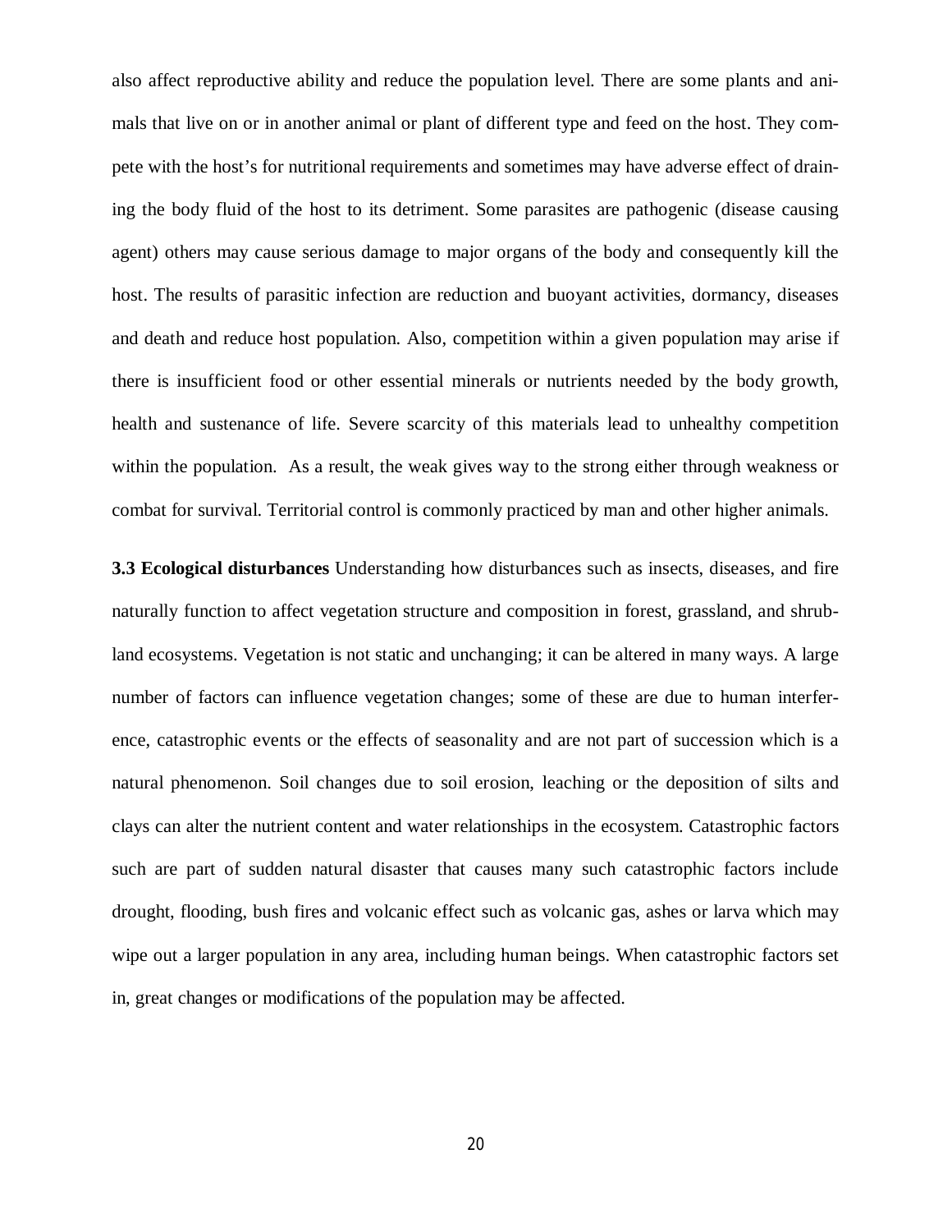also affect reproductive ability and reduce the population level. There are some plants and animals that live on or in another animal or plant of different type and feed on the host. They compete with the host's for nutritional requirements and sometimes may have adverse effect of draining the body fluid of the host to its detriment. Some parasites are pathogenic (disease causing agent) others may cause serious damage to major organs of the body and consequently kill the host. The results of parasitic infection are reduction and buoyant activities, dormancy, diseases and death and reduce host population. Also, competition within a given population may arise if there is insufficient food or other essential minerals or nutrients needed by the body growth, health and sustenance of life. Severe scarcity of this materials lead to unhealthy competition within the population. As a result, the weak gives way to the strong either through weakness or combat for survival. Territorial control is commonly practiced by man and other higher animals.

**3.3 Ecological disturbances** Understanding how disturbances such as insects, diseases, and fire naturally function to affect vegetation structure and composition in forest, grassland, and shrubland ecosystems. Vegetation is not static and unchanging; it can be altered in many ways. A large number of factors can influence vegetation changes; some of these are due to human interference, catastrophic events or the effects of seasonality and are not part of succession which is a natural phenomenon. Soil changes due to soil erosion, leaching or the deposition of silts and clays can alter the nutrient content and water relationships in the ecosystem. Catastrophic factors such are part of sudden natural disaster that causes many such catastrophic factors include drought, flooding, bush fires and volcanic effect such as volcanic gas, ashes or larva which may wipe out a larger population in any area, including human beings. When catastrophic factors set in, great changes or modifications of the population may be affected.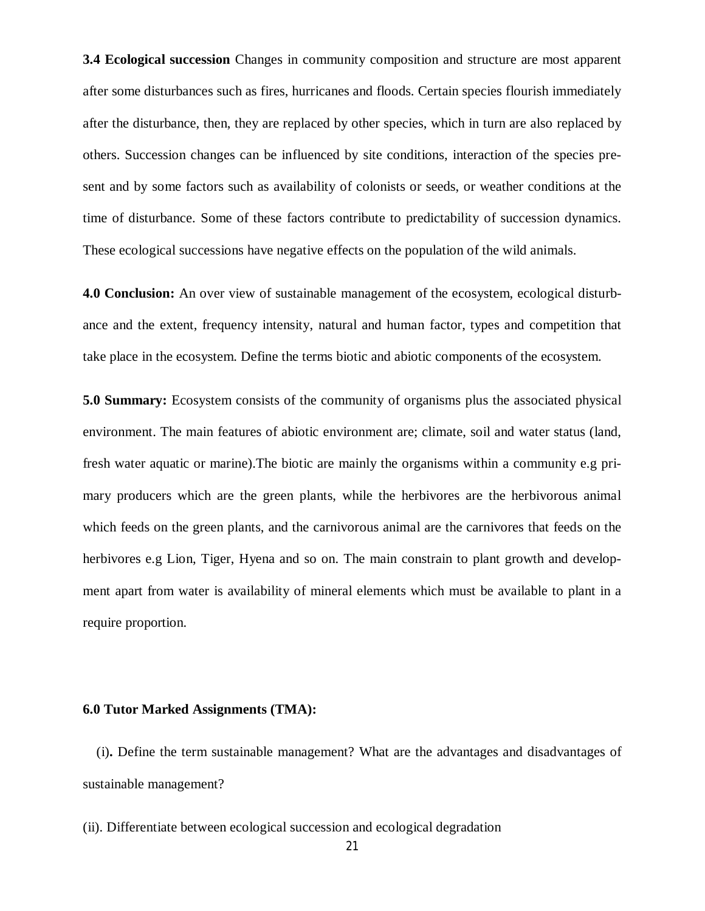**3.4 Ecological succession** Changes in community composition and structure are most apparent after some disturbances such as fires, hurricanes and floods. Certain species flourish immediately after the disturbance, then, they are replaced by other species, which in turn are also replaced by others. Succession changes can be influenced by site conditions, interaction of the species present and by some factors such as availability of colonists or seeds, or weather conditions at the time of disturbance. Some of these factors contribute to predictability of succession dynamics. These ecological successions have negative effects on the population of the wild animals.

**4.0 Conclusion:** An over view of sustainable management of the ecosystem, ecological disturbance and the extent, frequency intensity, natural and human factor, types and competition that take place in the ecosystem. Define the terms biotic and abiotic components of the ecosystem.

**5.0 Summary:** Ecosystem consists of the community of organisms plus the associated physical environment. The main features of abiotic environment are; climate, soil and water status (land, fresh water aquatic or marine).The biotic are mainly the organisms within a community e.g primary producers which are the green plants, while the herbivores are the herbivorous animal which feeds on the green plants, and the carnivorous animal are the carnivores that feeds on the herbivores e.g Lion, Tiger, Hyena and so on. The main constrain to plant growth and development apart from water is availability of mineral elements which must be available to plant in a require proportion.

**6.0 Tutor Marked Assignments (TMA):**

(i)**.** Define the term sustainable management? What are the advantages and disadvantages of sustainable management?

(ii). Differentiate between ecological succession and ecological degradation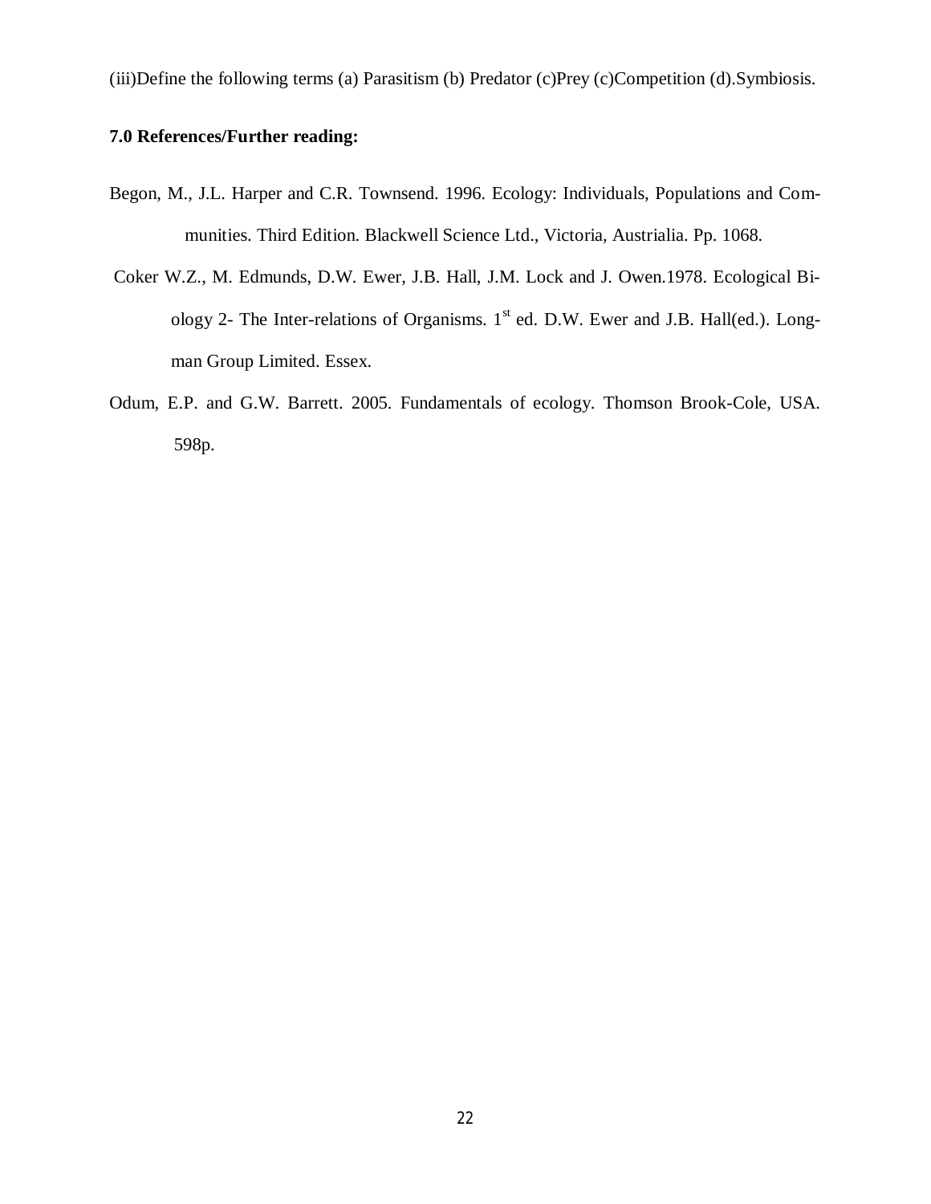(iii)Define the following terms (a) Parasitism (b) Predator (c)Prey (c)Competition (d).Symbiosis.

## 7.0 References/Further reading:

Begon, M., J.L. Harper and C.R. Townsend. 1996. Ecology: Individuals, Populations and Communities. Third Edition. Blackwell Science Ltd., Victoria, Austrialia. Pp. 1068.

Coker W.Z., M. Edmunds, D.W. Ewer, J.B. Hall, J.M. Lock and J. Owen.1978. Ecological Biology 2- The Inter-relations of Organisms. 1st ed. D.W. Ewer and J.B. Hall(ed.). Longman Group Limited. Essex.

Odum, E.P. and G.W. Barrett. 2005. Fundamentals of ecology. Thomson Brook-Cole, USA. 598p.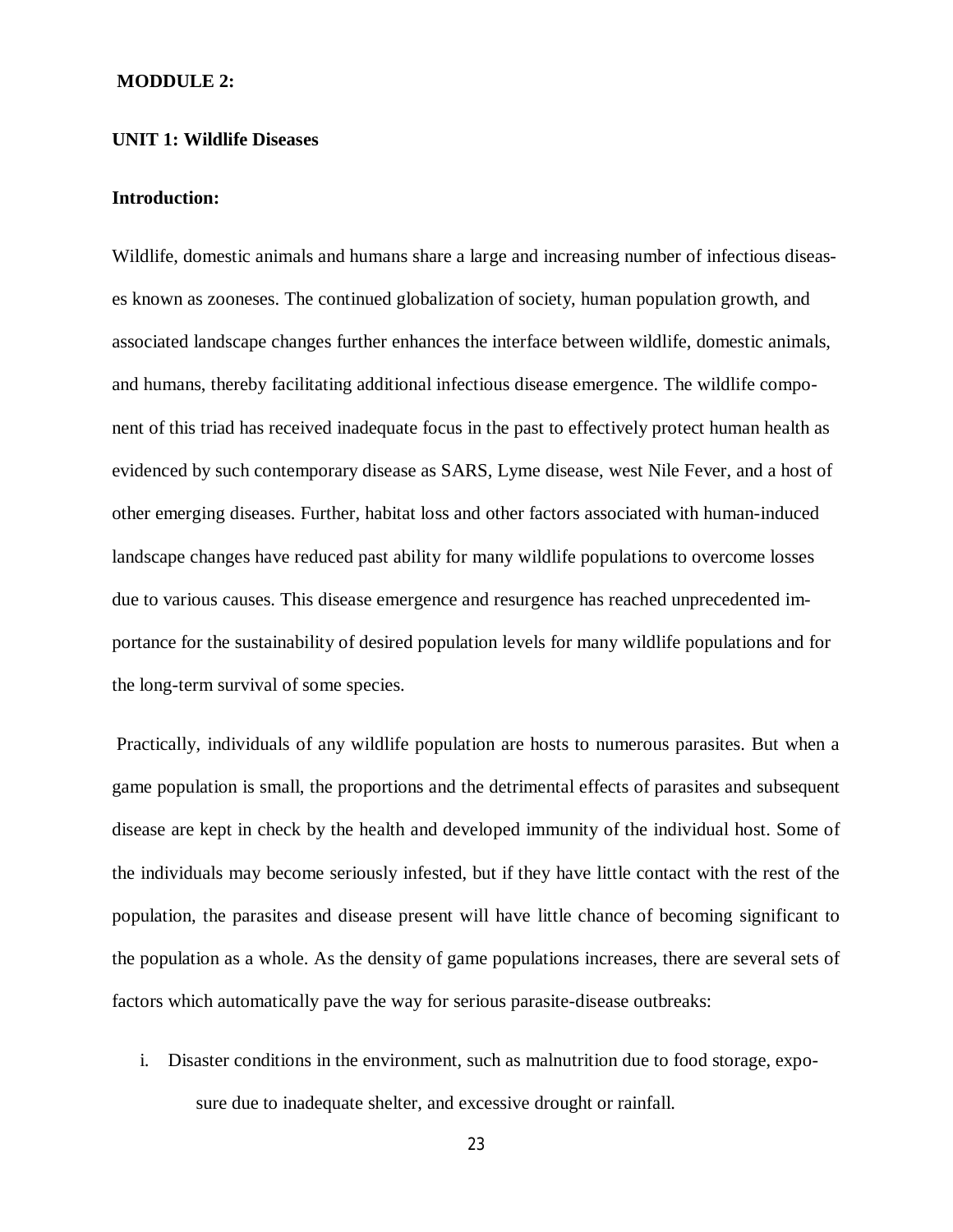**MODDULE 2:**

## UNIT 1: Wildlife Diseases

### Introduction:

Wildlife, domestic animals and humans share a large and increasing number of infectious diseases known as zooneses. The continued globalization of society, human population growth, and associated landscape changes further enhances the interface between wildlife, domestic animals, and humans, thereby facilitating additional infectious disease emergence. The wildlife component of this triad has received inadequate focus in the past to effectively protect human health as evidenced by such contemporary disease as SARS, Lyme disease, west Nile Fever, and a host of other emerging diseases. Further, habitat loss and other factors associated with human-induced landscape changes have reduced past ability for many wildlife populations to overcome losses due to various causes. This disease emergence and resurgence has reached unprecedented importance for the sustainability of desired population levels for many wildlife populations and for the long-term survival of some species.

Practically, individuals of any wildlife population are hosts to numerous parasites. But when a game population is small, the proportions and the detrimental effects of parasites and subsequent disease are kept in check by the health and developed immunity of the individual host. Some of the individuals may become seriously infested, but if they have little contact with the rest of the population, the parasites and disease present will have little chance of becoming significant to the population as a whole. As the density of game populations increases, there are several sets of factors which automatically pave the way for serious parasite-disease outbreaks:

i. Disaster conditions in the environment, such as malnutrition due to food storage, exposure due to inadequate shelter, and excessive drought or rainfall.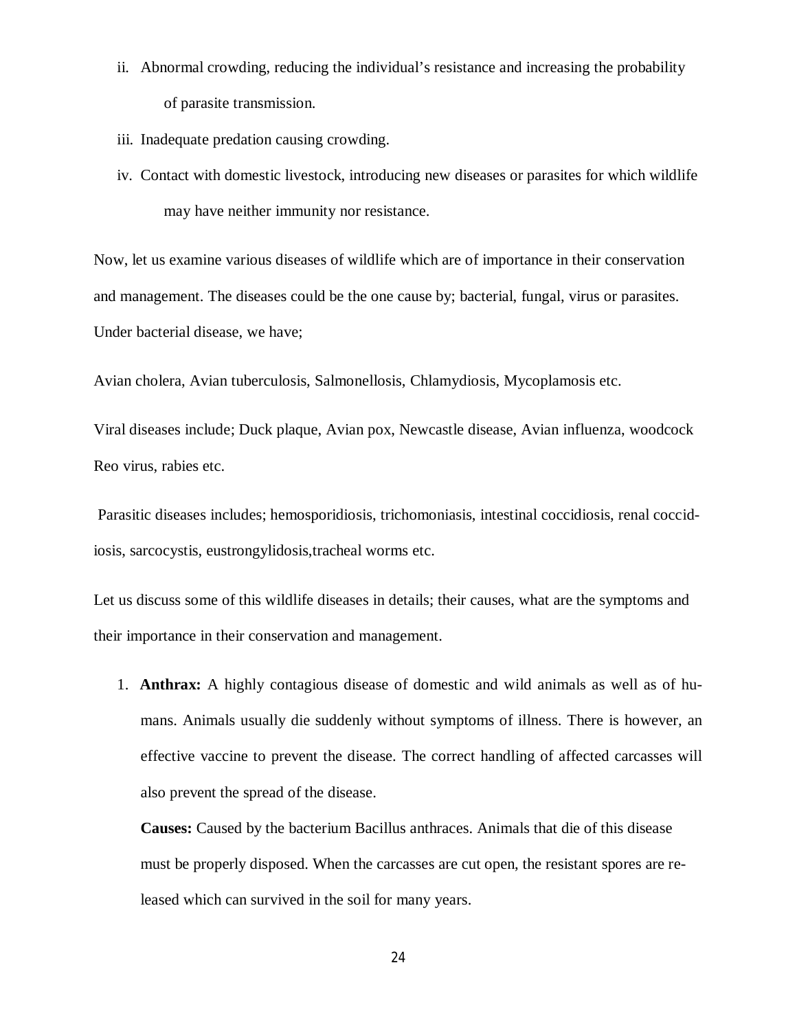ii. Abnormal crowding, reducing the individual's resistance and increasing the probability of parasite transmission.

iii. Inadequate predation causing crowding.

iv. Contact with domestic livestock, introducing new diseases or parasites for which wildlife may have neither immunity nor resistance.

Now, let us examine various diseases of wildlife which are of importance in their conservation and management. The diseases could be the one cause by; bacterial, fungal, virus or parasites. Under bacterial disease, we have;

Avian cholera, Avian tuberculosis, Salmonellosis, Chlamydiosis, Mycoplamosis etc.

Viral diseases include; Duck plaque, Avian pox, Newcastle disease, Avian influenza, woodcock Reo virus, rabies etc.

Parasitic diseases includes; hemosporidiosis, trichomoniasis, intestinal coccidiosis, renal coccidiosis, sarcocystis, eustrongylidosis,tracheal worms etc.

Let us discuss some of this wildlife diseases in details; their causes, what are the symptoms and their importance in their conservation and management.

1. **Anthrax:** A highly contagious disease of domestic and wild animals as well as of humans. Animals usually die suddenly without symptoms of illness. There is however, an effective vaccine to prevent the disease. The correct handling of affected carcasses will also prevent the spread of the disease.

   **Causes:** Caused by the bacterium Bacillus anthraces. Animals that die of this disease must be properly disposed. When the carcasses are cut open, the resistant spores are released which can survived in the soil for many years.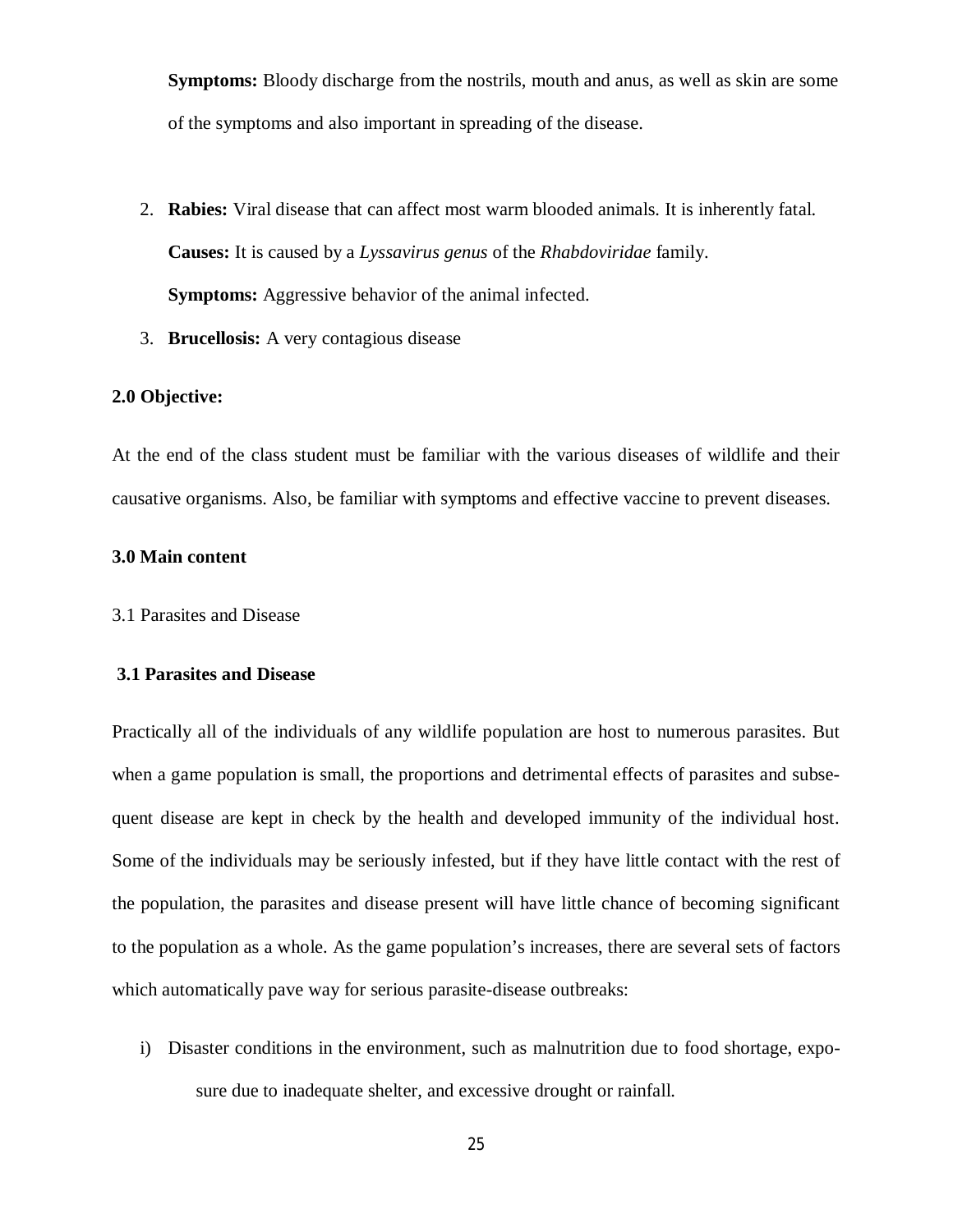**Symptoms:** Bloody discharge from the nostrils, mouth and anus, as well as skin are some of the symptoms and also important in spreading of the disease.

2. **Rabies:** Viral disease that can affect most warm blooded animals. It is inherently fatal.

   **Causes:** It is caused by a *Lyssavirus genus* of the *Rhabdoviridae* family.

   **Symptoms:** Aggressive behavior of the animal infected.

3. **Brucellosis:** A very contagious disease

**2.0 Objective:**

At the end of the class student must be familiar with the various diseases of wildlife and their causative organisms. Also, be familiar with symptoms and effective vaccine to prevent diseases.

**3.0 Main content**

3.1 Parasites and Disease

**3.1 Parasites and Disease**

Practically all of the individuals of any wildlife population are host to numerous parasites. But when a game population is small, the proportions and detrimental effects of parasites and subsequent disease are kept in check by the health and developed immunity of the individual host. Some of the individuals may be seriously infested, but if they have little contact with the rest of the population, the parasites and disease present will have little chance of becoming significant to the population as a whole. As the game population's increases, there are several sets of factors which automatically pave way for serious parasite-disease outbreaks:

i) Disaster conditions in the environment, such as malnutrition due to food shortage, exposure due to inadequate shelter, and excessive drought or rainfall.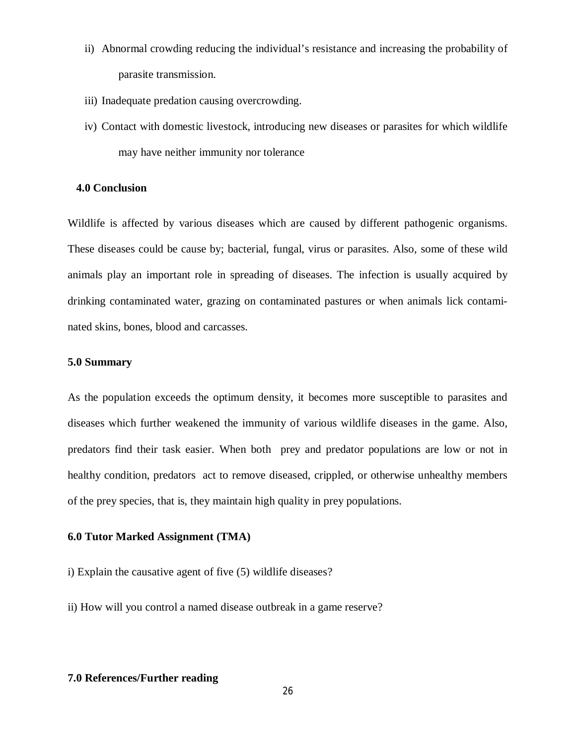ii) Abnormal crowding reducing the individual's resistance and increasing the probability of parasite transmission.

iii) Inadequate predation causing overcrowding.

iv) Contact with domestic livestock, introducing new diseases or parasites for which wildlife may have neither immunity nor tolerance

**4.0 Conclusion**

Wildlife is affected by various diseases which are caused by different pathogenic organisms. These diseases could be cause by; bacterial, fungal, virus or parasites. Also, some of these wild animals play an important role in spreading of diseases. The infection is usually acquired by drinking contaminated water, grazing on contaminated pastures or when animals lick contaminated skins, bones, blood and carcasses.

**5.0 Summary**

As the population exceeds the optimum density, it becomes more susceptible to parasites and diseases which further weakened the immunity of various wildlife diseases in the game. Also, predators find their task easier. When both prey and predator populations are low or not in healthy condition, predators act to remove diseased, crippled, or otherwise unhealthy members of the prey species, that is, they maintain high quality in prey populations.

**6.0 Tutor Marked Assignment (TMA)**

i) Explain the causative agent of five (5) wildlife diseases?

ii) How will you control a named disease outbreak in a game reserve?

**7.0 References/Further reading**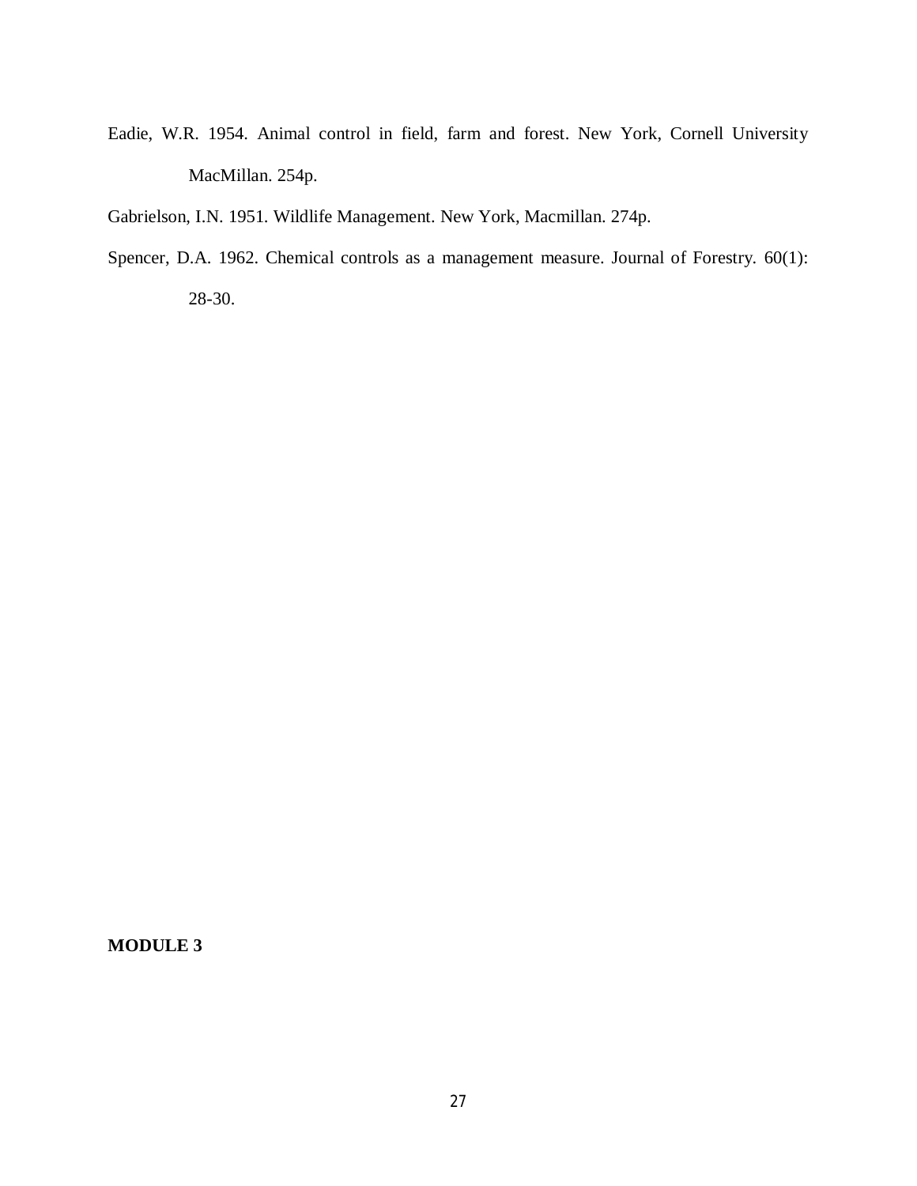Eadie, W.R. 1954. Animal control in field, farm and forest. New York, Cornell University MacMillan. 254p.

Gabrielson, I.N. 1951. Wildlife Management. New York, Macmillan. 274p.

Spencer, D.A. 1962. Chemical controls as a management measure. Journal of Forestry. 60(1): 28-30.

**MODULE 3**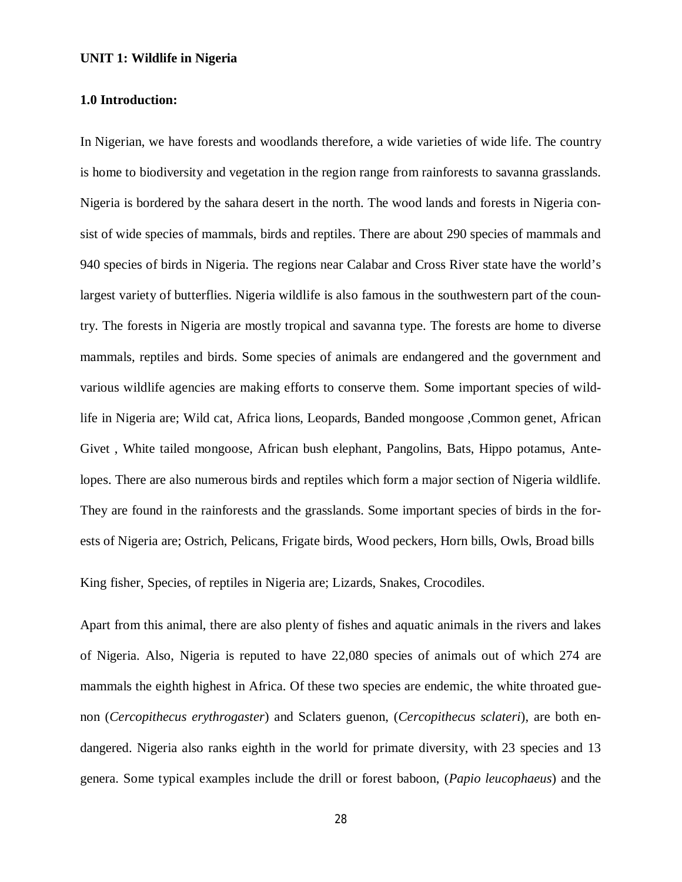**UNIT 1: Wildlife in Nigeria**

**1.0 Introduction:**

In Nigerian, we have forests and woodlands therefore, a wide varieties of wide life. The country is home to biodiversity and vegetation in the region range from rainforests to savanna grasslands. Nigeria is bordered by the sahara desert in the north. The wood lands and forests in Nigeria consist of wide species of mammals, birds and reptiles. There are about 290 species of mammals and 940 species of birds in Nigeria. The regions near Calabar and Cross River state have the world's largest variety of butterflies. Nigeria wildlife is also famous in the southwestern part of the country. The forests in Nigeria are mostly tropical and savanna type. The forests are home to diverse mammals, reptiles and birds. Some species of animals are endangered and the government and various wildlife agencies are making efforts to conserve them. Some important species of wildlife in Nigeria are; Wild cat, Africa lions, Leopards, Banded mongoose ,Common genet, African Givet , White tailed mongoose, African bush elephant, Pangolins, Bats, Hippo potamus, Antelopes. There are also numerous birds and reptiles which form a major section of Nigeria wildlife. They are found in the rainforests and the grasslands. Some important species of birds in the forests of Nigeria are; Ostrich, Pelicans, Frigate birds, Wood peckers, Horn bills, Owls, Broad bills

King fisher, Species, of reptiles in Nigeria are; Lizards, Snakes, Crocodiles.

Apart from this animal, there are also plenty of fishes and aquatic animals in the rivers and lakes of Nigeria. Also, Nigeria is reputed to have 22,080 species of animals out of which 274 are mammals the eighth highest in Africa. Of these two species are endemic, the white throated guenon (*Cercopithecus erythrogaster*) and Sclaters guenon, (*Cercopithecus sclateri*), are both endangered. Nigeria also ranks eighth in the world for primate diversity, with 23 species and 13 genera. Some typical examples include the drill or forest baboon, (*Papio leucophaeus*) and the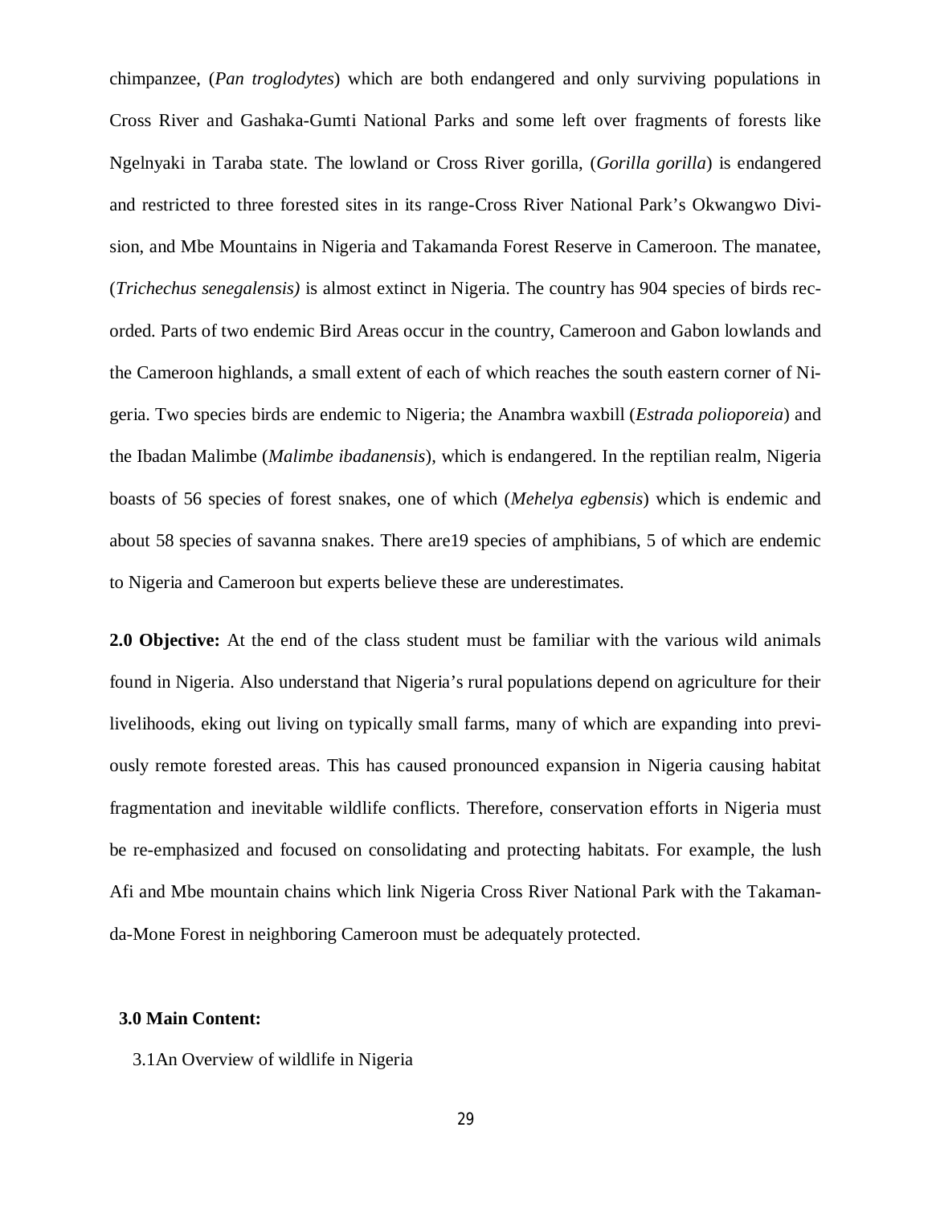chimpanzee, (*Pan troglodytes*) which are both endangered and only surviving populations in Cross River and Gashaka-Gumti National Parks and some left over fragments of forests like Ngelnyaki in Taraba state. The lowland or Cross River gorilla, (*Gorilla gorilla*) is endangered and restricted to three forested sites in its range-Cross River National Park's Okwangwo Division, and Mbe Mountains in Nigeria and Takamanda Forest Reserve in Cameroon. The manatee, (*Trichechus senegalensis)* is almost extinct in Nigeria. The country has 904 species of birds recorded. Parts of two endemic Bird Areas occur in the country, Cameroon and Gabon lowlands and the Cameroon highlands, a small extent of each of which reaches the south eastern corner of Nigeria. Two species birds are endemic to Nigeria; the Anambra waxbill (*Estrada polioporeia*) and the Ibadan Malimbe (*Malimbe ibadanensis*), which is endangered. In the reptilian realm, Nigeria boasts of 56 species of forest snakes, one of which (*Mehelya egbensis*) which is endemic and about 58 species of savanna snakes. There are19 species of amphibians, 5 of which are endemic to Nigeria and Cameroon but experts believe these are underestimates.

**2.0 Objective:** At the end of the class student must be familiar with the various wild animals found in Nigeria. Also understand that Nigeria's rural populations depend on agriculture for their livelihoods, eking out living on typically small farms, many of which are expanding into previously remote forested areas. This has caused pronounced expansion in Nigeria causing habitat fragmentation and inevitable wildlife conflicts. Therefore, conservation efforts in Nigeria must be re-emphasized and focused on consolidating and protecting habitats. For example, the lush Afi and Mbe mountain chains which link Nigeria Cross River National Park with the Takamanda-Mone Forest in neighboring Cameroon must be adequately protected.

**3.0 Main Content:**

3.1An Overview of wildlife in Nigeria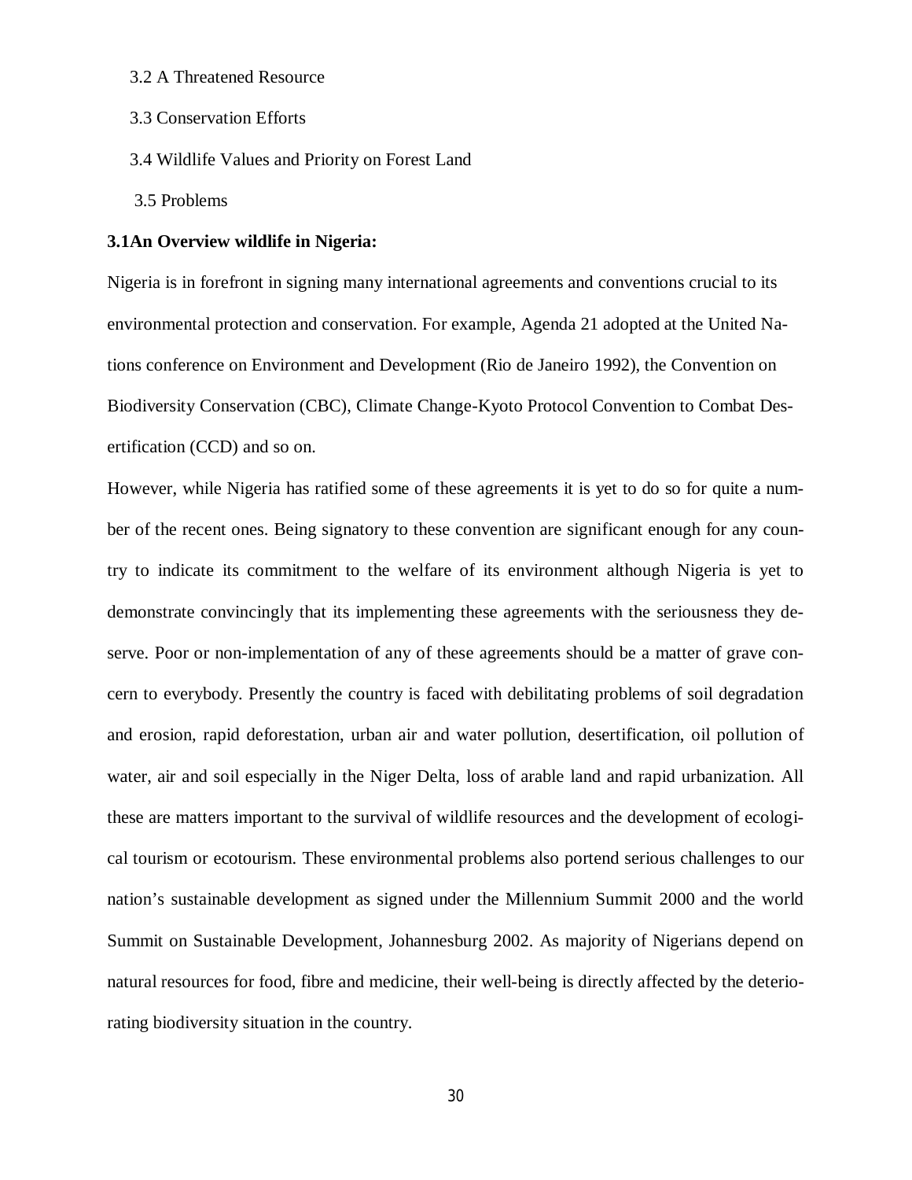3.2 A Threatened Resource

3.3 Conservation Efforts

3.4 Wildlife Values and Priority on Forest Land

3.5 Problems

**3.1An Overview wildlife in Nigeria:**

Nigeria is in forefront in signing many international agreements and conventions crucial to its environmental protection and conservation. For example, Agenda 21 adopted at the United Nations conference on Environment and Development (Rio de Janeiro 1992), the Convention on Biodiversity Conservation (CBC), Climate Change-Kyoto Protocol Convention to Combat Desertification (CCD) and so on.

However, while Nigeria has ratified some of these agreements it is yet to do so for quite a number of the recent ones. Being signatory to these convention are significant enough for any country to indicate its commitment to the welfare of its environment although Nigeria is yet to demonstrate convincingly that its implementing these agreements with the seriousness they deserve. Poor or non-implementation of any of these agreements should be a matter of grave concern to everybody. Presently the country is faced with debilitating problems of soil degradation and erosion, rapid deforestation, urban air and water pollution, desertification, oil pollution of water, air and soil especially in the Niger Delta, loss of arable land and rapid urbanization. All these are matters important to the survival of wildlife resources and the development of ecological tourism or ecotourism. These environmental problems also portend serious challenges to our nation's sustainable development as signed under the Millennium Summit 2000 and the world Summit on Sustainable Development, Johannesburg 2002. As majority of Nigerians depend on natural resources for food, fibre and medicine, their well-being is directly affected by the deteriorating biodiversity situation in the country.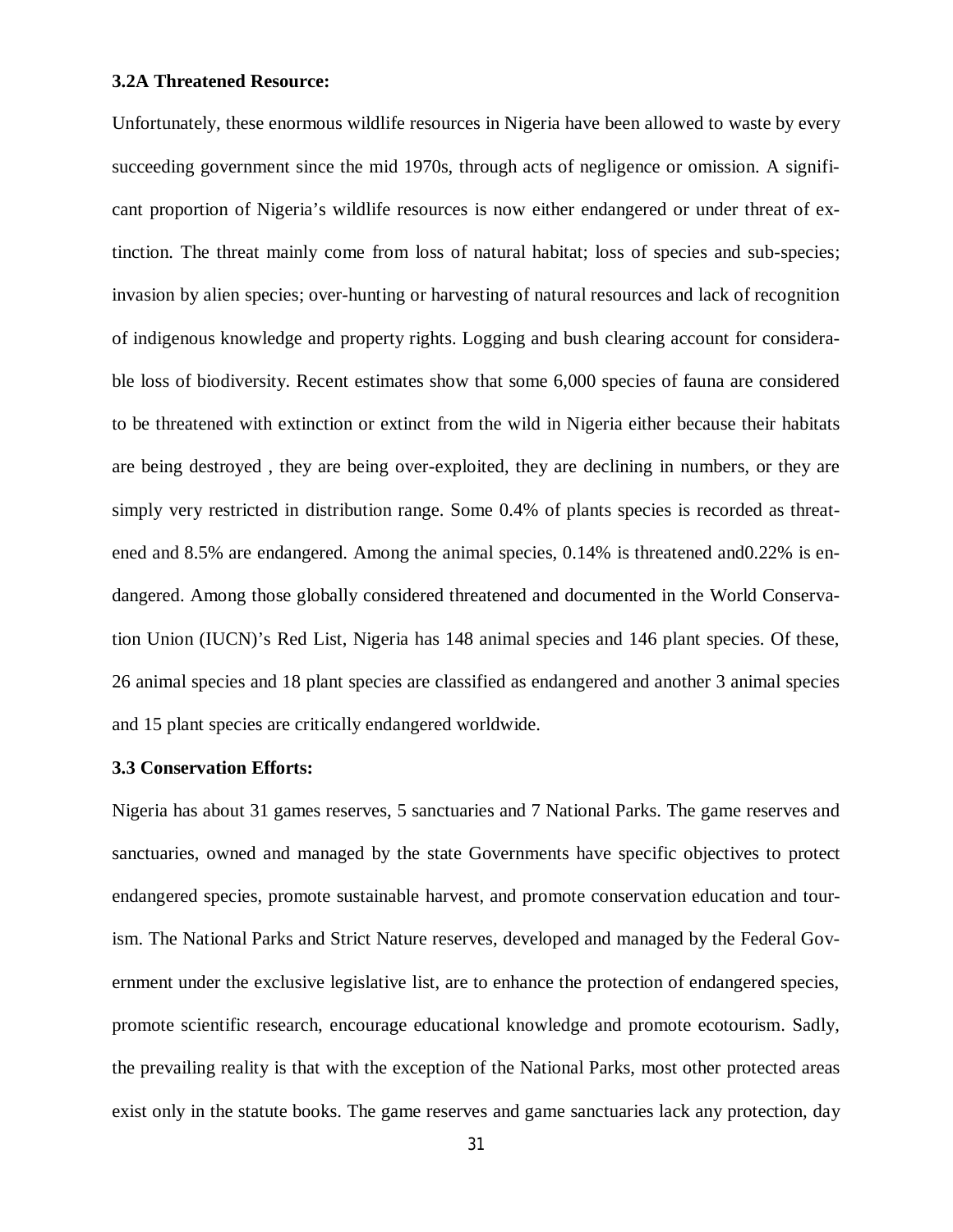### 3.2A Threatened Resource:

Unfortunately, these enormous wildlife resources in Nigeria have been allowed to waste by every succeeding government since the mid 1970s, through acts of negligence or omission. A significant proportion of Nigeria's wildlife resources is now either endangered or under threat of extinction. The threat mainly come from loss of natural habitat; loss of species and sub-species; invasion by alien species; over-hunting or harvesting of natural resources and lack of recognition of indigenous knowledge and property rights. Logging and bush clearing account for considerable loss of biodiversity. Recent estimates show that some 6,000 species of fauna are considered to be threatened with extinction or extinct from the wild in Nigeria either because their habitats are being destroyed , they are being over-exploited, they are declining in numbers, or they are simply very restricted in distribution range. Some 0.4% of plants species is recorded as threatened and 8.5% are endangered. Among the animal species, 0.14% is threatened and0.22% is endangered. Among those globally considered threatened and documented in the World Conservation Union (IUCN)'s Red List, Nigeria has 148 animal species and 146 plant species. Of these, 26 animal species and 18 plant species are classified as endangered and another 3 animal species and 15 plant species are critically endangered worldwide.

### 3.3 Conservation Efforts:

Nigeria has about 31 games reserves, 5 sanctuaries and 7 National Parks. The game reserves and sanctuaries, owned and managed by the state Governments have specific objectives to protect endangered species, promote sustainable harvest, and promote conservation education and tourism. The National Parks and Strict Nature reserves, developed and managed by the Federal Government under the exclusive legislative list, are to enhance the protection of endangered species, promote scientific research, encourage educational knowledge and promote ecotourism. Sadly, the prevailing reality is that with the exception of the National Parks, most other protected areas exist only in the statute books. The game reserves and game sanctuaries lack any protection, day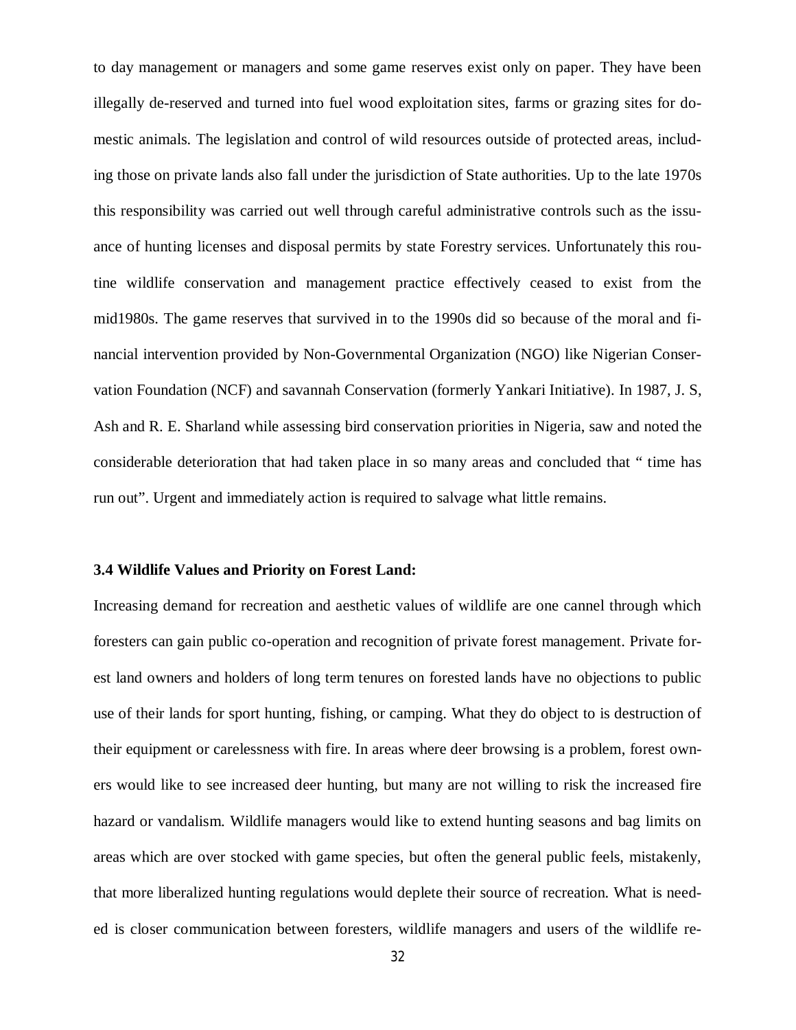to day management or managers and some game reserves exist only on paper. They have been illegally de-reserved and turned into fuel wood exploitation sites, farms or grazing sites for domestic animals. The legislation and control of wild resources outside of protected areas, including those on private lands also fall under the jurisdiction of State authorities. Up to the late 1970s this responsibility was carried out well through careful administrative controls such as the issuance of hunting licenses and disposal permits by state Forestry services. Unfortunately this routine wildlife conservation and management practice effectively ceased to exist from the mid1980s. The game reserves that survived in to the 1990s did so because of the moral and financial intervention provided by Non-Governmental Organization (NGO) like Nigerian Conservation Foundation (NCF) and savannah Conservation (formerly Yankari Initiative). In 1987, J. S, Ash and R. E. Sharland while assessing bird conservation priorities in Nigeria, saw and noted the considerable deterioration that had taken place in so many areas and concluded that " time has run out". Urgent and immediately action is required to salvage what little remains.

### 3.4 Wildlife Values and Priority on Forest Land:

Increasing demand for recreation and aesthetic values of wildlife are one cannel through which foresters can gain public co-operation and recognition of private forest management. Private forest land owners and holders of long term tenures on forested lands have no objections to public use of their lands for sport hunting, fishing, or camping. What they do object to is destruction of their equipment or carelessness with fire. In areas where deer browsing is a problem, forest owners would like to see increased deer hunting, but many are not willing to risk the increased fire hazard or vandalism. Wildlife managers would like to extend hunting seasons and bag limits on areas which are over stocked with game species, but often the general public feels, mistakenly, that more liberalized hunting regulations would deplete their source of recreation. What is needed is closer communication between foresters, wildlife managers and users of the wildlife re-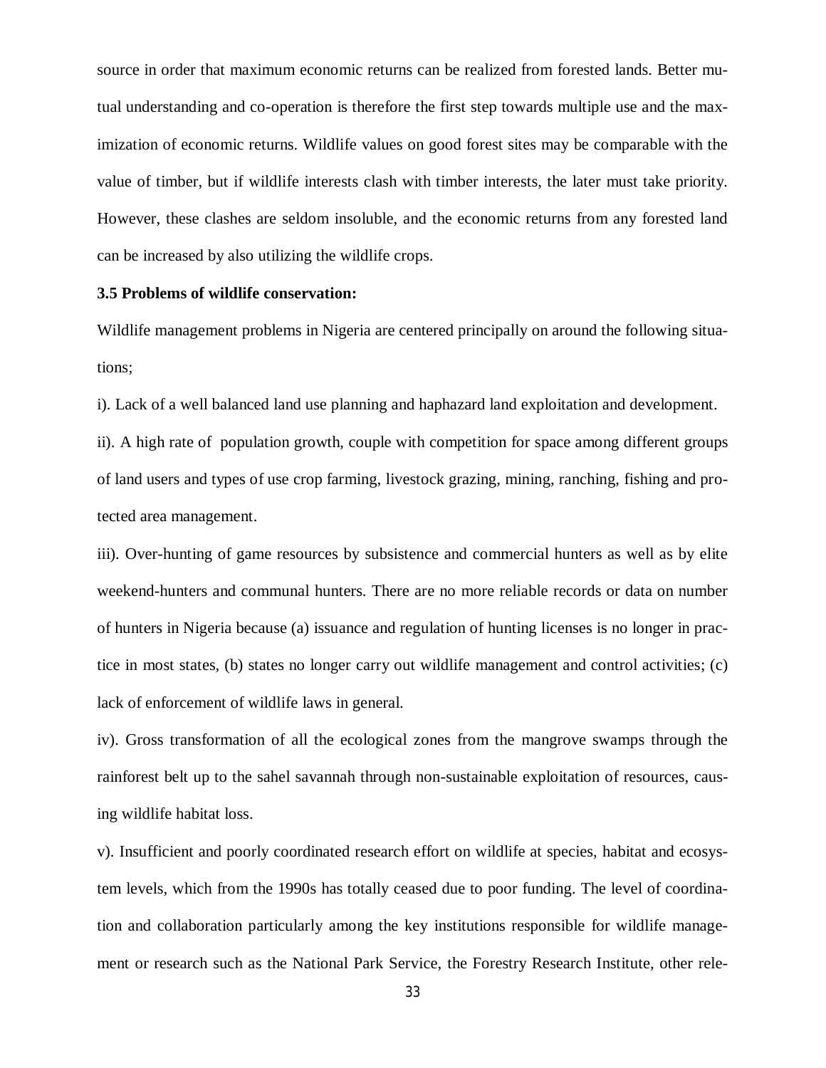source in order that maximum economic returns can be realized from forested lands. Better mutual understanding and co-operation is therefore the first step towards multiple use and the maximization of economic returns. Wildlife values on good forest sites may be comparable with the value of timber, but if wildlife interests clash with timber interests, the later must take priority. However, these clashes are seldom insoluble, and the economic returns from any forested land can be increased by also utilizing the wildlife crops.

**3.5 Problems of wildlife conservation:**

Wildlife management problems in Nigeria are centered principally on around the following situations;

i). Lack of a well balanced land use planning and haphazard land exploitation and development.

ii). A high rate of population growth, couple with competition for space among different groups of land users and types of use crop farming, livestock grazing, mining, ranching, fishing and protected area management.

iii). Over-hunting of game resources by subsistence and commercial hunters as well as by elite weekend-hunters and communal hunters. There are no more reliable records or data on number of hunters in Nigeria because (a) issuance and regulation of hunting licenses is no longer in practice in most states, (b) states no longer carry out wildlife management and control activities; (c) lack of enforcement of wildlife laws in general.

iv). Gross transformation of all the ecological zones from the mangrove swamps through the rainforest belt up to the sahel savannah through non-sustainable exploitation of resources, causing wildlife habitat loss.

v). Insufficient and poorly coordinated research effort on wildlife at species, habitat and ecosystem levels, which from the 1990s has totally ceased due to poor funding. The level of coordination and collaboration particularly among the key institutions responsible for wildlife management or research such as the National Park Service, the Forestry Research Institute, other rele-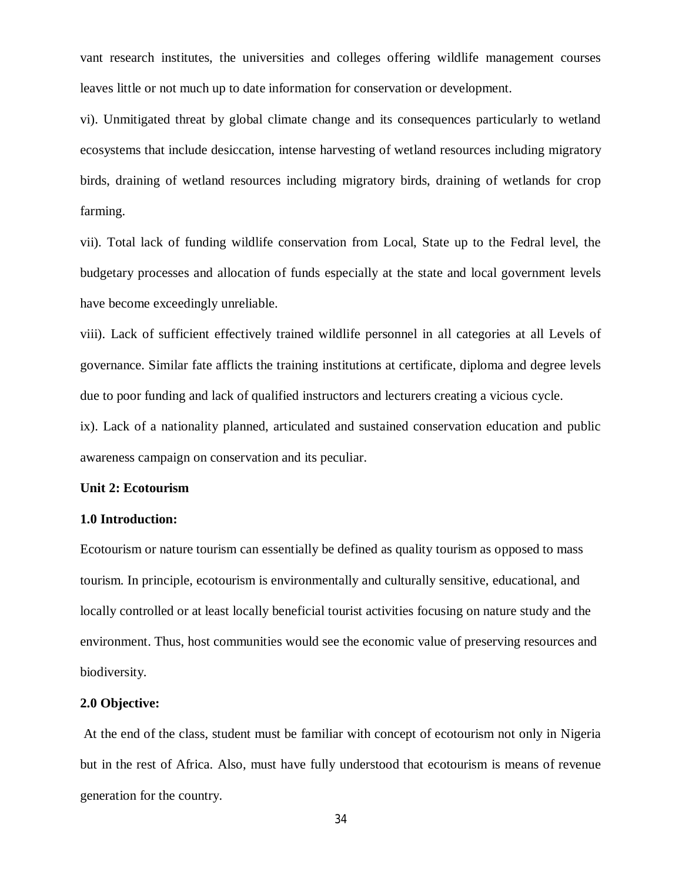vant research institutes, the universities and colleges offering wildlife management courses leaves little or not much up to date information for conservation or development.

vi). Unmitigated threat by global climate change and its consequences particularly to wetland ecosystems that include desiccation, intense harvesting of wetland resources including migratory birds, draining of wetland resources including migratory birds, draining of wetlands for crop farming.

vii). Total lack of funding wildlife conservation from Local, State up to the Fedral level, the budgetary processes and allocation of funds especially at the state and local government levels have become exceedingly unreliable.

viii). Lack of sufficient effectively trained wildlife personnel in all categories at all Levels of governance. Similar fate afflicts the training institutions at certificate, diploma and degree levels due to poor funding and lack of qualified instructors and lecturers creating a vicious cycle.

ix). Lack of a nationality planned, articulated and sustained conservation education and public awareness campaign on conservation and its peculiar.

## Unit 2: Ecotourism

### 1.0 Introduction:

Ecotourism or nature tourism can essentially be defined as quality tourism as opposed to mass tourism. In principle, ecotourism is environmentally and culturally sensitive, educational, and locally controlled or at least locally beneficial tourist activities focusing on nature study and the environment. Thus, host communities would see the economic value of preserving resources and biodiversity.

### 2.0 Objective:

At the end of the class, student must be familiar with concept of ecotourism not only in Nigeria but in the rest of Africa. Also, must have fully understood that ecotourism is means of revenue generation for the country.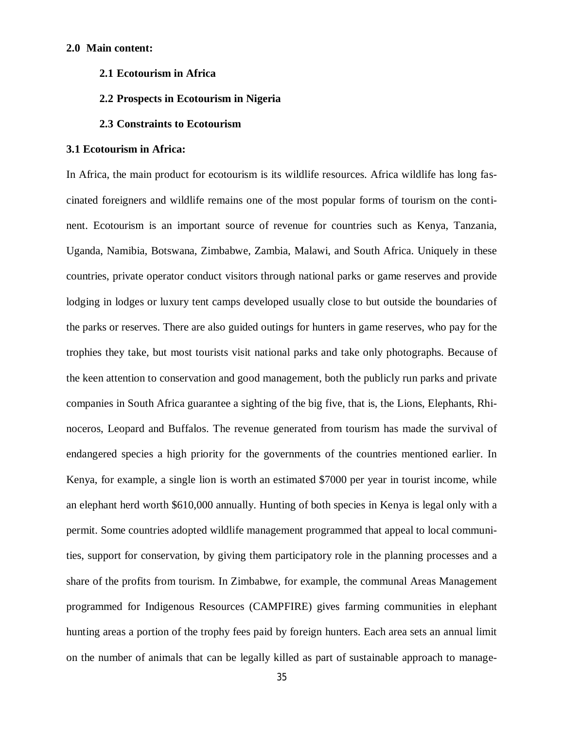**2.0 Main content:**

**2.1 Ecotourism in Africa**

**2.2 Prospects in Ecotourism in Nigeria**

**2.3 Constraints to Ecotourism**

**3.1 Ecotourism in Africa:**

In Africa, the main product for ecotourism is its wildlife resources. Africa wildlife has long fascinated foreigners and wildlife remains one of the most popular forms of tourism on the continent. Ecotourism is an important source of revenue for countries such as Kenya, Tanzania, Uganda, Namibia, Botswana, Zimbabwe, Zambia, Malawi, and South Africa. Uniquely in these countries, private operator conduct visitors through national parks or game reserves and provide lodging in lodges or luxury tent camps developed usually close to but outside the boundaries of the parks or reserves. There are also guided outings for hunters in game reserves, who pay for the trophies they take, but most tourists visit national parks and take only photographs. Because of the keen attention to conservation and good management, both the publicly run parks and private companies in South Africa guarantee a sighting of the big five, that is, the Lions, Elephants, Rhinoceros, Leopard and Buffalos. The revenue generated from tourism has made the survival of endangered species a high priority for the governments of the countries mentioned earlier. In Kenya, for example, a single lion is worth an estimated $7000 per year in tourist income, while an elephant herd worth $610,000 annually. Hunting of both species in Kenya is legal only with a permit. Some countries adopted wildlife management programmed that appeal to local communities, support for conservation, by giving them participatory role in the planning processes and a share of the profits from tourism. In Zimbabwe, for example, the communal Areas Management programmed for Indigenous Resources (CAMPFIRE) gives farming communities in elephant hunting areas a portion of the trophy fees paid by foreign hunters. Each area sets an annual limit on the number of animals that can be legally killed as part of sustainable approach to manage-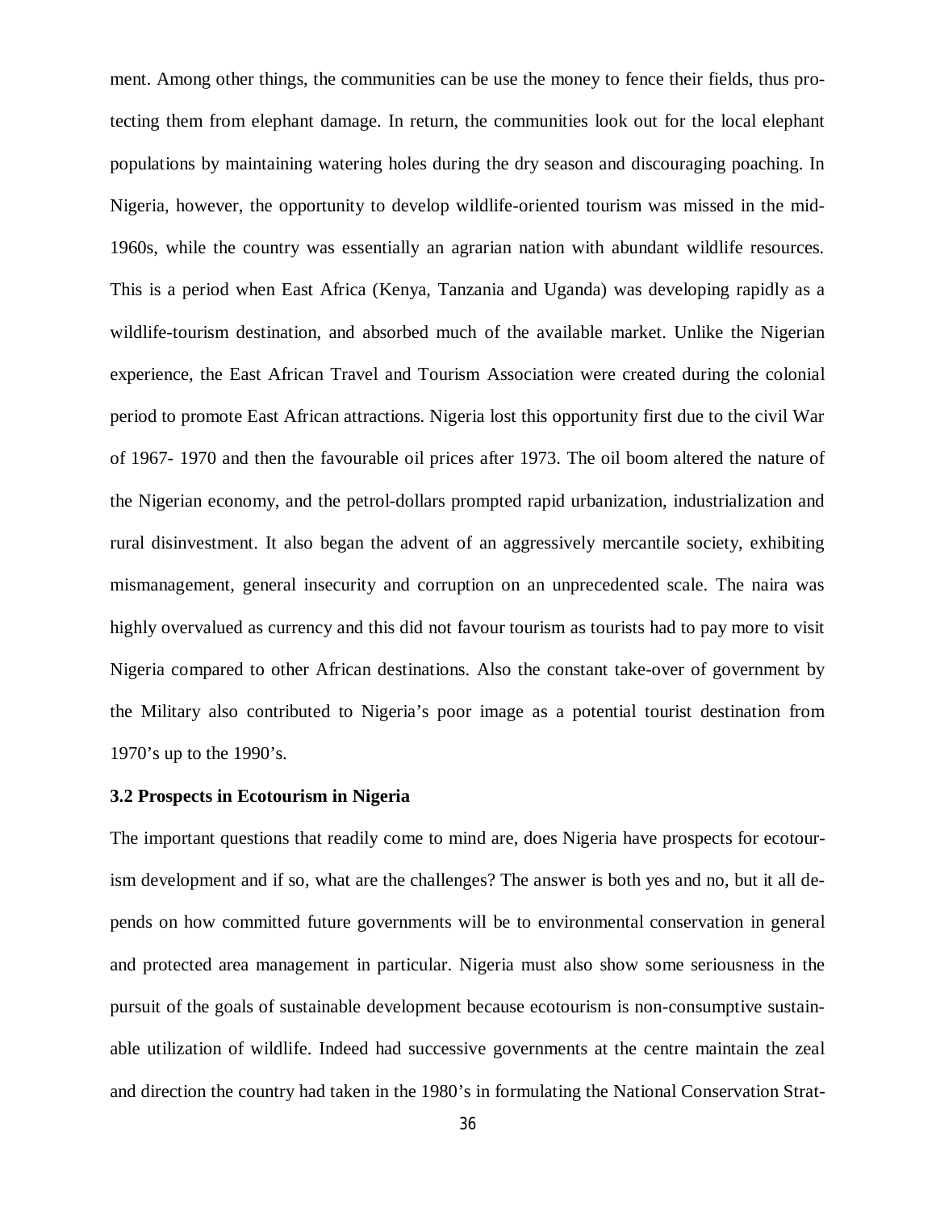ment. Among other things, the communities can be use the money to fence their fields, thus protecting them from elephant damage. In return, the communities look out for the local elephant populations by maintaining watering holes during the dry season and discouraging poaching. In Nigeria, however, the opportunity to develop wildlife-oriented tourism was missed in the mid-1960s, while the country was essentially an agrarian nation with abundant wildlife resources. This is a period when East Africa (Kenya, Tanzania and Uganda) was developing rapidly as a wildlife-tourism destination, and absorbed much of the available market. Unlike the Nigerian experience, the East African Travel and Tourism Association were created during the colonial period to promote East African attractions. Nigeria lost this opportunity first due to the civil War of 1967- 1970 and then the favourable oil prices after 1973. The oil boom altered the nature of the Nigerian economy, and the petrol-dollars prompted rapid urbanization, industrialization and rural disinvestment. It also began the advent of an aggressively mercantile society, exhibiting mismanagement, general insecurity and corruption on an unprecedented scale. The naira was highly overvalued as currency and this did not favour tourism as tourists had to pay more to visit Nigeria compared to other African destinations. Also the constant take-over of government by the Military also contributed to Nigeria's poor image as a potential tourist destination from 1970's up to the 1990's.

### 3.2 Prospects in Ecotourism in Nigeria

The important questions that readily come to mind are, does Nigeria have prospects for ecotourism development and if so, what are the challenges? The answer is both yes and no, but it all depends on how committed future governments will be to environmental conservation in general and protected area management in particular. Nigeria must also show some seriousness in the pursuit of the goals of sustainable development because ecotourism is non-consumptive sustainable utilization of wildlife. Indeed had successive governments at the centre maintain the zeal and direction the country had taken in the 1980's in formulating the National Conservation Strat-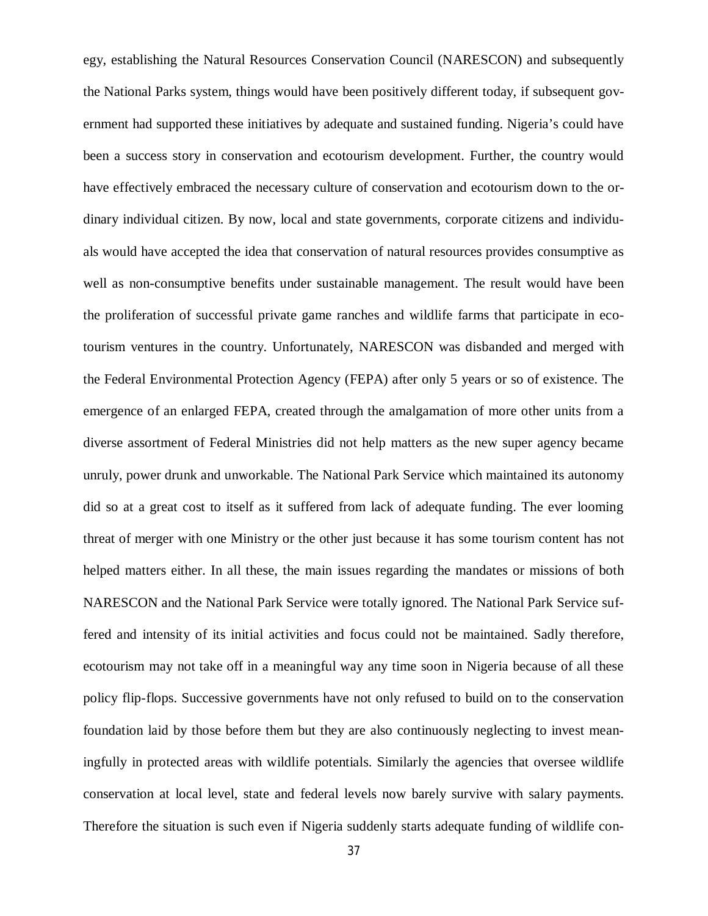egy, establishing the Natural Resources Conservation Council (NARESCON) and subsequently the National Parks system, things would have been positively different today, if subsequent government had supported these initiatives by adequate and sustained funding. Nigeria's could have been a success story in conservation and ecotourism development. Further, the country would have effectively embraced the necessary culture of conservation and ecotourism down to the ordinary individual citizen. By now, local and state governments, corporate citizens and individuals would have accepted the idea that conservation of natural resources provides consumptive as well as non-consumptive benefits under sustainable management. The result would have been the proliferation of successful private game ranches and wildlife farms that participate in ecotourism ventures in the country. Unfortunately, NARESCON was disbanded and merged with the Federal Environmental Protection Agency (FEPA) after only 5 years or so of existence. The emergence of an enlarged FEPA, created through the amalgamation of more other units from a diverse assortment of Federal Ministries did not help matters as the new super agency became unruly, power drunk and unworkable. The National Park Service which maintained its autonomy did so at a great cost to itself as it suffered from lack of adequate funding. The ever looming threat of merger with one Ministry or the other just because it has some tourism content has not helped matters either. In all these, the main issues regarding the mandates or missions of both NARESCON and the National Park Service were totally ignored. The National Park Service suffered and intensity of its initial activities and focus could not be maintained. Sadly therefore, ecotourism may not take off in a meaningful way any time soon in Nigeria because of all these policy flip-flops. Successive governments have not only refused to build on to the conservation foundation laid by those before them but they are also continuously neglecting to invest meaningfully in protected areas with wildlife potentials. Similarly the agencies that oversee wildlife conservation at local level, state and federal levels now barely survive with salary payments. Therefore the situation is such even if Nigeria suddenly starts adequate funding of wildlife con-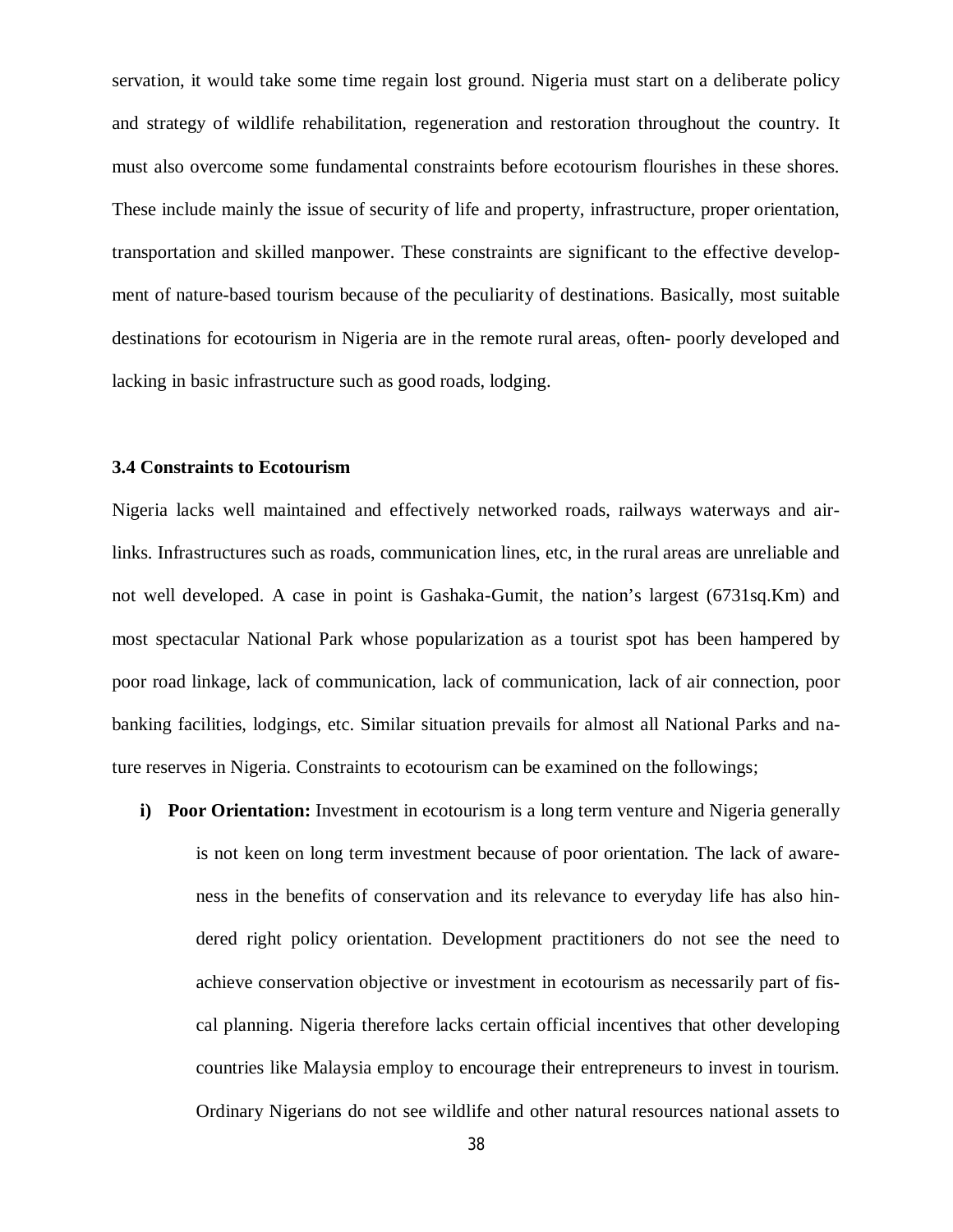servation, it would take some time regain lost ground. Nigeria must start on a deliberate policy and strategy of wildlife rehabilitation, regeneration and restoration throughout the country. It must also overcome some fundamental constraints before ecotourism flourishes in these shores. These include mainly the issue of security of life and property, infrastructure, proper orientation, transportation and skilled manpower. These constraints are significant to the effective development of nature-based tourism because of the peculiarity of destinations. Basically, most suitable destinations for ecotourism in Nigeria are in the remote rural areas, often- poorly developed and lacking in basic infrastructure such as good roads, lodging.

### 3.4 Constraints to Ecotourism

Nigeria lacks well maintained and effectively networked roads, railways waterways and airlinks. Infrastructures such as roads, communication lines, etc, in the rural areas are unreliable and not well developed. A case in point is Gashaka-Gumit, the nation's largest (6731sq.Km) and most spectacular National Park whose popularization as a tourist spot has been hampered by poor road linkage, lack of communication, lack of communication, lack of air connection, poor banking facilities, lodgings, etc. Similar situation prevails for almost all National Parks and nature reserves in Nigeria. Constraints to ecotourism can be examined on the followings;

i) **Poor Orientation:** Investment in ecotourism is a long term venture and Nigeria generally is not keen on long term investment because of poor orientation. The lack of awareness in the benefits of conservation and its relevance to everyday life has also hindered right policy orientation. Development practitioners do not see the need to achieve conservation objective or investment in ecotourism as necessarily part of fiscal planning. Nigeria therefore lacks certain official incentives that other developing countries like Malaysia employ to encourage their entrepreneurs to invest in tourism. Ordinary Nigerians do not see wildlife and other natural resources national assets to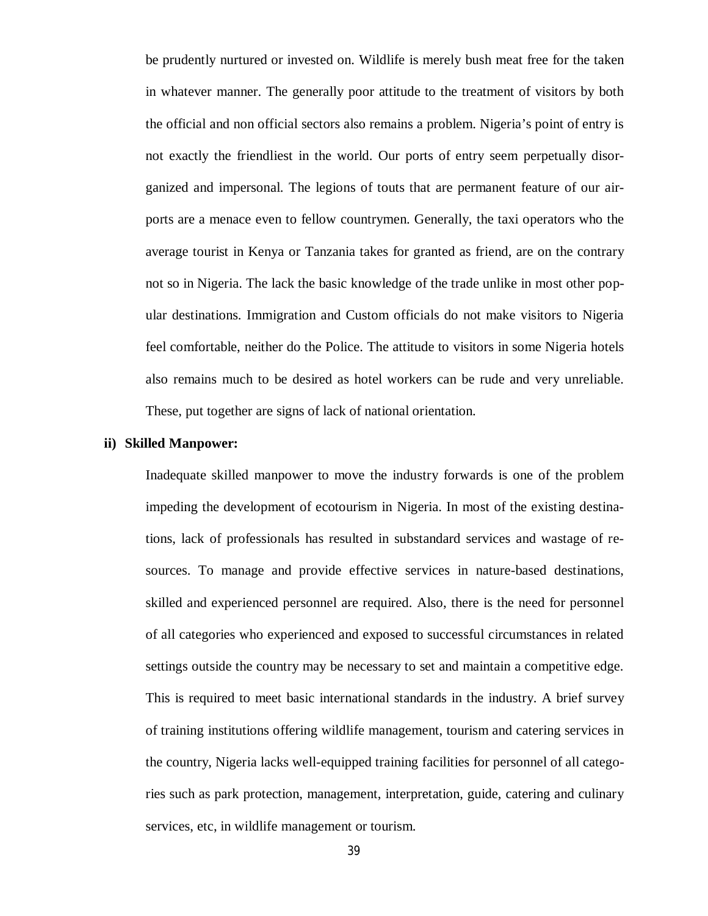be prudently nurtured or invested on. Wildlife is merely bush meat free for the taken in whatever manner. The generally poor attitude to the treatment of visitors by both the official and non official sectors also remains a problem. Nigeria's point of entry is not exactly the friendliest in the world. Our ports of entry seem perpetually disorganized and impersonal. The legions of touts that are permanent feature of our airports are a menace even to fellow countrymen. Generally, the taxi operators who the average tourist in Kenya or Tanzania takes for granted as friend, are on the contrary not so in Nigeria. The lack the basic knowledge of the trade unlike in most other popular destinations. Immigration and Custom officials do not make visitors to Nigeria feel comfortable, neither do the Police. The attitude to visitors in some Nigeria hotels also remains much to be desired as hotel workers can be rude and very unreliable. These, put together are signs of lack of national orientation.

**ii) Skilled Manpower:**

Inadequate skilled manpower to move the industry forwards is one of the problem impeding the development of ecotourism in Nigeria. In most of the existing destinations, lack of professionals has resulted in substandard services and wastage of resources. To manage and provide effective services in nature-based destinations, skilled and experienced personnel are required. Also, there is the need for personnel of all categories who experienced and exposed to successful circumstances in related settings outside the country may be necessary to set and maintain a competitive edge. This is required to meet basic international standards in the industry. A brief survey of training institutions offering wildlife management, tourism and catering services in the country, Nigeria lacks well-equipped training facilities for personnel of all categories such as park protection, management, interpretation, guide, catering and culinary services, etc, in wildlife management or tourism.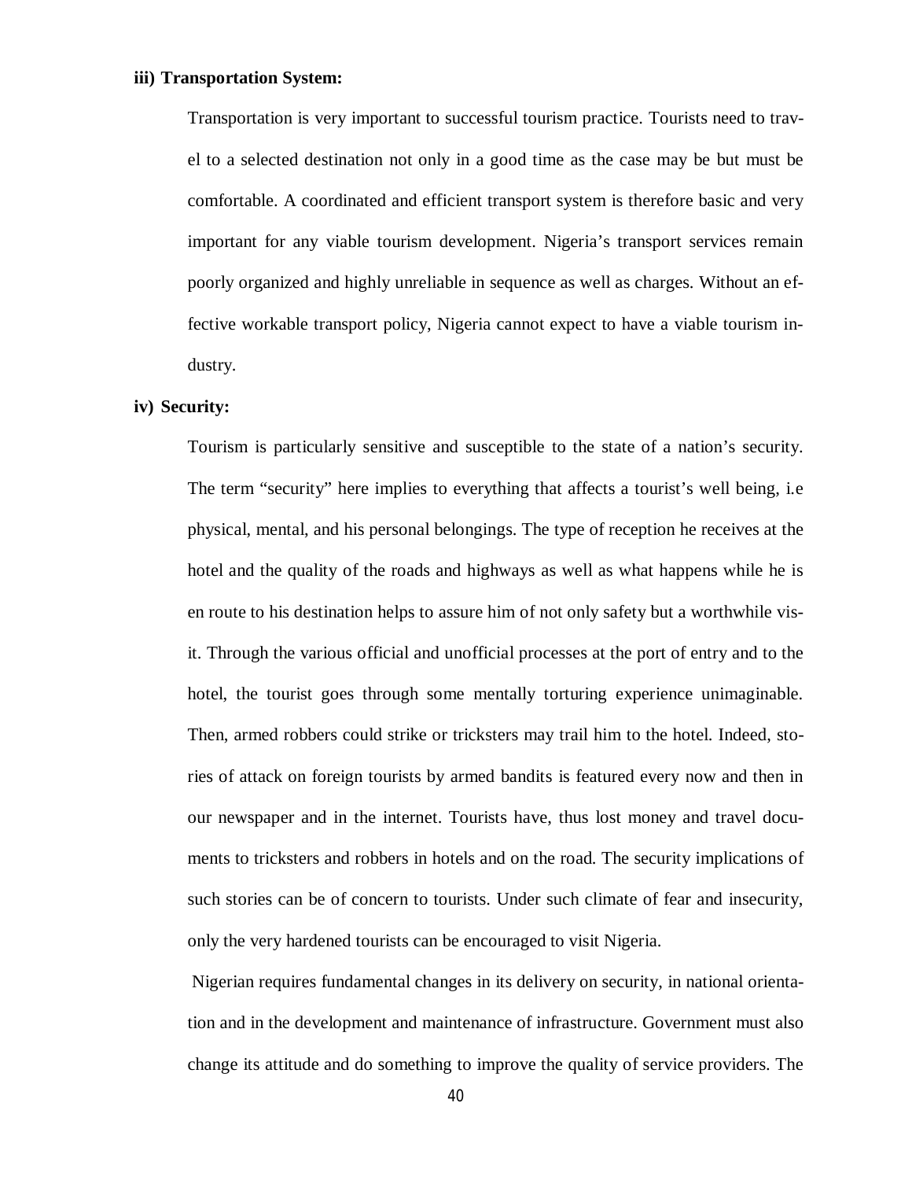**iii) Transportation System:**

Transportation is very important to successful tourism practice. Tourists need to travel to a selected destination not only in a good time as the case may be but must be comfortable. A coordinated and efficient transport system is therefore basic and very important for any viable tourism development. Nigeria's transport services remain poorly organized and highly unreliable in sequence as well as charges. Without an effective workable transport policy, Nigeria cannot expect to have a viable tourism industry.

**iv) Security:**

Tourism is particularly sensitive and susceptible to the state of a nation's security. The term "security" here implies to everything that affects a tourist's well being, i.e physical, mental, and his personal belongings. The type of reception he receives at the hotel and the quality of the roads and highways as well as what happens while he is en route to his destination helps to assure him of not only safety but a worthwhile visit. Through the various official and unofficial processes at the port of entry and to the hotel, the tourist goes through some mentally torturing experience unimaginable. Then, armed robbers could strike or tricksters may trail him to the hotel. Indeed, stories of attack on foreign tourists by armed bandits is featured every now and then in our newspaper and in the internet. Tourists have, thus lost money and travel documents to tricksters and robbers in hotels and on the road. The security implications of such stories can be of concern to tourists. Under such climate of fear and insecurity, only the very hardened tourists can be encouraged to visit Nigeria.

Nigerian requires fundamental changes in its delivery on security, in national orientation and in the development and maintenance of infrastructure. Government must also change its attitude and do something to improve the quality of service providers. The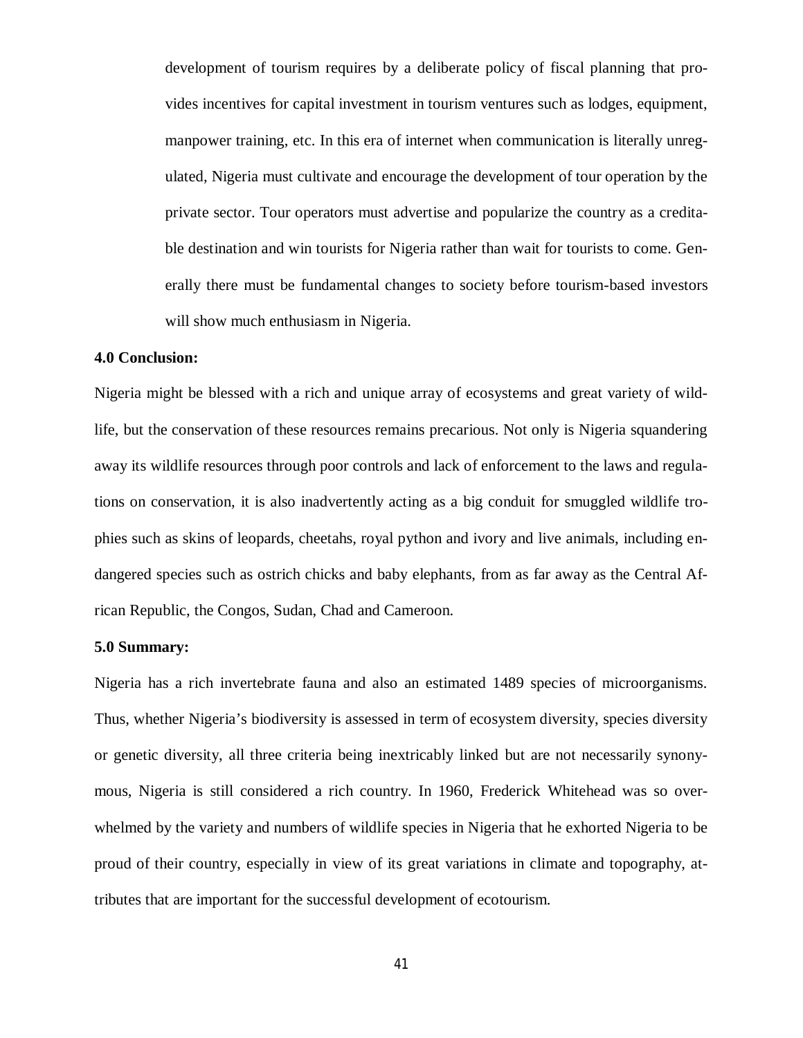development of tourism requires by a deliberate policy of fiscal planning that provides incentives for capital investment in tourism ventures such as lodges, equipment, manpower training, etc. In this era of internet when communication is literally unregulated, Nigeria must cultivate and encourage the development of tour operation by the private sector. Tour operators must advertise and popularize the country as a creditable destination and win tourists for Nigeria rather than wait for tourists to come. Generally there must be fundamental changes to society before tourism-based investors will show much enthusiasm in Nigeria.

**4.0 Conclusion:**

Nigeria might be blessed with a rich and unique array of ecosystems and great variety of wildlife, but the conservation of these resources remains precarious. Not only is Nigeria squandering away its wildlife resources through poor controls and lack of enforcement to the laws and regulations on conservation, it is also inadvertently acting as a big conduit for smuggled wildlife trophies such as skins of leopards, cheetahs, royal python and ivory and live animals, including endangered species such as ostrich chicks and baby elephants, from as far away as the Central African Republic, the Congos, Sudan, Chad and Cameroon.

**5.0 Summary:**

Nigeria has a rich invertebrate fauna and also an estimated 1489 species of microorganisms. Thus, whether Nigeria's biodiversity is assessed in term of ecosystem diversity, species diversity or genetic diversity, all three criteria being inextricably linked but are not necessarily synonymous, Nigeria is still considered a rich country. In 1960, Frederick Whitehead was so overwhelmed by the variety and numbers of wildlife species in Nigeria that he exhorted Nigeria to be proud of their country, especially in view of its great variations in climate and topography, attributes that are important for the successful development of ecotourism.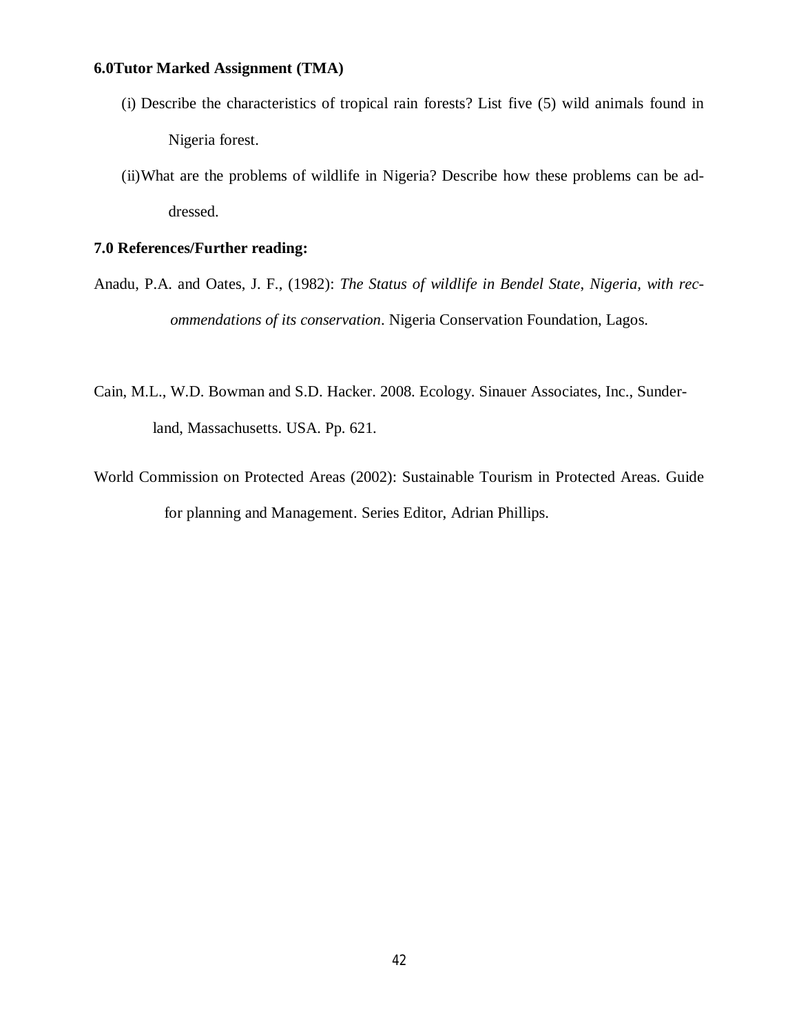## 6.0 Tutor Marked Assignment (TMA)

(i) Describe the characteristics of tropical rain forests? List five (5) wild animals found in Nigeria forest.

(ii) What are the problems of wildlife in Nigeria? Describe how these problems can be addressed.

## 7.0 References/Further reading:

Anadu, P.A. and Oates, J. F., (1982): *The Status of wildlife in Bendel State, Nigeria, with recommendations of its conservation*. Nigeria Conservation Foundation, Lagos.

Cain, M.L., W.D. Bowman and S.D. Hacker. 2008. Ecology. Sinauer Associates, Inc., Sunderland, Massachusetts. USA. Pp. 621.

World Commission on Protected Areas (2002): Sustainable Tourism in Protected Areas. Guide for planning and Management. Series Editor, Adrian Phillips.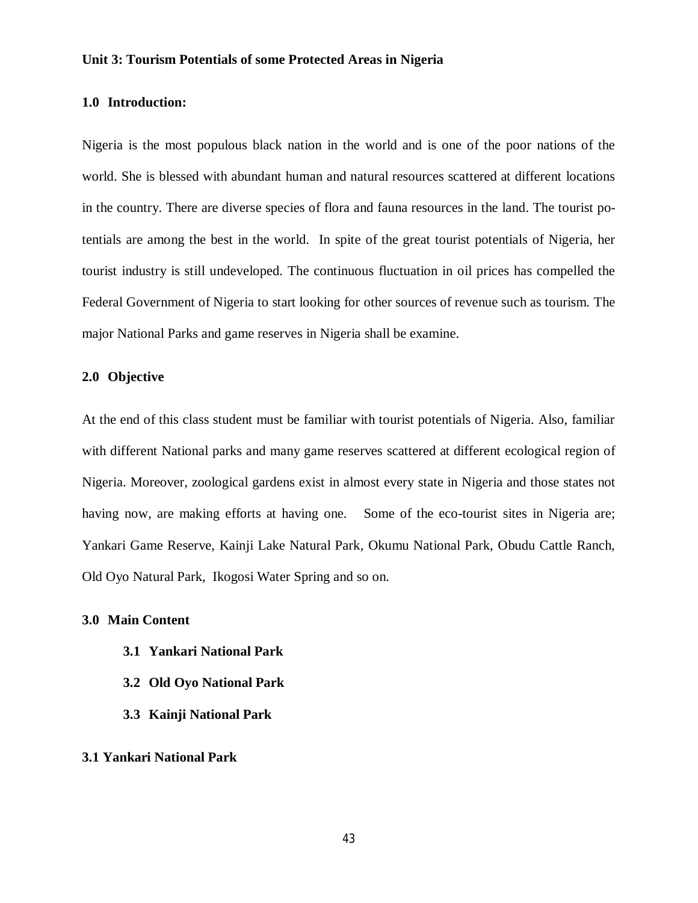## Unit 3: Tourism Potentials of some Protected Areas in Nigeria

### 1.0 Introduction:

Nigeria is the most populous black nation in the world and is one of the poor nations of the world. She is blessed with abundant human and natural resources scattered at different locations in the country. There are diverse species of flora and fauna resources in the land. The tourist potentials are among the best in the world. In spite of the great tourist potentials of Nigeria, her tourist industry is still undeveloped. The continuous fluctuation in oil prices has compelled the Federal Government of Nigeria to start looking for other sources of revenue such as tourism. The major National Parks and game reserves in Nigeria shall be examine.

### 2.0 Objective

At the end of this class student must be familiar with tourist potentials of Nigeria. Also, familiar with different National parks and many game reserves scattered at different ecological region of Nigeria. Moreover, zoological gardens exist in almost every state in Nigeria and those states not having now, are making efforts at having one. Some of the eco-tourist sites in Nigeria are; Yankari Game Reserve, Kainji Lake Natural Park, Okumu National Park, Obudu Cattle Ranch, Old Oyo Natural Park, Ikogosi Water Spring and so on.

### 3.0 Main Content

- **3.1 Yankari National Park**
- **3.2 Old Oyo National Park**
- **3.3 Kainji National Park**

### 3.1 Yankari National Park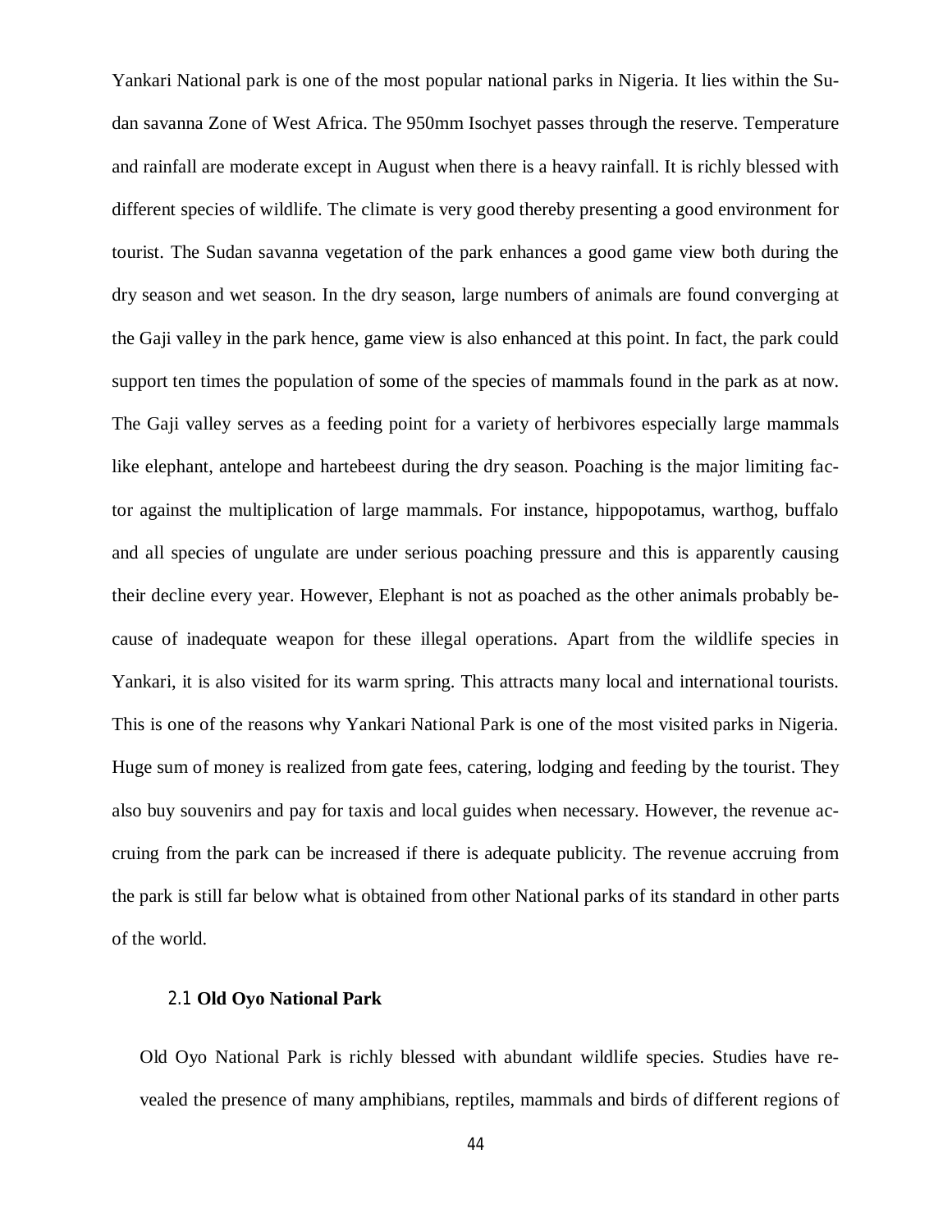Yankari National park is one of the most popular national parks in Nigeria. It lies within the Sudan savanna Zone of West Africa. The 950mm Isochyet passes through the reserve. Temperature and rainfall are moderate except in August when there is a heavy rainfall. It is richly blessed with different species of wildlife. The climate is very good thereby presenting a good environment for tourist. The Sudan savanna vegetation of the park enhances a good game view both during the dry season and wet season. In the dry season, large numbers of animals are found converging at the Gaji valley in the park hence, game view is also enhanced at this point. In fact, the park could support ten times the population of some of the species of mammals found in the park as at now. The Gaji valley serves as a feeding point for a variety of herbivores especially large mammals like elephant, antelope and hartebeest during the dry season. Poaching is the major limiting factor against the multiplication of large mammals. For instance, hippopotamus, warthog, buffalo and all species of ungulate are under serious poaching pressure and this is apparently causing their decline every year. However, Elephant is not as poached as the other animals probably because of inadequate weapon for these illegal operations. Apart from the wildlife species in Yankari, it is also visited for its warm spring. This attracts many local and international tourists. This is one of the reasons why Yankari National Park is one of the most visited parks in Nigeria. Huge sum of money is realized from gate fees, catering, lodging and feeding by the tourist. They also buy souvenirs and pay for taxis and local guides when necessary. However, the revenue accruing from the park can be increased if there is adequate publicity. The revenue accruing from the park is still far below what is obtained from other National parks of its standard in other parts of the world.

### 2.1 Old Oyo National Park

Old Oyo National Park is richly blessed with abundant wildlife species. Studies have revealed the presence of many amphibians, reptiles, mammals and birds of different regions of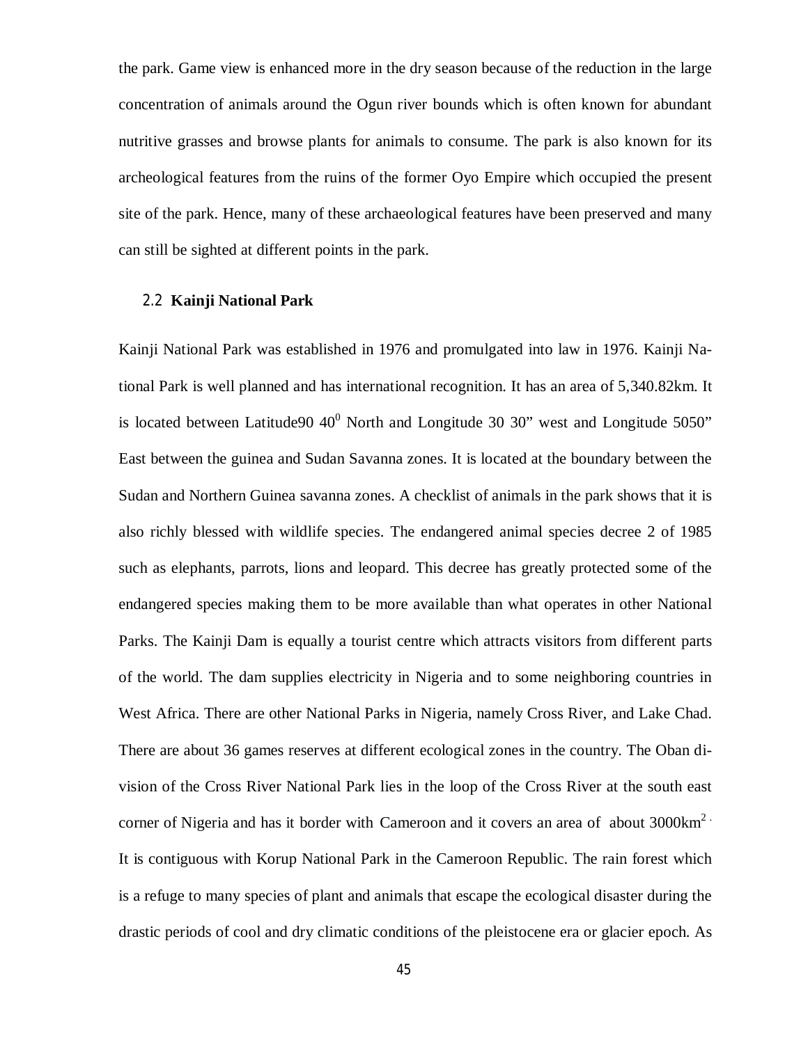the park. Game view is enhanced more in the dry season because of the reduction in the large concentration of animals around the Ogun river bounds which is often known for abundant nutritive grasses and browse plants for animals to consume. The park is also known for its archeological features from the ruins of the former Oyo Empire which occupied the present site of the park. Hence, many of these archaeological features have been preserved and many can still be sighted at different points in the park.

## 2.2 Kainji National Park

Kainji National Park was established in 1976 and promulgated into law in 1976. Kainji National Park is well planned and has international recognition. It has an area of 5,340.82km. It is located between Latitude90 $40^0$ North and Longitude 30 30" west and Longitude 5050" East between the guinea and Sudan Savanna zones. It is located at the boundary between the Sudan and Northern Guinea savanna zones. A checklist of animals in the park shows that it is also richly blessed with wildlife species. The endangered animal species decree 2 of 1985 such as elephants, parrots, lions and leopard. This decree has greatly protected some of the endangered species making them to be more available than what operates in other National Parks. The Kainji Dam is equally a tourist centre which attracts visitors from different parts of the world. The dam supplies electricity in Nigeria and to some neighboring countries in West Africa. There are other National Parks in Nigeria, namely Cross River, and Lake Chad. There are about 36 games reserves at different ecological zones in the country. The Oban division of the Cross River National Park lies in the loop of the Cross River at the south east corner of Nigeria and has it border with Cameroon and it covers an area of about $3000km^2$. It is contiguous with Korup National Park in the Cameroon Republic. The rain forest which is a refuge to many species of plant and animals that escape the ecological disaster during the drastic periods of cool and dry climatic conditions of the pleistocene era or glacier epoch. As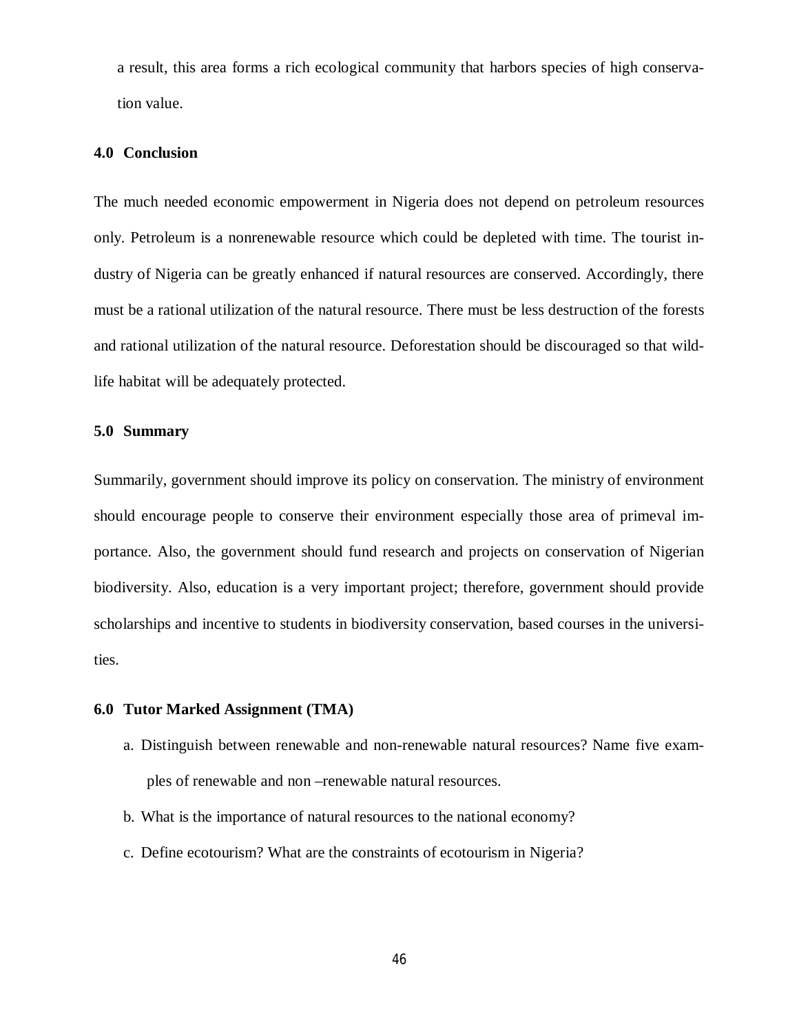a result, this area forms a rich ecological community that harbors species of high conservation value.

### 4.0 Conclusion

The much needed economic empowerment in Nigeria does not depend on petroleum resources only. Petroleum is a nonrenewable resource which could be depleted with time. The tourist industry of Nigeria can be greatly enhanced if natural resources are conserved. Accordingly, there must be a rational utilization of the natural resource. There must be less destruction of the forests and rational utilization of the natural resource. Deforestation should be discouraged so that wildlife habitat will be adequately protected.

### 5.0 Summary

Summarily, government should improve its policy on conservation. The ministry of environment should encourage people to conserve their environment especially those area of primeval importance. Also, the government should fund research and projects on conservation of Nigerian biodiversity. Also, education is a very important project; therefore, government should provide scholarships and incentive to students in biodiversity conservation, based courses in the universities.

### 6.0 Tutor Marked Assignment (TMA)

a. Distinguish between renewable and non-renewable natural resources? Name five examples of renewable and non –renewable natural resources.

b. What is the importance of natural resources to the national economy?

c. Define ecotourism? What are the constraints of ecotourism in Nigeria?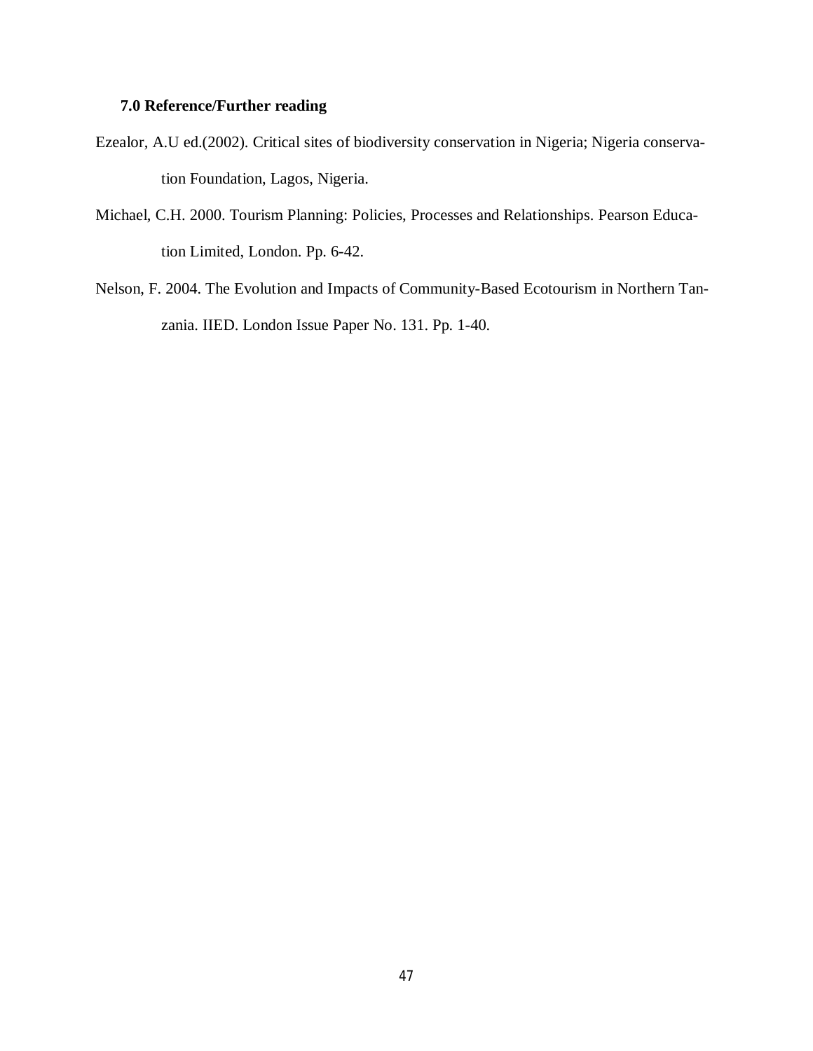### 7.0 Reference/Further reading

Ezealor, A.U ed.(2002). Critical sites of biodiversity conservation in Nigeria; Nigeria conservation Foundation, Lagos, Nigeria.

Michael, C.H. 2000. Tourism Planning: Policies, Processes and Relationships. Pearson Education Limited, London. Pp. 6-42.

Nelson, F. 2004. The Evolution and Impacts of Community-Based Ecotourism in Northern Tanzania. IIED. London Issue Paper No. 131. Pp. 1-40.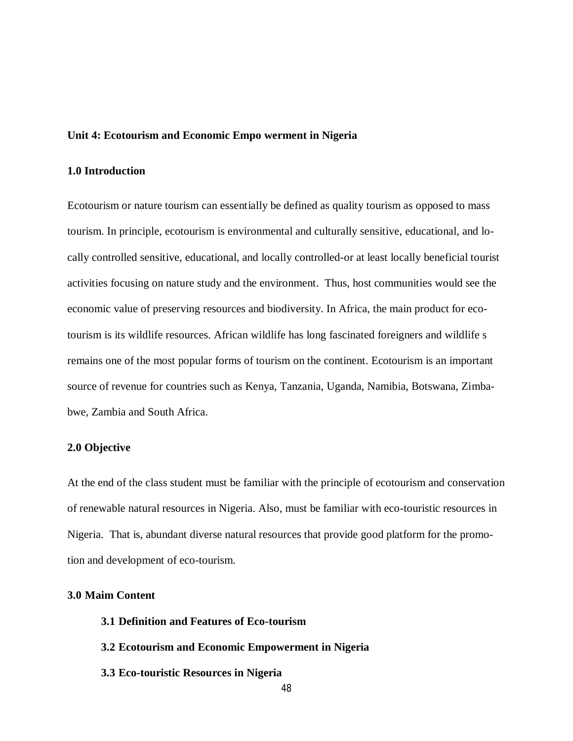**Unit 4: Ecotourism and Economic Empo werment in Nigeria**

**1.0 Introduction**

Ecotourism or nature tourism can essentially be defined as quality tourism as opposed to mass tourism. In principle, ecotourism is environmental and culturally sensitive, educational, and locally controlled sensitive, educational, and locally controlled-or at least locally beneficial tourist activities focusing on nature study and the environment. Thus, host communities would see the economic value of preserving resources and biodiversity. In Africa, the main product for ecotourism is its wildlife resources. African wildlife has long fascinated foreigners and wildlife s remains one of the most popular forms of tourism on the continent. Ecotourism is an important source of revenue for countries such as Kenya, Tanzania, Uganda, Namibia, Botswana, Zimbabwe, Zambia and South Africa.

**2.0 Objective**

At the end of the class student must be familiar with the principle of ecotourism and conservation of renewable natural resources in Nigeria. Also, must be familiar with eco-touristic resources in Nigeria. That is, abundant diverse natural resources that provide good platform for the promotion and development of eco-tourism.

**3.0 Maim Content**

**3.1 Definition and Features of Eco-tourism**

**3.2 Ecotourism and Economic Empowerment in Nigeria**

**3.3 Eco-touristic Resources in Nigeria**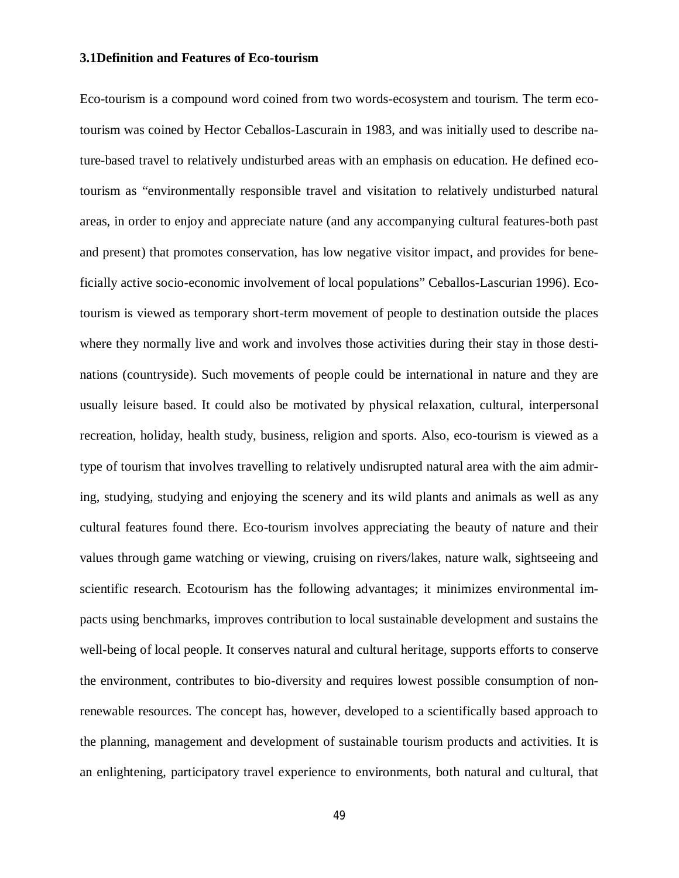### 3.1Definition and Features of Eco-tourism

Eco-tourism is a compound word coined from two words-ecosystem and tourism. The term eco-tourism was coined by Hector Ceballos-Lascurain in 1983, and was initially used to describe nature-based travel to relatively undisturbed areas with an emphasis on education. He defined eco-tourism as "environmentally responsible travel and visitation to relatively undisturbed natural areas, in order to enjoy and appreciate nature (and any accompanying cultural features-both past and present) that promotes conservation, has low negative visitor impact, and provides for beneficially active socio-economic involvement of local populations" Ceballos-Lascurian 1996). Eco-tourism is viewed as temporary short-term movement of people to destination outside the places where they normally live and work and involves those activities during their stay in those destinations (countryside). Such movements of people could be international in nature and they are usually leisure based. It could also be motivated by physical relaxation, cultural, interpersonal recreation, holiday, health study, business, religion and sports. Also, eco-tourism is viewed as a type of tourism that involves travelling to relatively undisrupted natural area with the aim admiring, studying, studying and enjoying the scenery and its wild plants and animals as well as any cultural features found there. Eco-tourism involves appreciating the beauty of nature and their values through game watching or viewing, cruising on rivers/lakes, nature walk, sightseeing and scientific research. Ecotourism has the following advantages; it minimizes environmental impacts using benchmarks, improves contribution to local sustainable development and sustains the well-being of local people. It conserves natural and cultural heritage, supports efforts to conserve the environment, contributes to bio-diversity and requires lowest possible consumption of non-renewable resources. The concept has, however, developed to a scientifically based approach to the planning, management and development of sustainable tourism products and activities. It is an enlightening, participatory travel experience to environments, both natural and cultural, that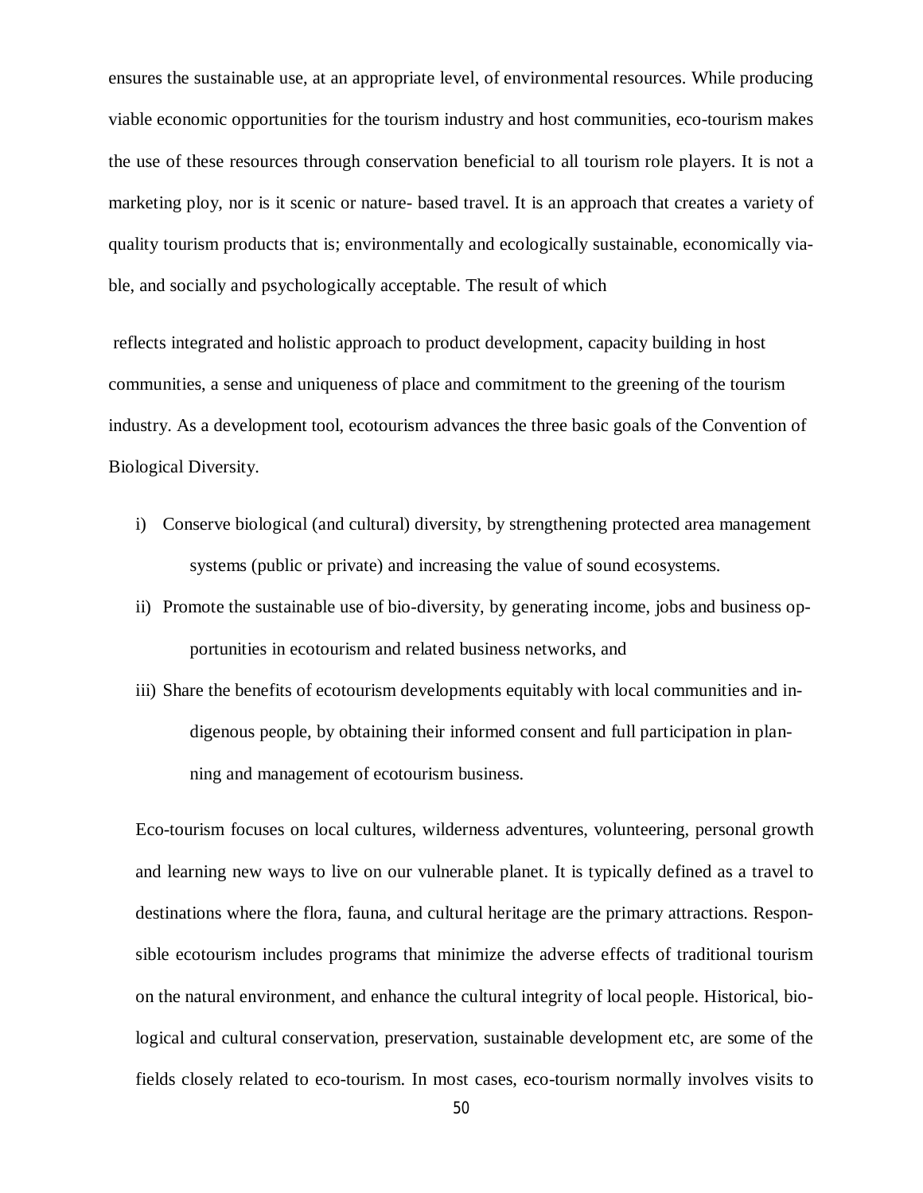ensures the sustainable use, at an appropriate level, of environmental resources. While producing viable economic opportunities for the tourism industry and host communities, eco-tourism makes the use of these resources through conservation beneficial to all tourism role players. It is not a marketing ploy, nor is it scenic or nature- based travel. It is an approach that creates a variety of quality tourism products that is; environmentally and ecologically sustainable, economically viable, and socially and psychologically acceptable. The result of which

reflects integrated and holistic approach to product development, capacity building in host communities, a sense and uniqueness of place and commitment to the greening of the tourism industry. As a development tool, ecotourism advances the three basic goals of the Convention of Biological Diversity.

i) Conserve biological (and cultural) diversity, by strengthening protected area management systems (public or private) and increasing the value of sound ecosystems.
ii) Promote the sustainable use of bio-diversity, by generating income, jobs and business opportunities in ecotourism and related business networks, and
iii) Share the benefits of ecotourism developments equitably with local communities and indigenous people, by obtaining their informed consent and full participation in planning and management of ecotourism business.

Eco-tourism focuses on local cultures, wilderness adventures, volunteering, personal growth and learning new ways to live on our vulnerable planet. It is typically defined as a travel to destinations where the flora, fauna, and cultural heritage are the primary attractions. Responsible ecotourism includes programs that minimize the adverse effects of traditional tourism on the natural environment, and enhance the cultural integrity of local people. Historical, biological and cultural conservation, preservation, sustainable development etc, are some of the fields closely related to eco-tourism. In most cases, eco-tourism normally involves visits to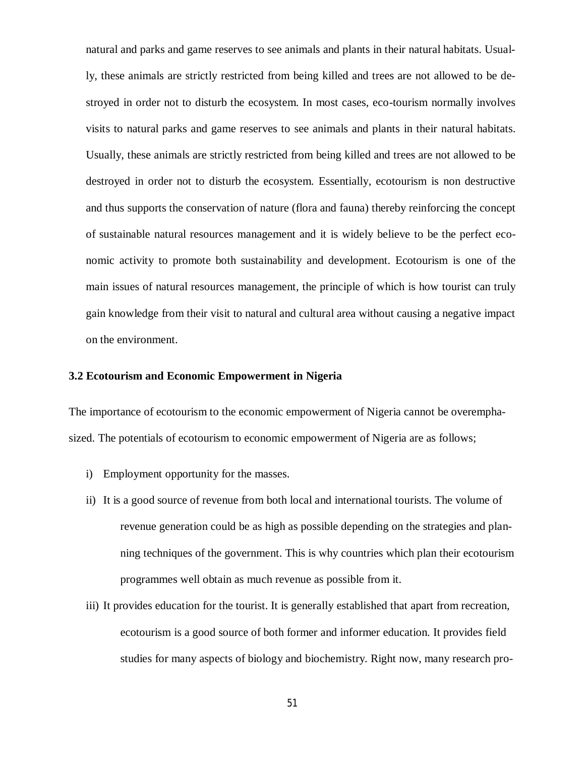natural and parks and game reserves to see animals and plants in their natural habitats. Usually, these animals are strictly restricted from being killed and trees are not allowed to be destroyed in order not to disturb the ecosystem. In most cases, eco-tourism normally involves visits to natural parks and game reserves to see animals and plants in their natural habitats. Usually, these animals are strictly restricted from being killed and trees are not allowed to be destroyed in order not to disturb the ecosystem. Essentially, ecotourism is non destructive and thus supports the conservation of nature (flora and fauna) thereby reinforcing the concept of sustainable natural resources management and it is widely believe to be the perfect economic activity to promote both sustainability and development. Ecotourism is one of the main issues of natural resources management, the principle of which is how tourist can truly gain knowledge from their visit to natural and cultural area without causing a negative impact on the environment.

### 3.2 Ecotourism and Economic Empowerment in Nigeria

The importance of ecotourism to the economic empowerment of Nigeria cannot be overemphasized. The potentials of ecotourism to economic empowerment of Nigeria are as follows;

i) Employment opportunity for the masses.

ii) It is a good source of revenue from both local and international tourists. The volume of revenue generation could be as high as possible depending on the strategies and planning techniques of the government. This is why countries which plan their ecotourism programmes well obtain as much revenue as possible from it.

iii) It provides education for the tourist. It is generally established that apart from recreation, ecotourism is a good source of both former and informer education. It provides field studies for many aspects of biology and biochemistry. Right now, many research pro-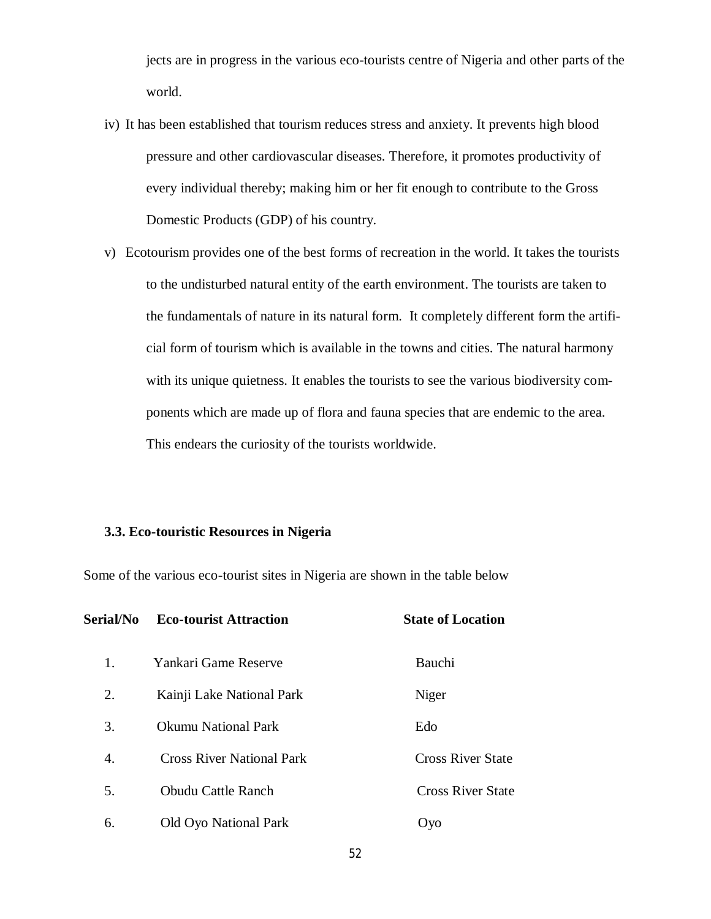jects are in progress in the various eco-tourists centre of Nigeria and other parts of the world.

iv) It has been established that tourism reduces stress and anxiety. It prevents high blood pressure and other cardiovascular diseases. Therefore, it promotes productivity of every individual thereby; making him or her fit enough to contribute to the Gross Domestic Products (GDP) of his country.

v) Ecotourism provides one of the best forms of recreation in the world. It takes the tourists to the undisturbed natural entity of the earth environment. The tourists are taken to the fundamentals of nature in its natural form. It completely different form the artificial form of tourism which is available in the towns and cities. The natural harmony with its unique quietness. It enables the tourists to see the various biodiversity components which are made up of flora and fauna species that are endemic to the area. This endears the curiosity of the tourists worldwide.

### 3.3. Eco-touristic Resources in Nigeria

Some of the various eco-tourist sites in Nigeria are shown in the table below

| Serial/No | Eco-tourist Attraction | State of Location |
|---|---|---|
| 1. | Yankari Game Reserve | Bauchi |
| 2. | Kainji Lake National Park | Niger |
| 3. | Okumu National Park | Edo |
| 4. | Cross River National Park | Cross River State |
| 5. | Obudu Cattle Ranch | Cross River State |
| 6. | Old Oyo National Park | Oyo |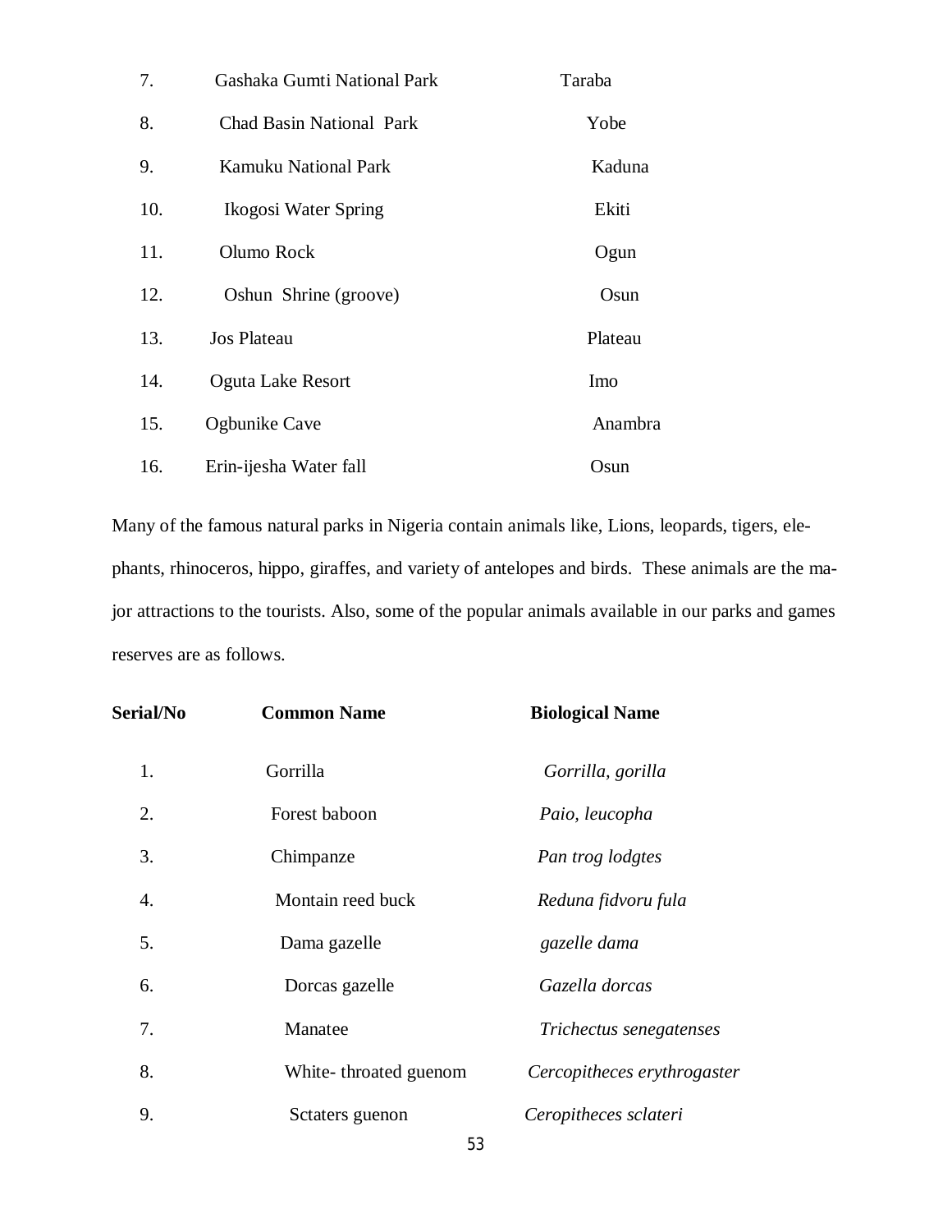| | | |
|---|---|---|
| 7. | Gashaka Gumti National Park | Taraba |
| 8. | Chad Basin National Park | Yobe |
| 9. | Kamuku National Park | Kaduna |
| 10. | Ikogosi Water Spring | Ekiti |
| 11. | Olumo Rock | Ogun |
| 12. | Oshun Shrine (groove) | Osun |
| 13. | Jos Plateau | Plateau |
| 14. | Oguta Lake Resort | Imo |
| 15. | Ogbunike Cave | Anambra |
| 16. | Erin-ijesha Water fall | Osun |

Many of the famous natural parks in Nigeria contain animals like, Lions, leopards, tigers, elephants, rhinoceros, hippo, giraffes, and variety of antelopes and birds. These animals are the major attractions to the tourists. Also, some of the popular animals available in our parks and games reserves are as follows.

| Serial/No | Common Name | Biological Name |
|---|---|---|
| 1. | Gorrilla | *Gorrilla, gorilla* |
| 2. | Forest baboon | *Paio, leucopha* |
| 3. | Chimpanze | *Pan trog lodgtes* |
| 4. | Montain reed buck | *Reduna fidvoru fula* |
| 5. | Dama gazelle | *gazelle dama* |
| 6. | Dorcas gazelle | *Gazella dorcas* |
| 7. | Manatee | *Trichectus senegatenses* |
| 8. | White- throated guenom | *Cercopitheces erythrogaster* |
| 9. | Sctaters guenon | *Ceropitheces sclateri* |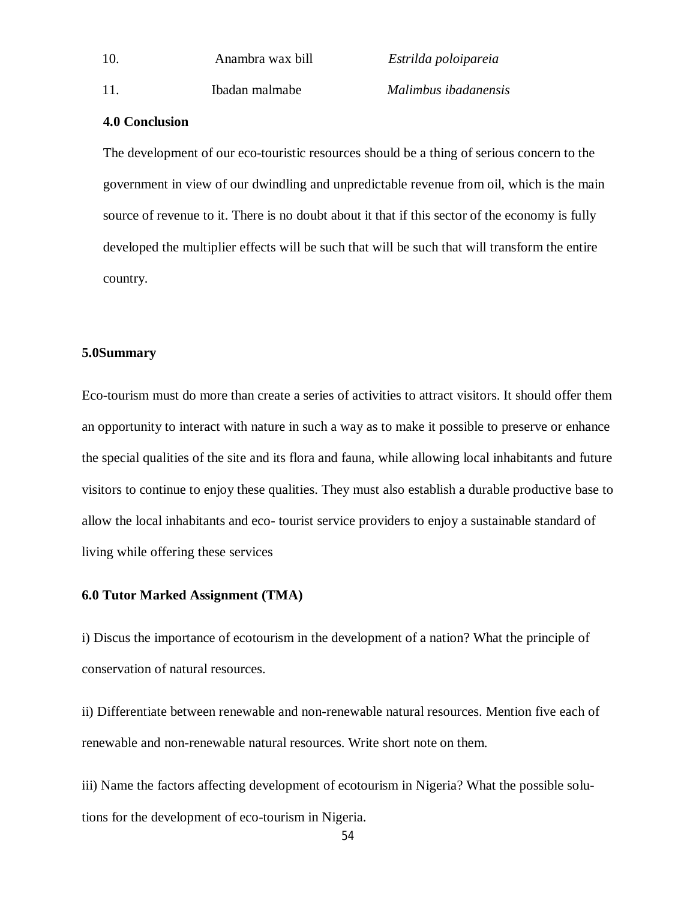| 10. | Anambra wax bill | *Estrilda poloipareia* |
|---|---|---|
| 11. | Ibadan malmabe | *Malimbus ibadanensis* |

## 4.0 Conclusion

The development of our eco-touristic resources should be a thing of serious concern to the government in view of our dwindling and unpredictable revenue from oil, which is the main source of revenue to it. There is no doubt about it that if this sector of the economy is fully developed the multiplier effects will be such that will be such that will transform the entire country.

## 5.0Summary

Eco-tourism must do more than create a series of activities to attract visitors. It should offer them an opportunity to interact with nature in such a way as to make it possible to preserve or enhance the special qualities of the site and its flora and fauna, while allowing local inhabitants and future visitors to continue to enjoy these qualities. They must also establish a durable productive base to allow the local inhabitants and eco- tourist service providers to enjoy a sustainable standard of living while offering these services

## 6.0 Tutor Marked Assignment (TMA)

i) Discus the importance of ecotourism in the development of a nation? What the principle of conservation of natural resources.

ii) Differentiate between renewable and non-renewable natural resources. Mention five each of renewable and non-renewable natural resources. Write short note on them.

iii) Name the factors affecting development of ecotourism in Nigeria? What the possible solutions for the development of eco-tourism in Nigeria.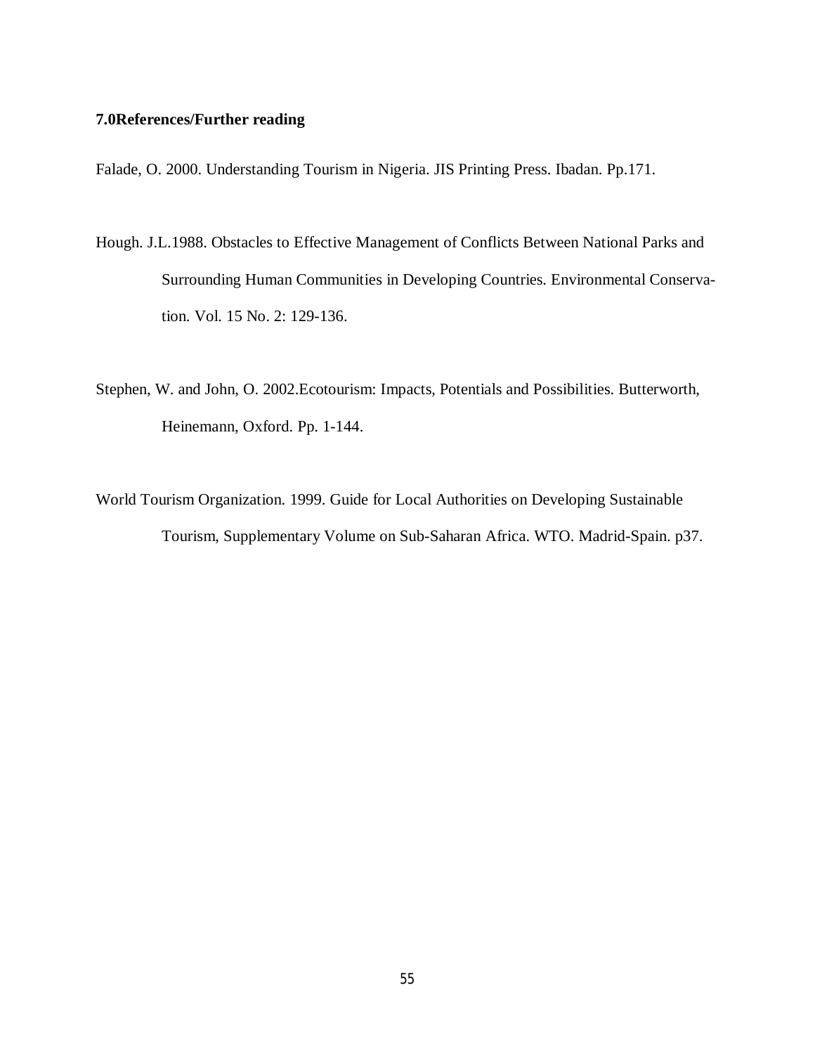**7.0References/Further reading**

Falade, O. 2000. Understanding Tourism in Nigeria. JIS Printing Press. Ibadan. Pp.171.

Hough. J.L.1988. Obstacles to Effective Management of Conflicts Between National Parks and Surrounding Human Communities in Developing Countries. Environmental Conservation. Vol. 15 No. 2: 129-136.

Stephen, W. and John, O. 2002.Ecotourism: Impacts, Potentials and Possibilities. Butterworth, Heinemann, Oxford. Pp. 1-144.

World Tourism Organization. 1999. Guide for Local Authorities on Developing Sustainable Tourism, Supplementary Volume on Sub-Saharan Africa. WTO. Madrid-Spain. p37.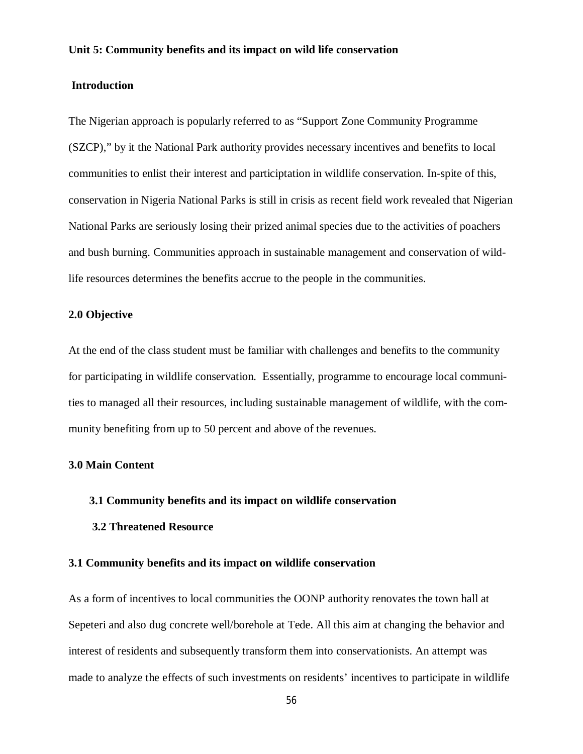**Unit 5: Community benefits and its impact on wild life conservation**

**Introduction**

The Nigerian approach is popularly referred to as "Support Zone Community Programme (SZCP)," by it the National Park authority provides necessary incentives and benefits to local communities to enlist their interest and participtation in wildlife conservation. In-spite of this, conservation in Nigeria National Parks is still in crisis as recent field work revealed that Nigerian National Parks are seriously losing their prized animal species due to the activities of poachers and bush burning. Communities approach in sustainable management and conservation of wild-life resources determines the benefits accrue to the people in the communities.

**2.0 Objective**

At the end of the class student must be familiar with challenges and benefits to the community for participating in wildlife conservation. Essentially, programme to encourage local communities to managed all their resources, including sustainable management of wildlife, with the community benefiting from up to 50 percent and above of the revenues.

**3.0 Main Content**

**3.1 Community benefits and its impact on wildlife conservation**

**3.2 Threatened Resource**

**3.1 Community benefits and its impact on wildlife conservation**

As a form of incentives to local communities the OONP authority renovates the town hall at Sepeteri and also dug concrete well/borehole at Tede. All this aim at changing the behavior and interest of residents and subsequently transform them into conservationists. An attempt was made to analyze the effects of such investments on residents' incentives to participate in wildlife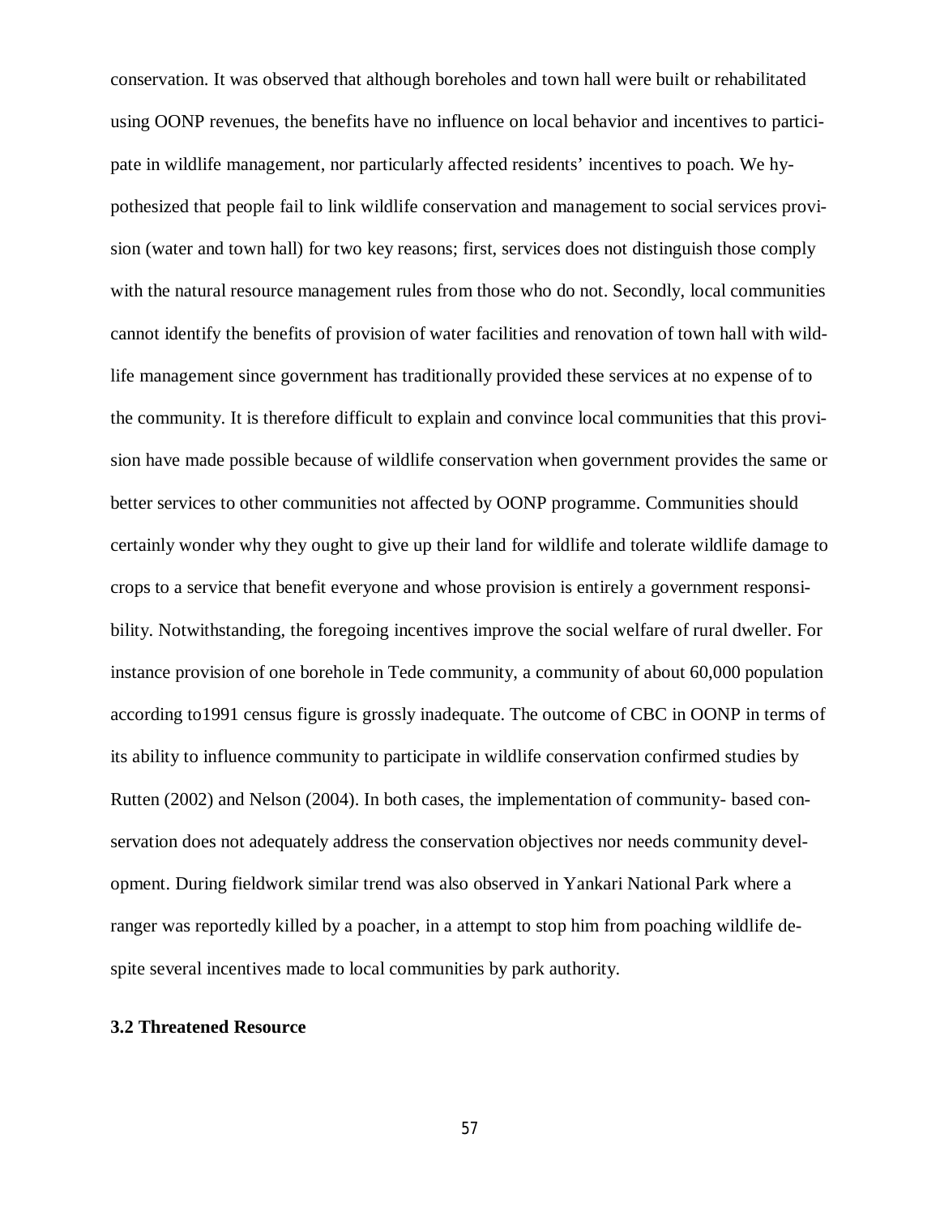conservation. It was observed that although boreholes and town hall were built or rehabilitated using OONP revenues, the benefits have no influence on local behavior and incentives to participate in wildlife management, nor particularly affected residents' incentives to poach. We hypothesized that people fail to link wildlife conservation and management to social services provision (water and town hall) for two key reasons; first, services does not distinguish those comply with the natural resource management rules from those who do not. Secondly, local communities cannot identify the benefits of provision of water facilities and renovation of town hall with wildlife management since government has traditionally provided these services at no expense of to the community. It is therefore difficult to explain and convince local communities that this provision have made possible because of wildlife conservation when government provides the same or better services to other communities not affected by OONP programme. Communities should certainly wonder why they ought to give up their land for wildlife and tolerate wildlife damage to crops to a service that benefit everyone and whose provision is entirely a government responsibility. Notwithstanding, the foregoing incentives improve the social welfare of rural dweller. For instance provision of one borehole in Tede community, a community of about 60,000 population according to1991 census figure is grossly inadequate. The outcome of CBC in OONP in terms of its ability to influence community to participate in wildlife conservation confirmed studies by Rutten (2002) and Nelson (2004). In both cases, the implementation of community- based conservation does not adequately address the conservation objectives nor needs community development. During fieldwork similar trend was also observed in Yankari National Park where a ranger was reportedly killed by a poacher, in a attempt to stop him from poaching wildlife despite several incentives made to local communities by park authority.

### 3.2 Threatened Resource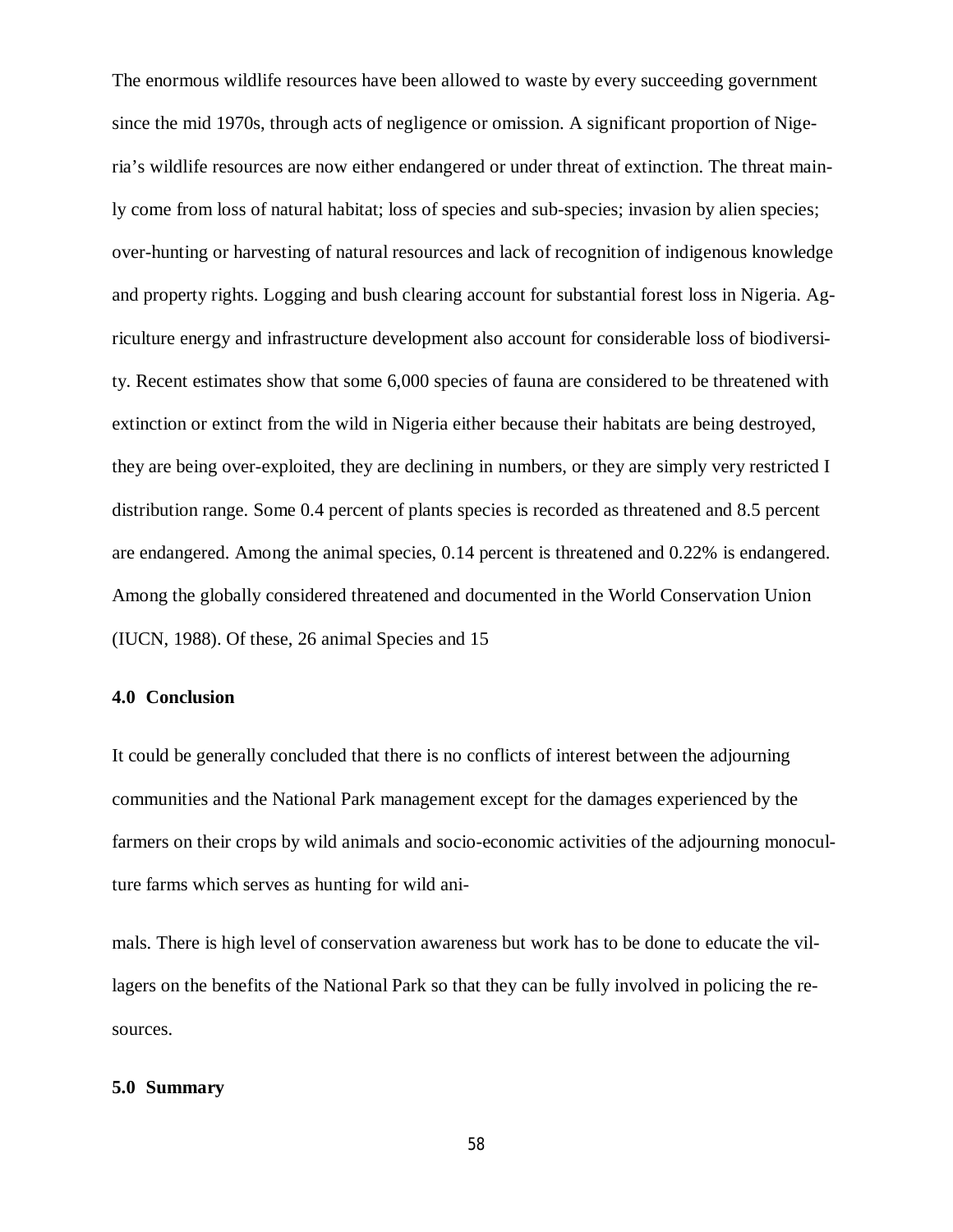The enormous wildlife resources have been allowed to waste by every succeeding government since the mid 1970s, through acts of negligence or omission. A significant proportion of Nigeria's wildlife resources are now either endangered or under threat of extinction. The threat mainly come from loss of natural habitat; loss of species and sub-species; invasion by alien species; over-hunting or harvesting of natural resources and lack of recognition of indigenous knowledge and property rights. Logging and bush clearing account for substantial forest loss in Nigeria. Agriculture energy and infrastructure development also account for considerable loss of biodiversity. Recent estimates show that some 6,000 species of fauna are considered to be threatened with extinction or extinct from the wild in Nigeria either because their habitats are being destroyed, they are being over-exploited, they are declining in numbers, or they are simply very restricted I distribution range. Some 0.4 percent of plants species is recorded as threatened and 8.5 percent are endangered. Among the animal species, 0.14 percent is threatened and 0.22% is endangered. Among the globally considered threatened and documented in the World Conservation Union (IUCN, 1988). Of these, 26 animal Species and 15

#### 4.0 Conclusion

It could be generally concluded that there is no conflicts of interest between the adjourning communities and the National Park management except for the damages experienced by the farmers on their crops by wild animals and socio-economic activities of the adjourning monoculture farms which serves as hunting for wild animals. There is high level of conservation awareness but work has to be done to educate the villagers on the benefits of the National Park so that they can be fully involved in policing the resources.

#### 5.0 Summary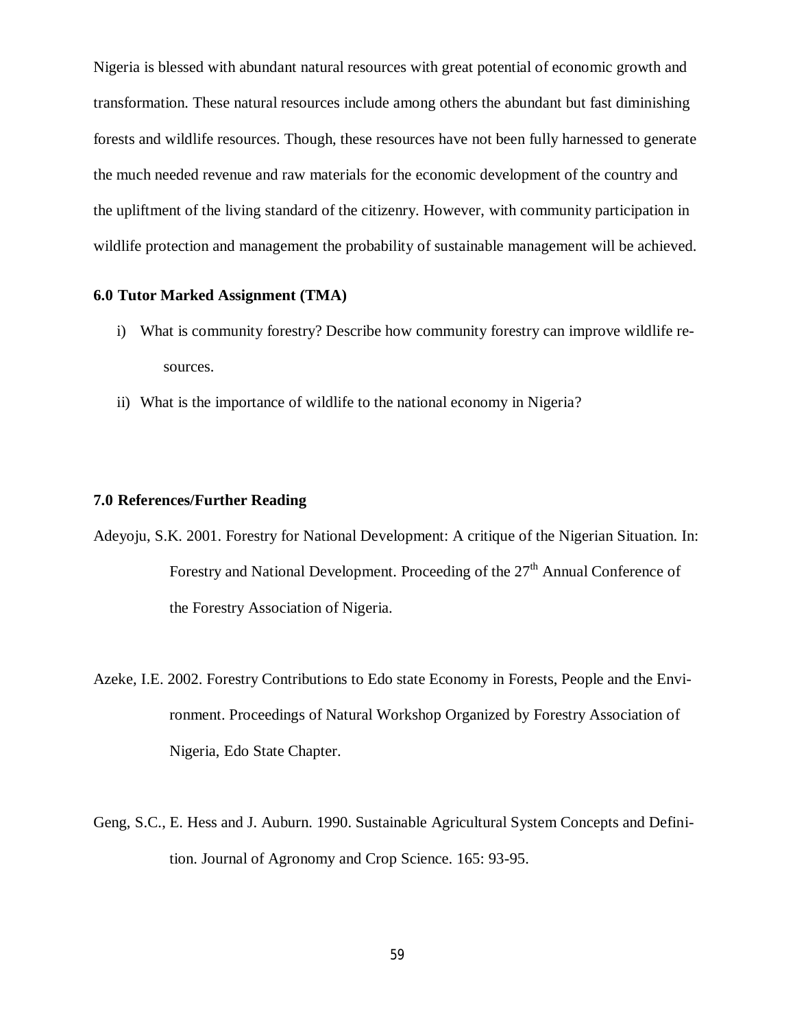Nigeria is blessed with abundant natural resources with great potential of economic growth and transformation. These natural resources include among others the abundant but fast diminishing forests and wildlife resources. Though, these resources have not been fully harnessed to generate the much needed revenue and raw materials for the economic development of the country and the upliftment of the living standard of the citizenry. However, with community participation in wildlife protection and management the probability of sustainable management will be achieved.

### 6.0 Tutor Marked Assignment (TMA)

i) What is community forestry? Describe how community forestry can improve wildlife resources.

ii) What is the importance of wildlife to the national economy in Nigeria?

### 7.0 References/Further Reading

Adeyoju, S.K. 2001. Forestry for National Development: A critique of the Nigerian Situation. In: Forestry and National Development. Proceeding of the 27th Annual Conference of the Forestry Association of Nigeria.

Azeke, I.E. 2002. Forestry Contributions to Edo state Economy in Forests, People and the Environment. Proceedings of Natural Workshop Organized by Forestry Association of Nigeria, Edo State Chapter.

Geng, S.C., E. Hess and J. Auburn. 1990. Sustainable Agricultural System Concepts and Definition. Journal of Agronomy and Crop Science. 165: 93-95.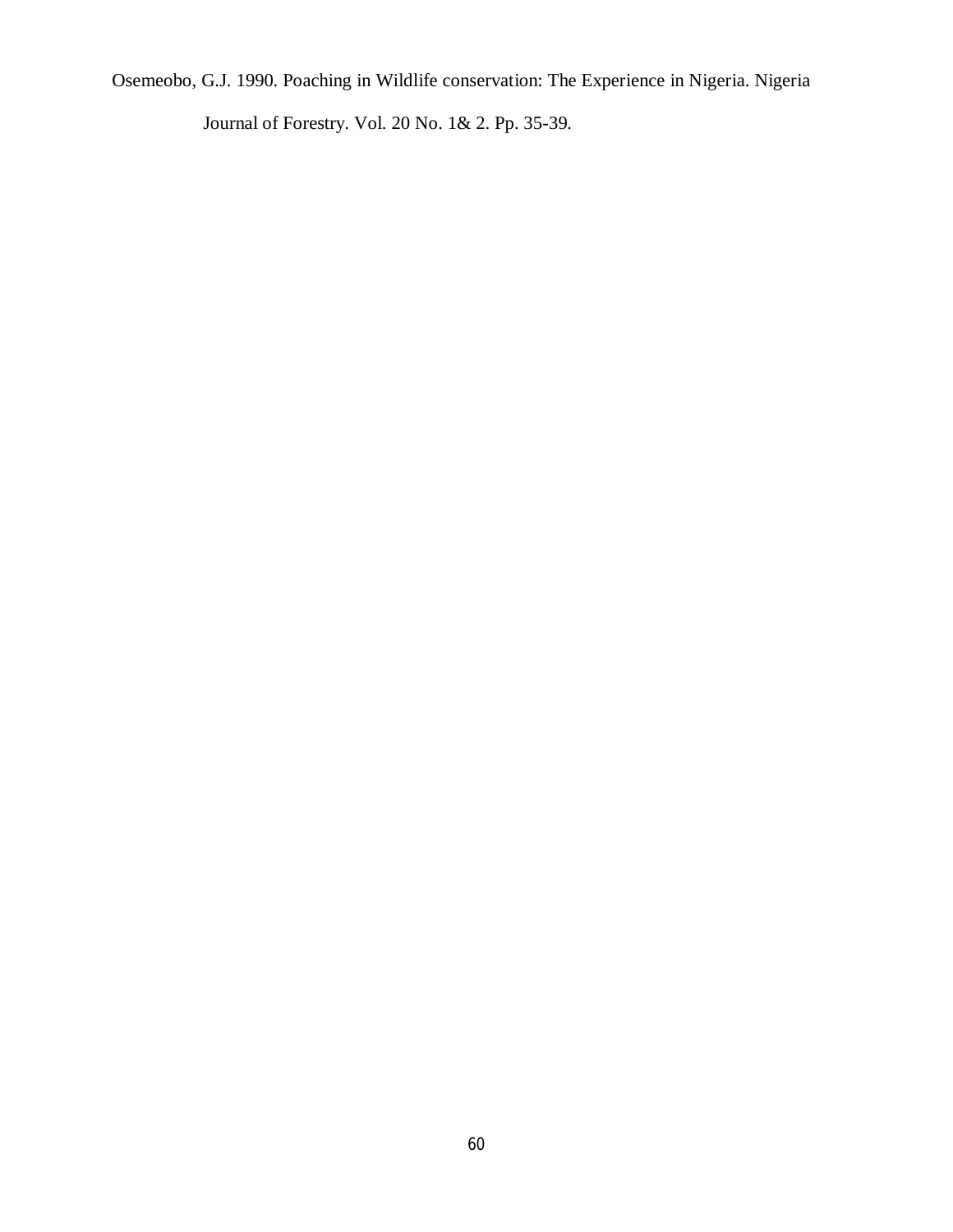Osemeobo, G.J. 1990. Poaching in Wildlife conservation: The Experience in Nigeria. Nigeria Journal of Forestry. Vol. 20 No. 1& 2. Pp. 35-39.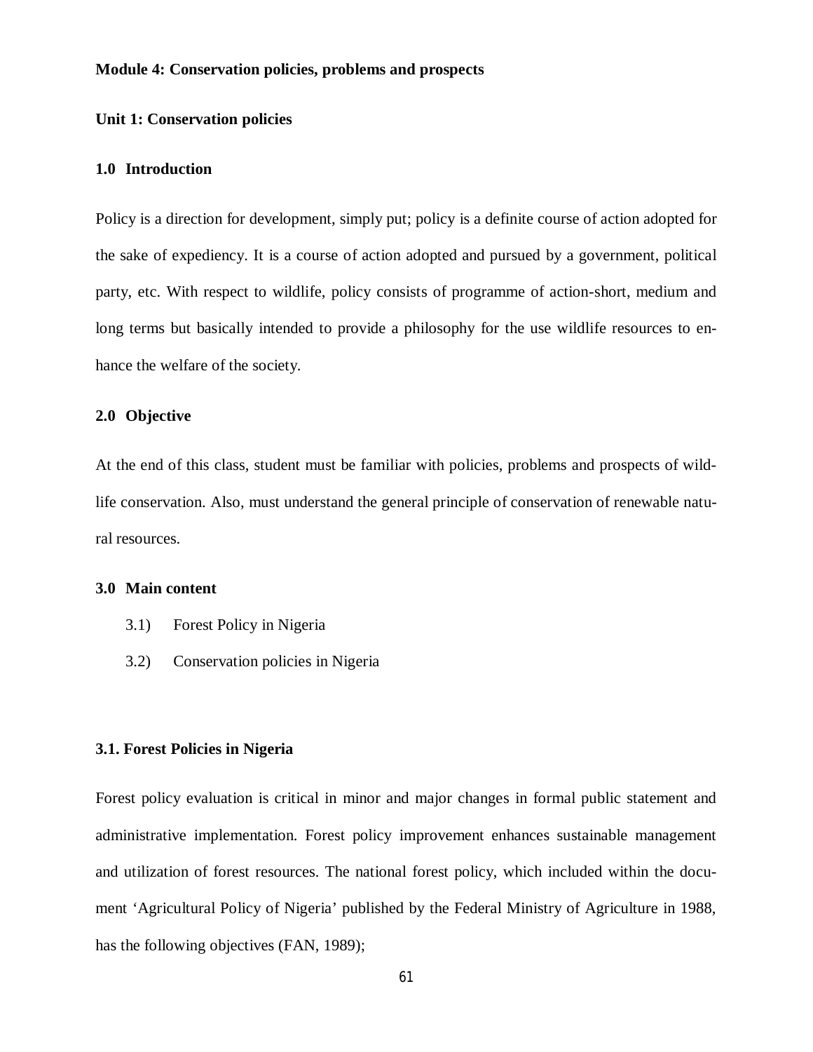**Module 4: Conservation policies, problems and prospects**

**Unit 1: Conservation policies**

**1.0 Introduction**

Policy is a direction for development, simply put; policy is a definite course of action adopted for the sake of expediency. It is a course of action adopted and pursued by a government, political party, etc. With respect to wildlife, policy consists of programme of action-short, medium and long terms but basically intended to provide a philosophy for the use wildlife resources to enhance the welfare of the society.

**2.0 Objective**

At the end of this class, student must be familiar with policies, problems and prospects of wildlife conservation. Also, must understand the general principle of conservation of renewable natural resources.

**3.0 Main content**

3.1) Forest Policy in Nigeria

3.2) Conservation policies in Nigeria

**3.1. Forest Policies in Nigeria**

Forest policy evaluation is critical in minor and major changes in formal public statement and administrative implementation. Forest policy improvement enhances sustainable management and utilization of forest resources. The national forest policy, which included within the document 'Agricultural Policy of Nigeria' published by the Federal Ministry of Agriculture in 1988, has the following objectives (FAN, 1989);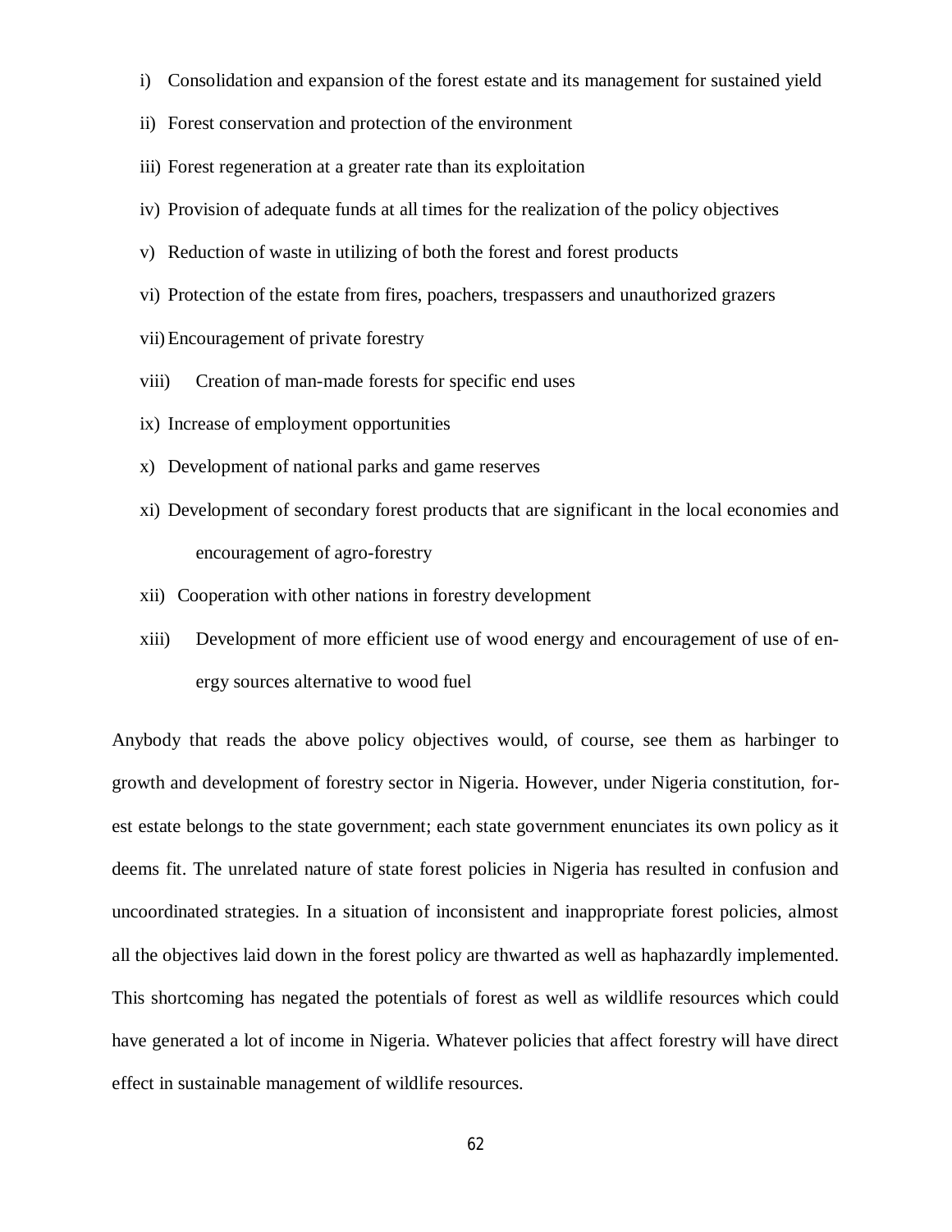i) Consolidation and expansion of the forest estate and its management for sustained yield

ii) Forest conservation and protection of the environment

iii) Forest regeneration at a greater rate than its exploitation

iv) Provision of adequate funds at all times for the realization of the policy objectives

v) Reduction of waste in utilizing of both the forest and forest products

vi) Protection of the estate from fires, poachers, trespassers and unauthorized grazers

vii) Encouragement of private forestry

viii) Creation of man-made forests for specific end uses

ix) Increase of employment opportunities

x) Development of national parks and game reserves

xi) Development of secondary forest products that are significant in the local economies and encouragement of agro-forestry

xii) Cooperation with other nations in forestry development

xiii) Development of more efficient use of wood energy and encouragement of use of energy sources alternative to wood fuel

Anybody that reads the above policy objectives would, of course, see them as harbinger to growth and development of forestry sector in Nigeria. However, under Nigeria constitution, forest estate belongs to the state government; each state government enunciates its own policy as it deems fit. The unrelated nature of state forest policies in Nigeria has resulted in confusion and uncoordinated strategies. In a situation of inconsistent and inappropriate forest policies, almost all the objectives laid down in the forest policy are thwarted as well as haphazardly implemented. This shortcoming has negated the potentials of forest as well as wildlife resources which could have generated a lot of income in Nigeria. Whatever policies that affect forestry will have direct effect in sustainable management of wildlife resources.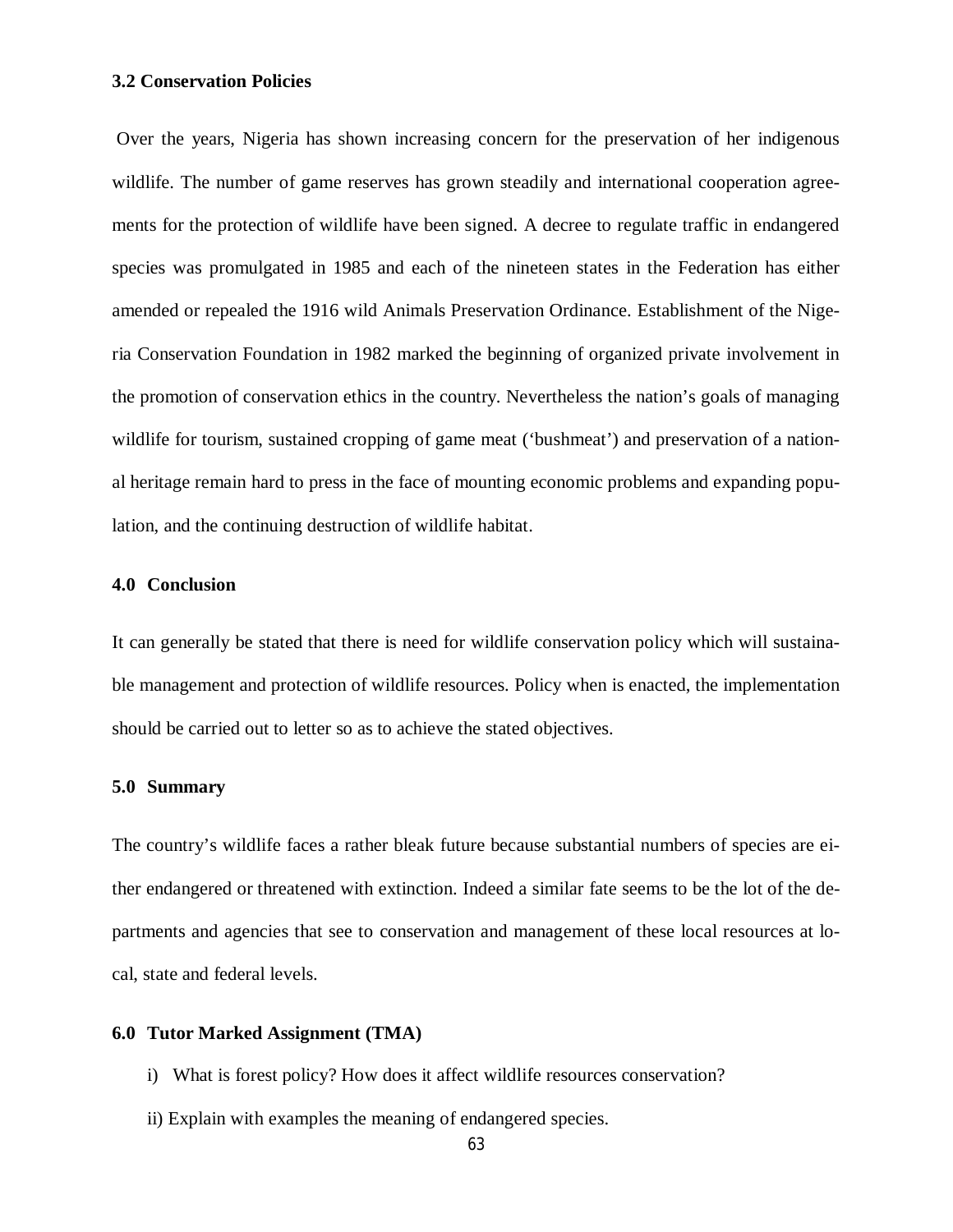### 3.2 Conservation Policies

Over the years, Nigeria has shown increasing concern for the preservation of her indigenous wildlife. The number of game reserves has grown steadily and international cooperation agreements for the protection of wildlife have been signed. A decree to regulate traffic in endangered species was promulgated in 1985 and each of the nineteen states in the Federation has either amended or repealed the 1916 wild Animals Preservation Ordinance. Establishment of the Nigeria Conservation Foundation in 1982 marked the beginning of organized private involvement in the promotion of conservation ethics in the country. Nevertheless the nation's goals of managing wildlife for tourism, sustained cropping of game meat ('bushmeat') and preservation of a national heritage remain hard to press in the face of mounting economic problems and expanding population, and the continuing destruction of wildlife habitat.

## 4.0 Conclusion

It can generally be stated that there is need for wildlife conservation policy which will sustainable management and protection of wildlife resources. Policy when is enacted, the implementation should be carried out to letter so as to achieve the stated objectives.

## 5.0 Summary

The country's wildlife faces a rather bleak future because substantial numbers of species are either endangered or threatened with extinction. Indeed a similar fate seems to be the lot of the departments and agencies that see to conservation and management of these local resources at local, state and federal levels.

## 6.0 Tutor Marked Assignment (TMA)

i) What is forest policy? How does it affect wildlife resources conservation?

ii) Explain with examples the meaning of endangered species.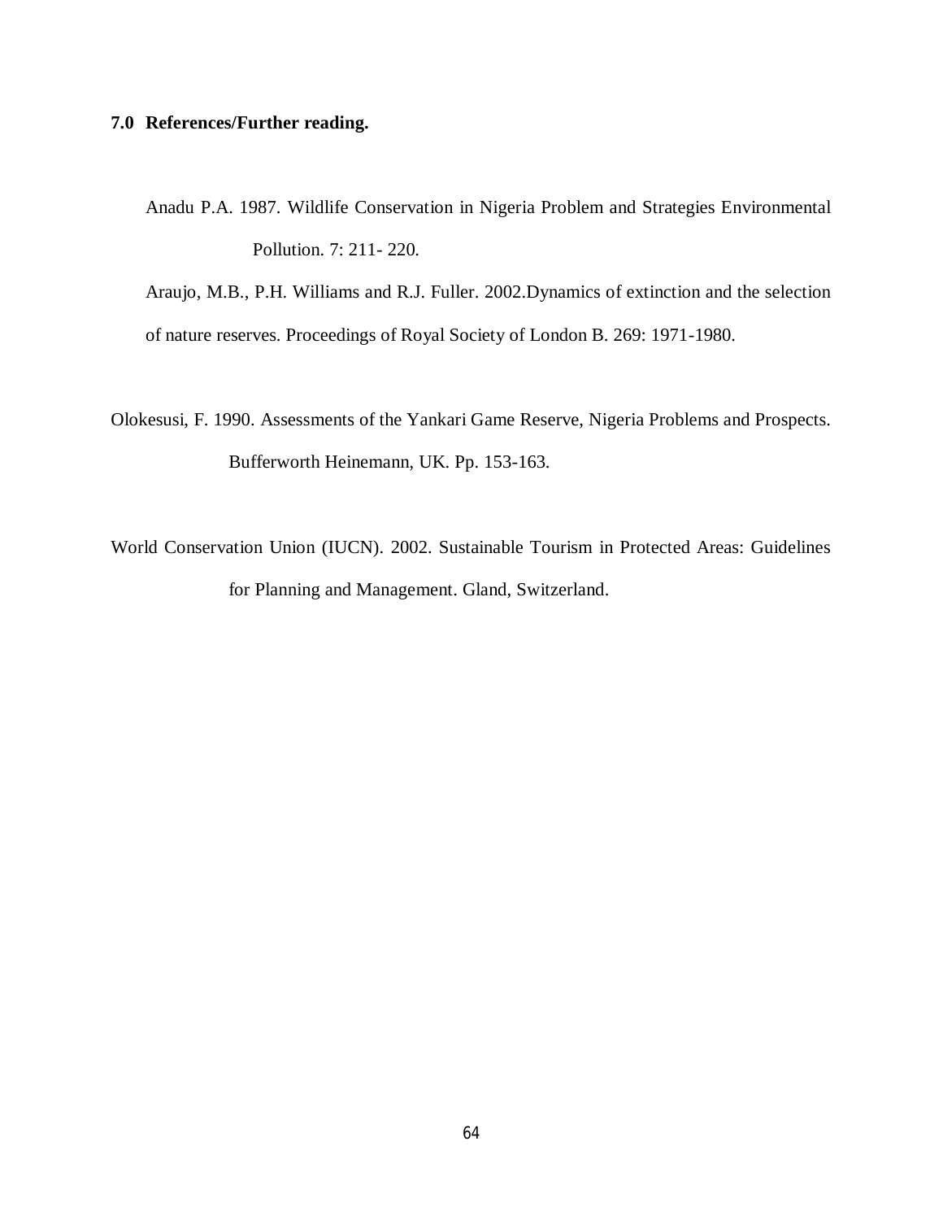## 7.0 References/Further reading.

Anadu P.A. 1987. Wildlife Conservation in Nigeria Problem and Strategies Environmental Pollution. 7: 211- 220.

Araujo, M.B., P.H. Williams and R.J. Fuller. 2002.Dynamics of extinction and the selection of nature reserves. Proceedings of Royal Society of London B. 269: 1971-1980.

Olokesusi, F. 1990. Assessments of the Yankari Game Reserve, Nigeria Problems and Prospects. Bufferworth Heinemann, UK. Pp. 153-163.

World Conservation Union (IUCN). 2002. Sustainable Tourism in Protected Areas: Guidelines for Planning and Management. Gland, Switzerland.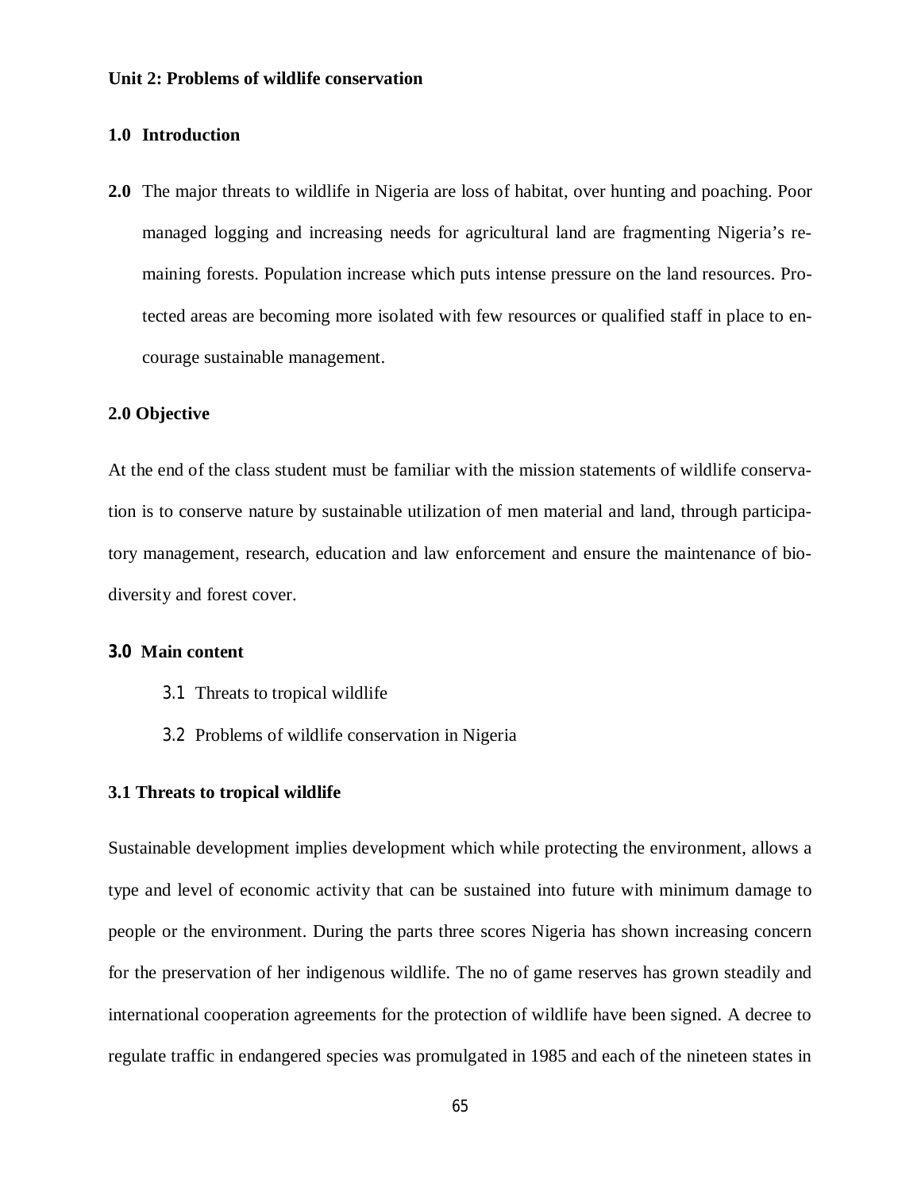**Unit 2: Problems of wildlife conservation**

**1.0 Introduction**

**2.0** The major threats to wildlife in Nigeria are loss of habitat, over hunting and poaching. Poor managed logging and increasing needs for agricultural land are fragmenting Nigeria's remaining forests. Population increase which puts intense pressure on the land resources. Protected areas are becoming more isolated with few resources or qualified staff in place to encourage sustainable management.

**2.0 Objective**

At the end of the class student must be familiar with the mission statements of wildlife conservation is to conserve nature by sustainable utilization of men material and land, through participatory management, research, education and law enforcement and ensure the maintenance of biodiversity and forest cover.

**3.0 Main content**

3.1 Threats to tropical wildlife

3.2 Problems of wildlife conservation in Nigeria

**3.1 Threats to tropical wildlife**

Sustainable development implies development which while protecting the environment, allows a type and level of economic activity that can be sustained into future with minimum damage to people or the environment. During the parts three scores Nigeria has shown increasing concern for the preservation of her indigenous wildlife. The no of game reserves has grown steadily and international cooperation agreements for the protection of wildlife have been signed. A decree to regulate traffic in endangered species was promulgated in 1985 and each of the nineteen states in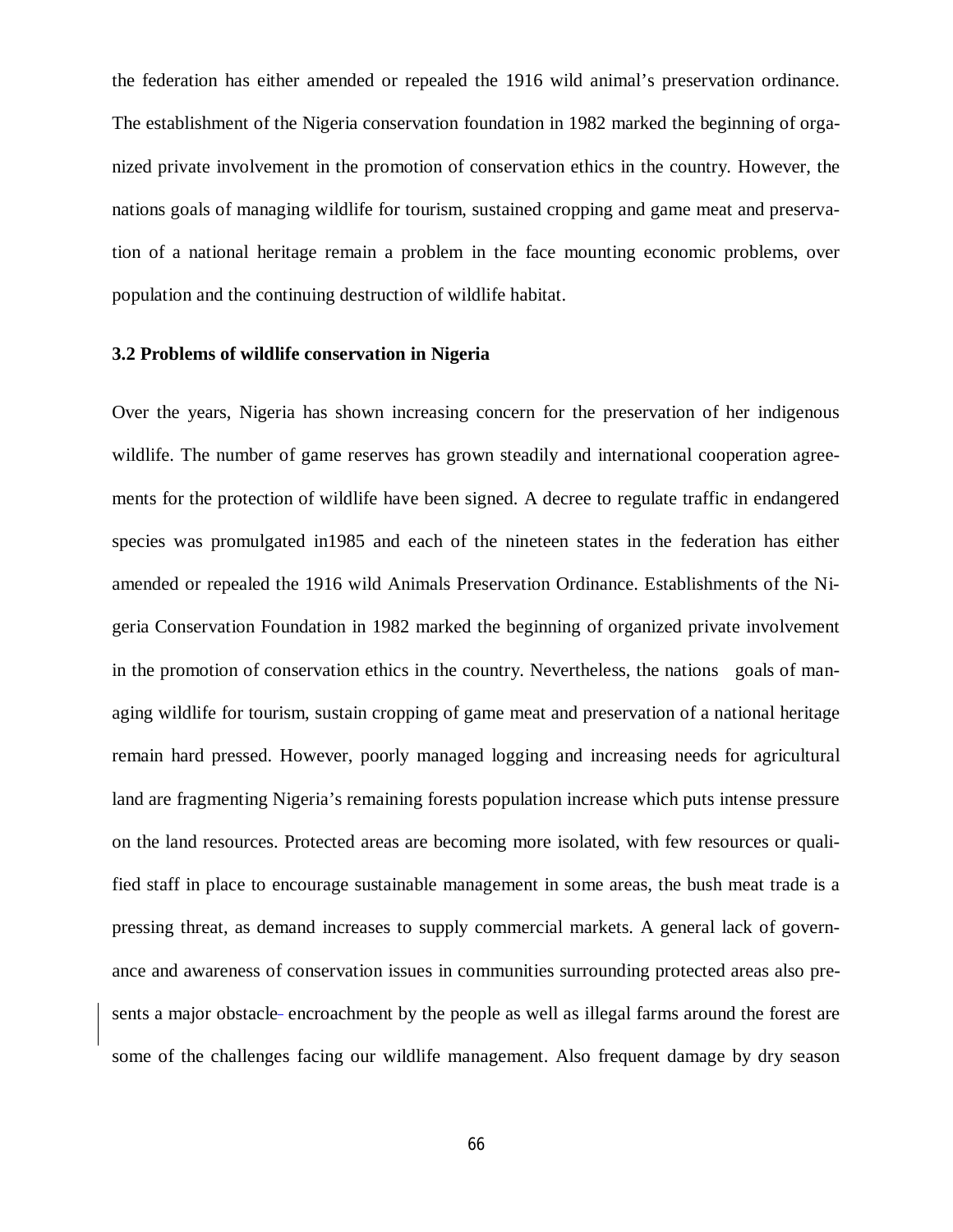the federation has either amended or repealed the 1916 wild animal's preservation ordinance. The establishment of the Nigeria conservation foundation in 1982 marked the beginning of organized private involvement in the promotion of conservation ethics in the country. However, the nations goals of managing wildlife for tourism, sustained cropping and game meat and preservation of a national heritage remain a problem in the face mounting economic problems, over population and the continuing destruction of wildlife habitat.

### 3.2 Problems of wildlife conservation in Nigeria

Over the years, Nigeria has shown increasing concern for the preservation of her indigenous wildlife. The number of game reserves has grown steadily and international cooperation agreements for the protection of wildlife have been signed. A decree to regulate traffic in endangered species was promulgated in1985 and each of the nineteen states in the federation has either amended or repealed the 1916 wild Animals Preservation Ordinance. Establishments of the Nigeria Conservation Foundation in 1982 marked the beginning of organized private involvement in the promotion of conservation ethics in the country. Nevertheless, the nations goals of managing wildlife for tourism, sustain cropping of game meat and preservation of a national heritage remain hard pressed. However, poorly managed logging and increasing needs for agricultural land are fragmenting Nigeria's remaining forests population increase which puts intense pressure on the land resources. Protected areas are becoming more isolated, with few resources or qualified staff in place to encourage sustainable management in some areas, the bush meat trade is a pressing threat, as demand increases to supply commercial markets. A general lack of governance and awareness of conservation issues in communities surrounding protected areas also presents a major obstacle- encroachment by the people as well as illegal farms around the forest are some of the challenges facing our wildlife management. Also frequent damage by dry season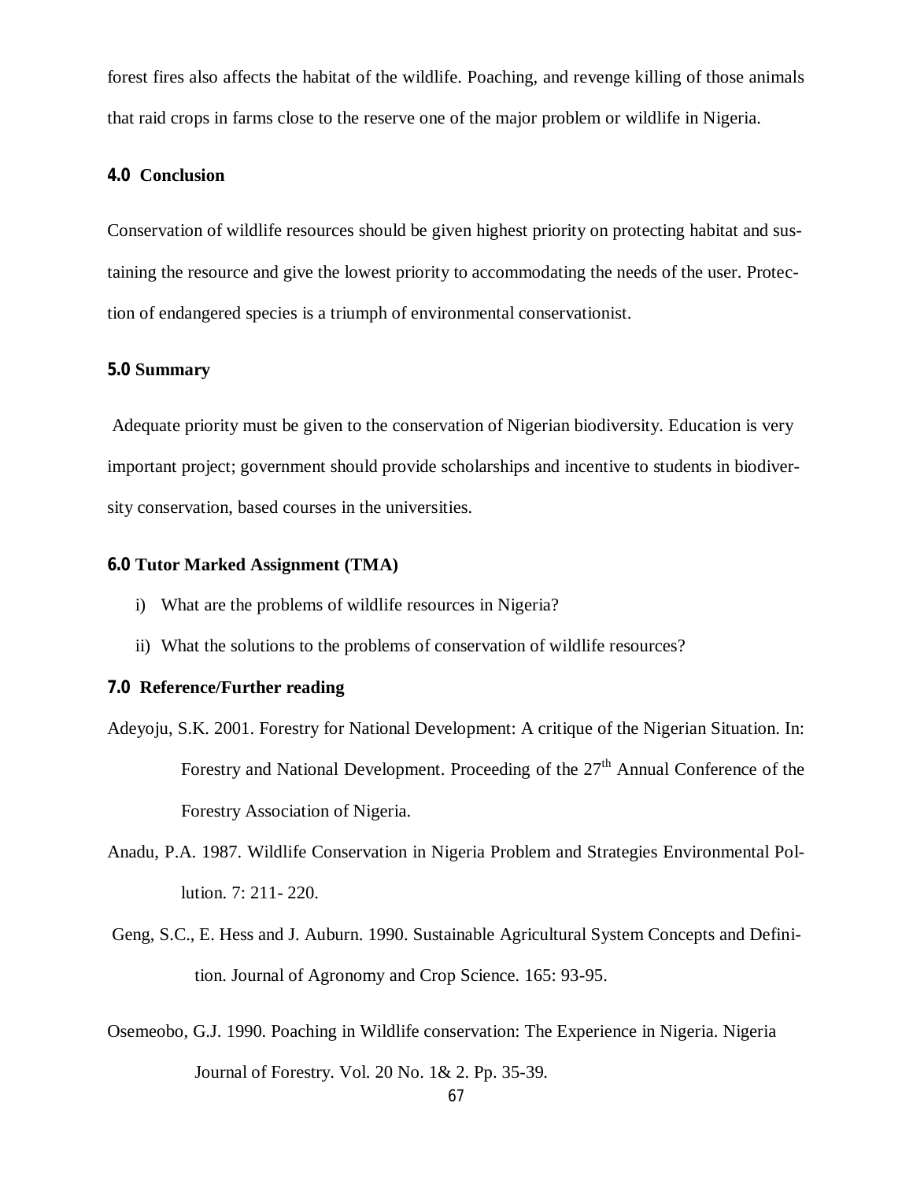forest fires also affects the habitat of the wildlife. Poaching, and revenge killing of those animals that raid crops in farms close to the reserve one of the major problem or wildlife in Nigeria.

## 4.0 Conclusion

Conservation of wildlife resources should be given highest priority on protecting habitat and sustaining the resource and give the lowest priority to accommodating the needs of the user. Protection of endangered species is a triumph of environmental conservationist.

## 5.0 Summary

Adequate priority must be given to the conservation of Nigerian biodiversity. Education is very important project; government should provide scholarships and incentive to students in biodiversity conservation, based courses in the universities.

## 6.0 Tutor Marked Assignment (TMA)

i) What are the problems of wildlife resources in Nigeria?

ii) What the solutions to the problems of conservation of wildlife resources?

## 7.0 Reference/Further reading

Adeyoju, S.K. 2001. Forestry for National Development: A critique of the Nigerian Situation. In: Forestry and National Development. Proceeding of the 27th Annual Conference of the Forestry Association of Nigeria.

Anadu, P.A. 1987. Wildlife Conservation in Nigeria Problem and Strategies Environmental Pollution. 7: 211- 220.

Geng, S.C., E. Hess and J. Auburn. 1990. Sustainable Agricultural System Concepts and Definition. Journal of Agronomy and Crop Science. 165: 93-95.

Osemeobo, G.J. 1990. Poaching in Wildlife conservation: The Experience in Nigeria. Nigeria Journal of Forestry. Vol. 20 No. 1& 2. Pp. 35-39.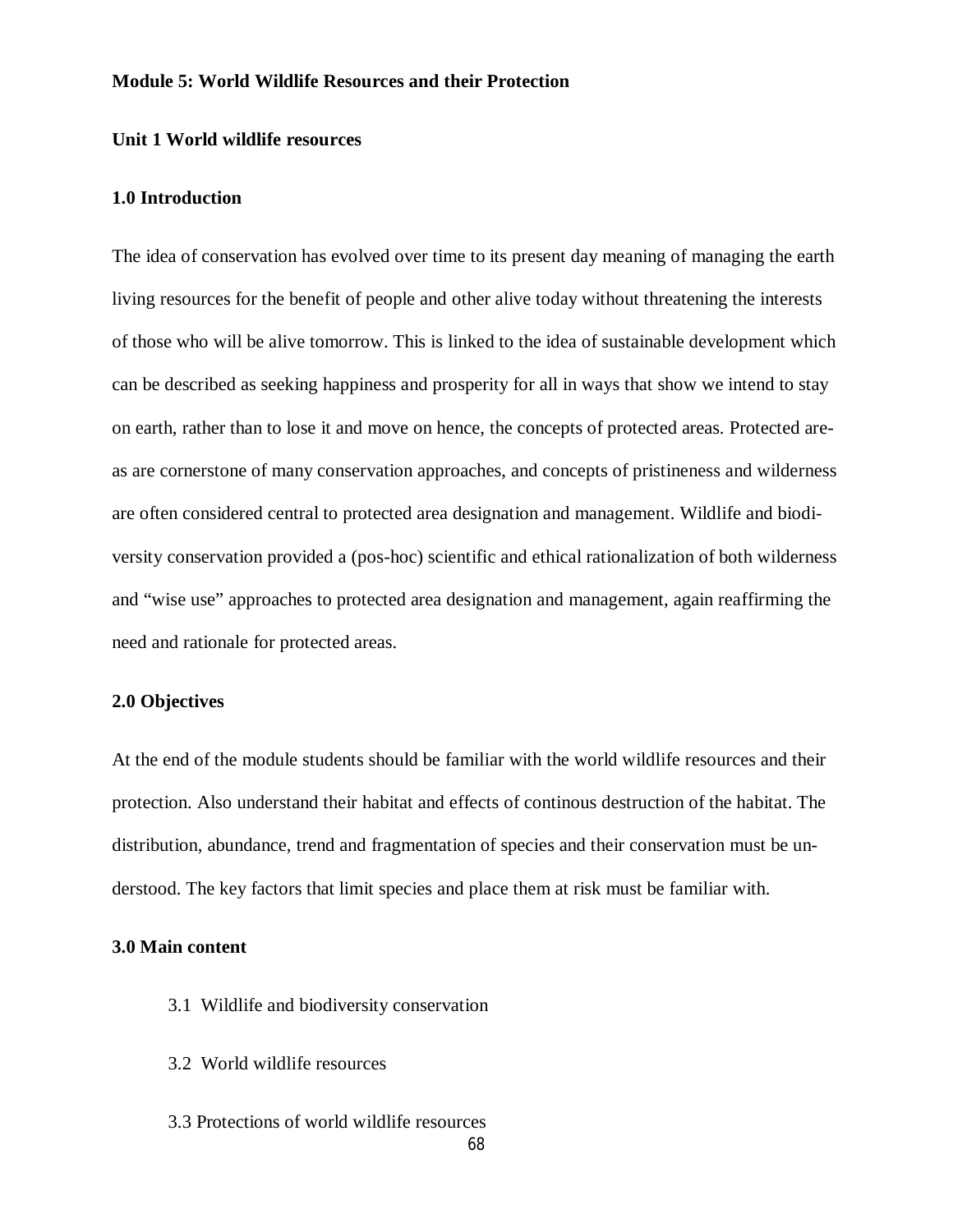**Module 5: World Wildlife Resources and their Protection**

**Unit 1 World wildlife resources**

**1.0 Introduction**

The idea of conservation has evolved over time to its present day meaning of managing the earth living resources for the benefit of people and other alive today without threatening the interests of those who will be alive tomorrow. This is linked to the idea of sustainable development which can be described as seeking happiness and prosperity for all in ways that show we intend to stay on earth, rather than to lose it and move on hence, the concepts of protected areas. Protected areas are cornerstone of many conservation approaches, and concepts of pristineness and wilderness are often considered central to protected area designation and management. Wildlife and biodiversity conservation provided a (pos-hoc) scientific and ethical rationalization of both wilderness and "wise use" approaches to protected area designation and management, again reaffirming the need and rationale for protected areas.

**2.0 Objectives**

At the end of the module students should be familiar with the world wildlife resources and their protection. Also understand their habitat and effects of continous destruction of the habitat. The distribution, abundance, trend and fragmentation of species and their conservation must be understood. The key factors that limit species and place them at risk must be familiar with.

**3.0 Main content**

3.1 Wildlife and biodiversity conservation

3.2 World wildlife resources

3.3 Protections of world wildlife resources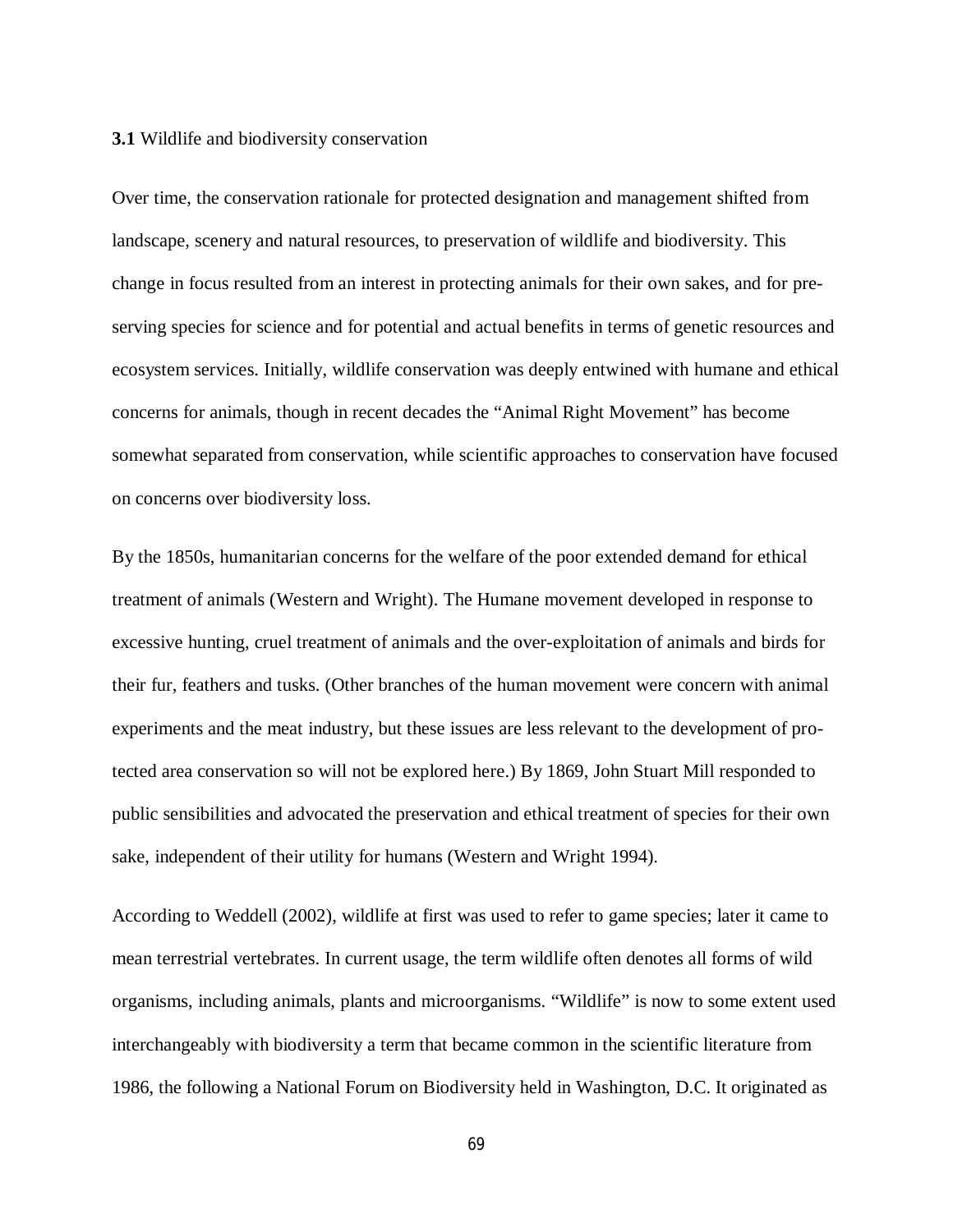**3.1** Wildlife and biodiversity conservation

Over time, the conservation rationale for protected designation and management shifted from landscape, scenery and natural resources, to preservation of wildlife and biodiversity. This change in focus resulted from an interest in protecting animals for their own sakes, and for pre-serving species for science and for potential and actual benefits in terms of genetic resources and ecosystem services. Initially, wildlife conservation was deeply entwined with humane and ethical concerns for animals, though in recent decades the "Animal Right Movement" has become somewhat separated from conservation, while scientific approaches to conservation have focused on concerns over biodiversity loss.

By the 1850s, humanitarian concerns for the welfare of the poor extended demand for ethical treatment of animals (Western and Wright). The Humane movement developed in response to excessive hunting, cruel treatment of animals and the over-exploitation of animals and birds for their fur, feathers and tusks. (Other branches of the human movement were concern with animal experiments and the meat industry, but these issues are less relevant to the development of pro-tected area conservation so will not be explored here.) By 1869, John Stuart Mill responded to public sensibilities and advocated the preservation and ethical treatment of species for their own sake, independent of their utility for humans (Western and Wright 1994).

According to Weddell (2002), wildlife at first was used to refer to game species; later it came to mean terrestrial vertebrates. In current usage, the term wildlife often denotes all forms of wild organisms, including animals, plants and microorganisms. "Wildlife" is now to some extent used interchangeably with biodiversity a term that became common in the scientific literature from 1986, the following a National Forum on Biodiversity held in Washington, D.C. It originated as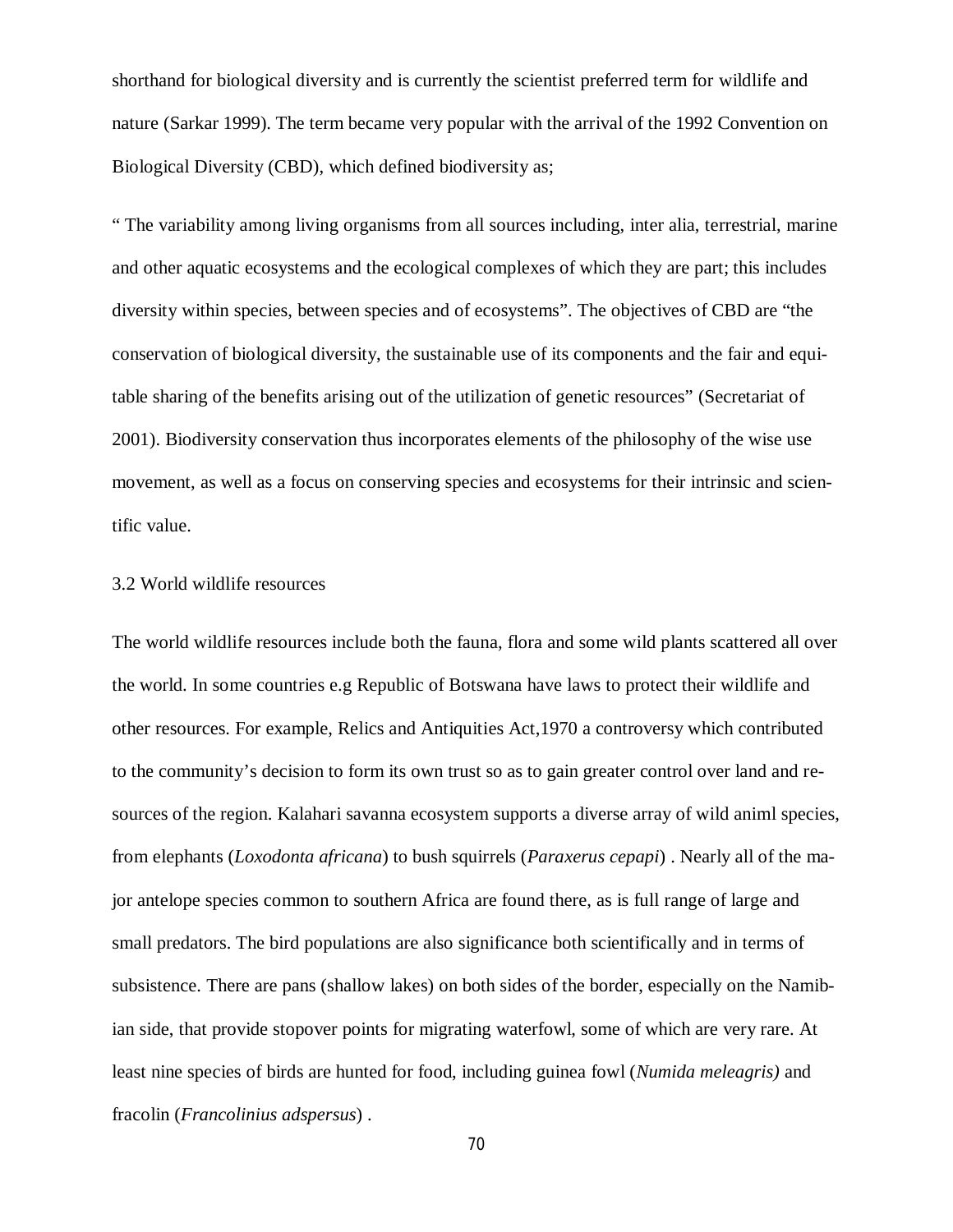shorthand for biological diversity and is currently the scientist preferred term for wildlife and nature (Sarkar 1999). The term became very popular with the arrival of the 1992 Convention on Biological Diversity (CBD), which defined biodiversity as;

" The variability among living organisms from all sources including, inter alia, terrestrial, marine and other aquatic ecosystems and the ecological complexes of which they are part; this includes diversity within species, between species and of ecosystems". The objectives of CBD are "the conservation of biological diversity, the sustainable use of its components and the fair and equitable sharing of the benefits arising out of the utilization of genetic resources" (Secretariat of 2001). Biodiversity conservation thus incorporates elements of the philosophy of the wise use movement, as well as a focus on conserving species and ecosystems for their intrinsic and scientific value.

### 3.2 World wildlife resources

The world wildlife resources include both the fauna, flora and some wild plants scattered all over the world. In some countries e.g Republic of Botswana have laws to protect their wildlife and other resources. For example, Relics and Antiquities Act,1970 a controversy which contributed to the community's decision to form its own trust so as to gain greater control over land and resources of the region. Kalahari savanna ecosystem supports a diverse array of wild animl species, from elephants (*Loxodonta africana*) to bush squirrels (*Paraxerus cepapi*) . Nearly all of the major antelope species common to southern Africa are found there, as is full range of large and small predators. The bird populations are also significance both scientifically and in terms of subsistence. There are pans (shallow lakes) on both sides of the border, especially on the Namibian side, that provide stopover points for migrating waterfowl, some of which are very rare. At least nine species of birds are hunted for food, including guinea fowl (*Numida meleagris)* and fracolin (*Francolinius adspersus*) .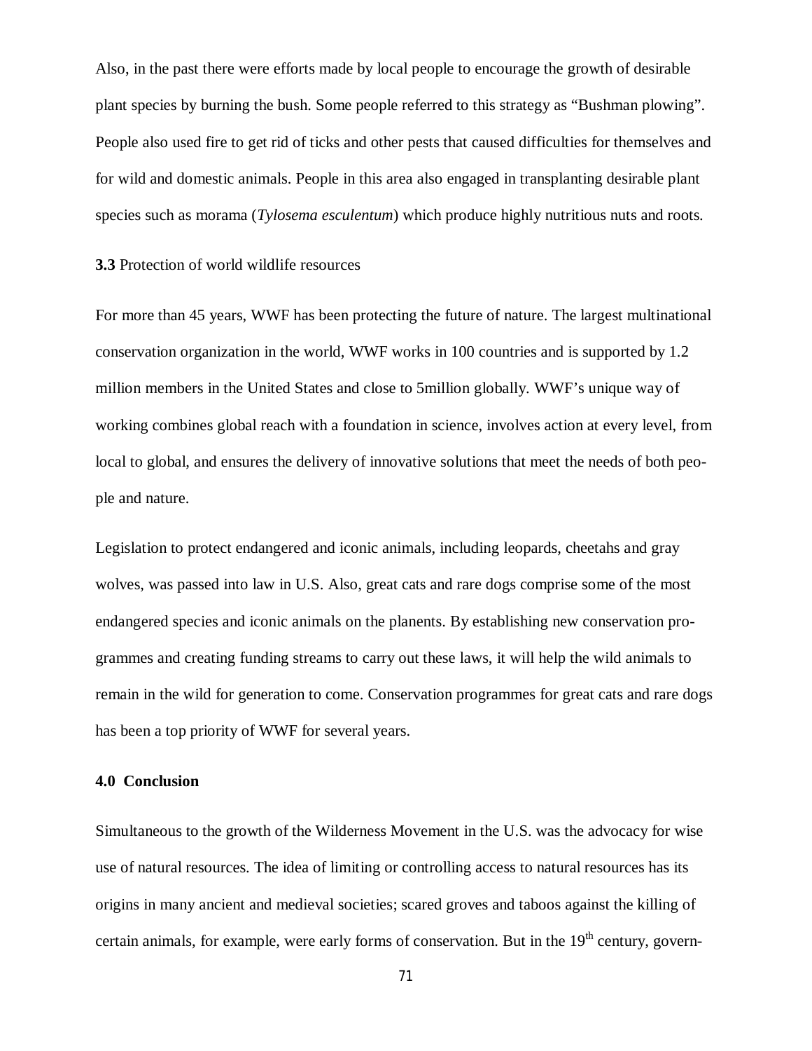Also, in the past there were efforts made by local people to encourage the growth of desirable plant species by burning the bush. Some people referred to this strategy as "Bushman plowing". People also used fire to get rid of ticks and other pests that caused difficulties for themselves and for wild and domestic animals. People in this area also engaged in transplanting desirable plant species such as morama (*Tylosema esculentum*) which produce highly nutritious nuts and roots.

**3.3** Protection of world wildlife resources

For more than 45 years, WWF has been protecting the future of nature. The largest multinational conservation organization in the world, WWF works in 100 countries and is supported by 1.2 million members in the United States and close to 5million globally. WWF's unique way of working combines global reach with a foundation in science, involves action at every level, from local to global, and ensures the delivery of innovative solutions that meet the needs of both people and nature.

Legislation to protect endangered and iconic animals, including leopards, cheetahs and gray wolves, was passed into law in U.S. Also, great cats and rare dogs comprise some of the most endangered species and iconic animals on the planents. By establishing new conservation programmes and creating funding streams to carry out these laws, it will help the wild animals to remain in the wild for generation to come. Conservation programmes for great cats and rare dogs has been a top priority of WWF for several years.

## 4.0 Conclusion

Simultaneous to the growth of the Wilderness Movement in the U.S. was the advocacy for wise use of natural resources. The idea of limiting or controlling access to natural resources has its origins in many ancient and medieval societies; scared groves and taboos against the killing of certain animals, for example, were early forms of conservation. But in the 19$^{th}$ century, govern-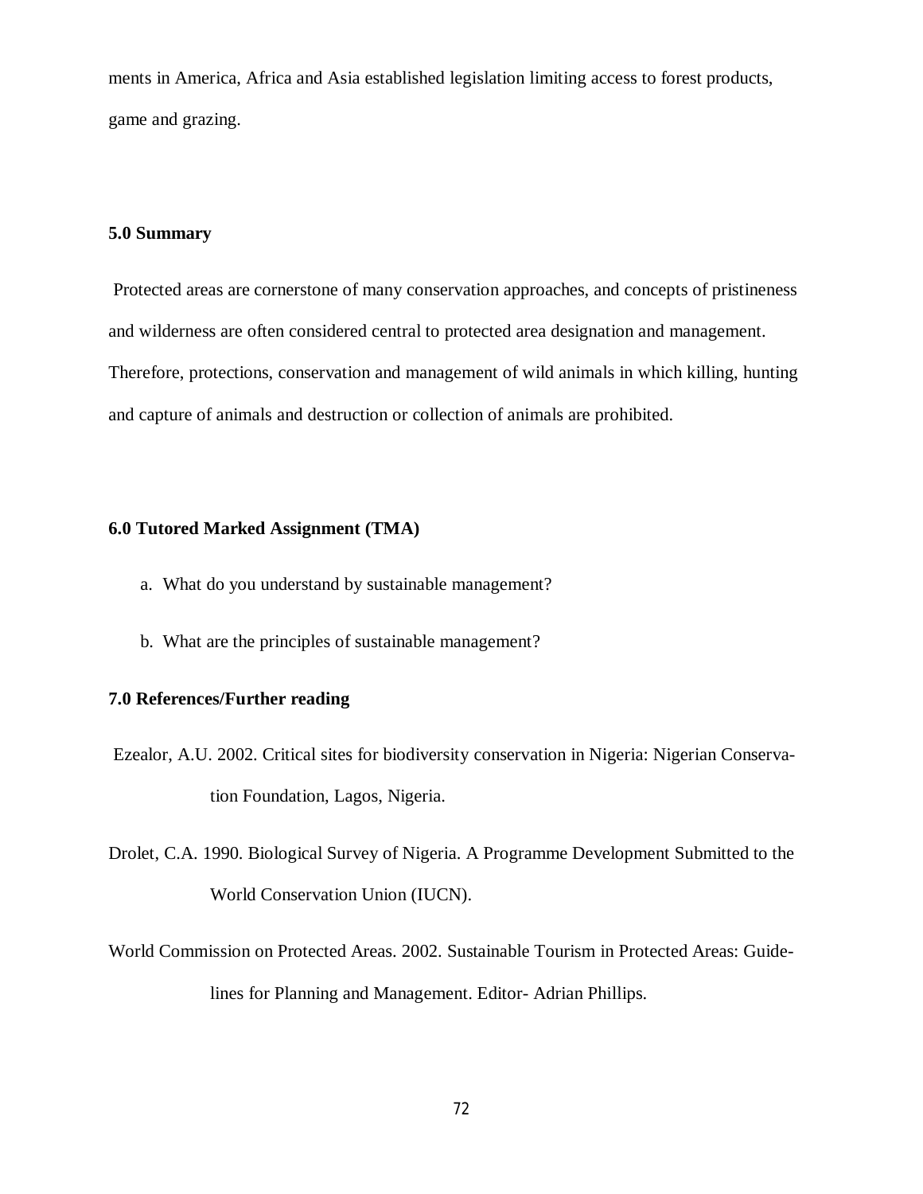ments in America, Africa and Asia established legislation limiting access to forest products, game and grazing.

## 5.0 Summary

Protected areas are cornerstone of many conservation approaches, and concepts of pristineness and wilderness are often considered central to protected area designation and management. Therefore, protections, conservation and management of wild animals in which killing, hunting and capture of animals and destruction or collection of animals are prohibited.

## 6.0 Tutored Marked Assignment (TMA)

a. What do you understand by sustainable management?

b. What are the principles of sustainable management?

## 7.0 References/Further reading

Ezealor, A.U. 2002. Critical sites for biodiversity conservation in Nigeria: Nigerian Conservation Foundation, Lagos, Nigeria.

Drolet, C.A. 1990. Biological Survey of Nigeria. A Programme Development Submitted to the World Conservation Union (IUCN).

World Commission on Protected Areas. 2002. Sustainable Tourism in Protected Areas: Guidelines for Planning and Management. Editor- Adrian Phillips.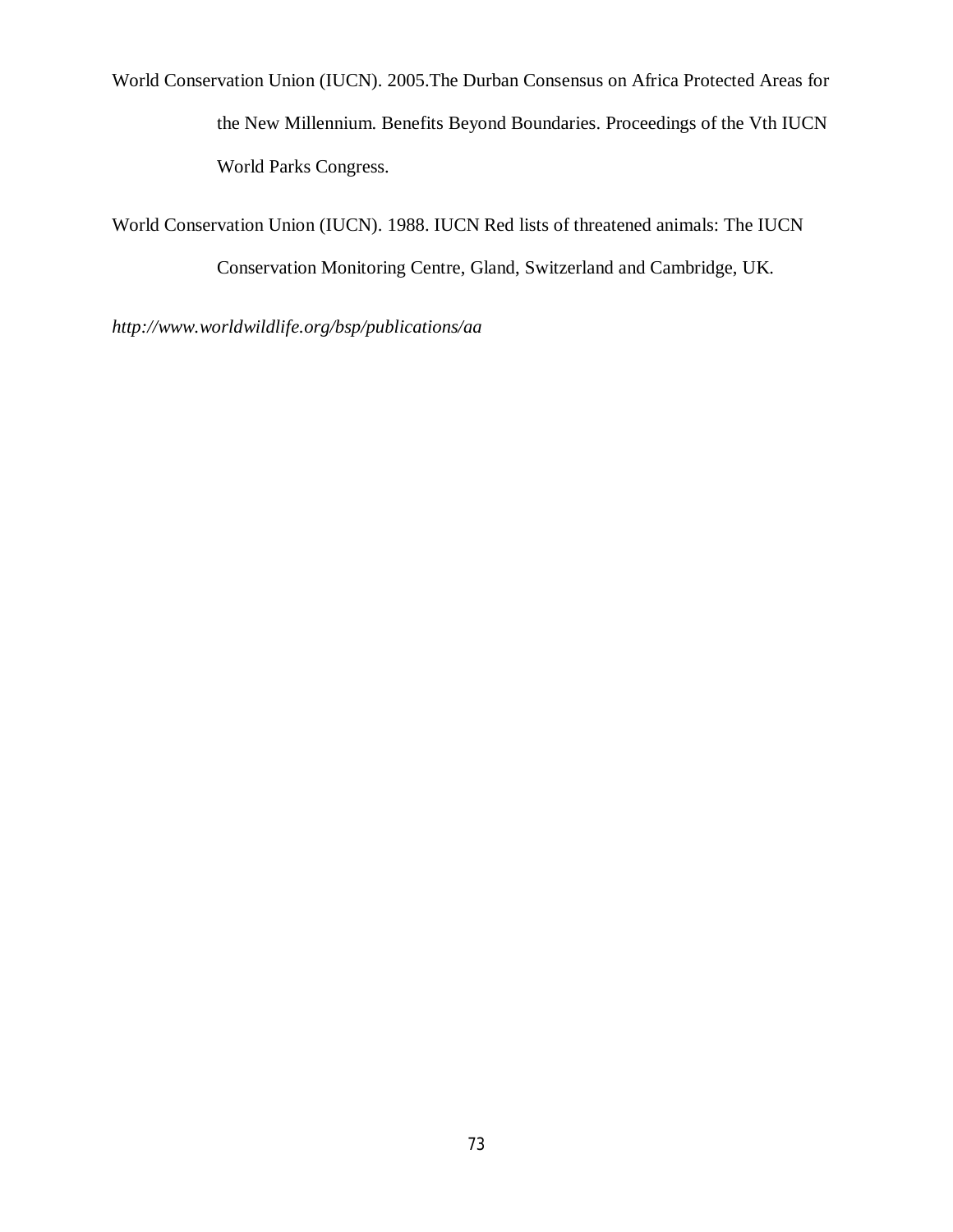World Conservation Union (IUCN). 2005.The Durban Consensus on Africa Protected Areas for the New Millennium. Benefits Beyond Boundaries. Proceedings of the Vth IUCN World Parks Congress.

World Conservation Union (IUCN). 1988. IUCN Red lists of threatened animals: The IUCN Conservation Monitoring Centre, Gland, Switzerland and Cambridge, UK.

*http://www.worldwildlife.org/bsp/publications/aa*